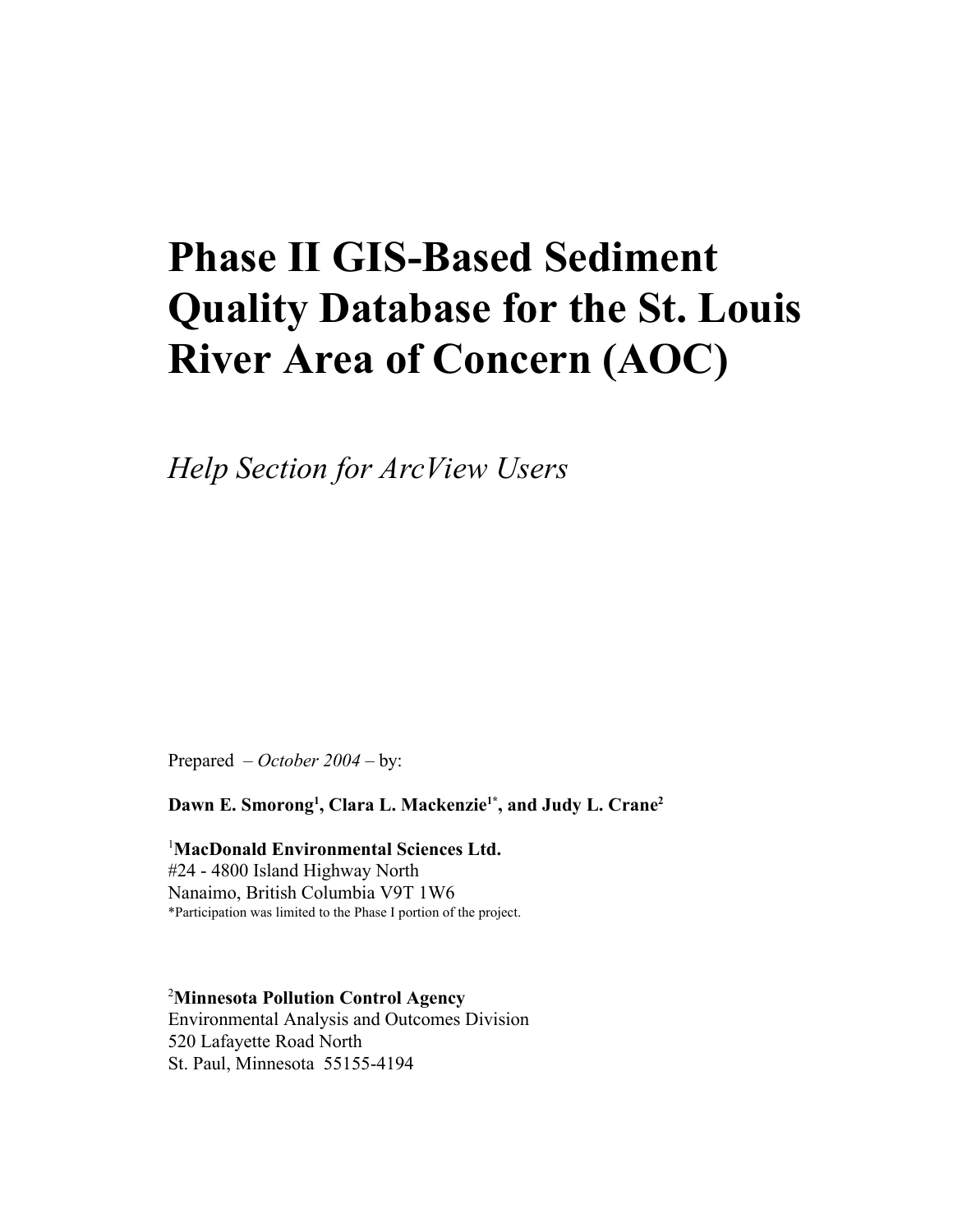# Phase II GIS-Based Sediment Quality Database for the St. Louis River Area of Concern (AOC)

*Help Section for ArcView Users*

Prepared – *October 2004* – by:

**Dawn E. Smorong[1], Clara L. Mackenzie[1*], and Judy L. Crane[2]**

[1]**MacDonald Environmental Sciences Ltd.**
#24 - 4800 Island Highway North
Nanaimo, British Columbia V9T 1W6
*Participation was limited to the Phase I portion of the project.

[2]**Minnesota Pollution Control Agency**
Environmental Analysis and Outcomes Division
520 Lafayette Road North
St. Paul, Minnesota 55155-4194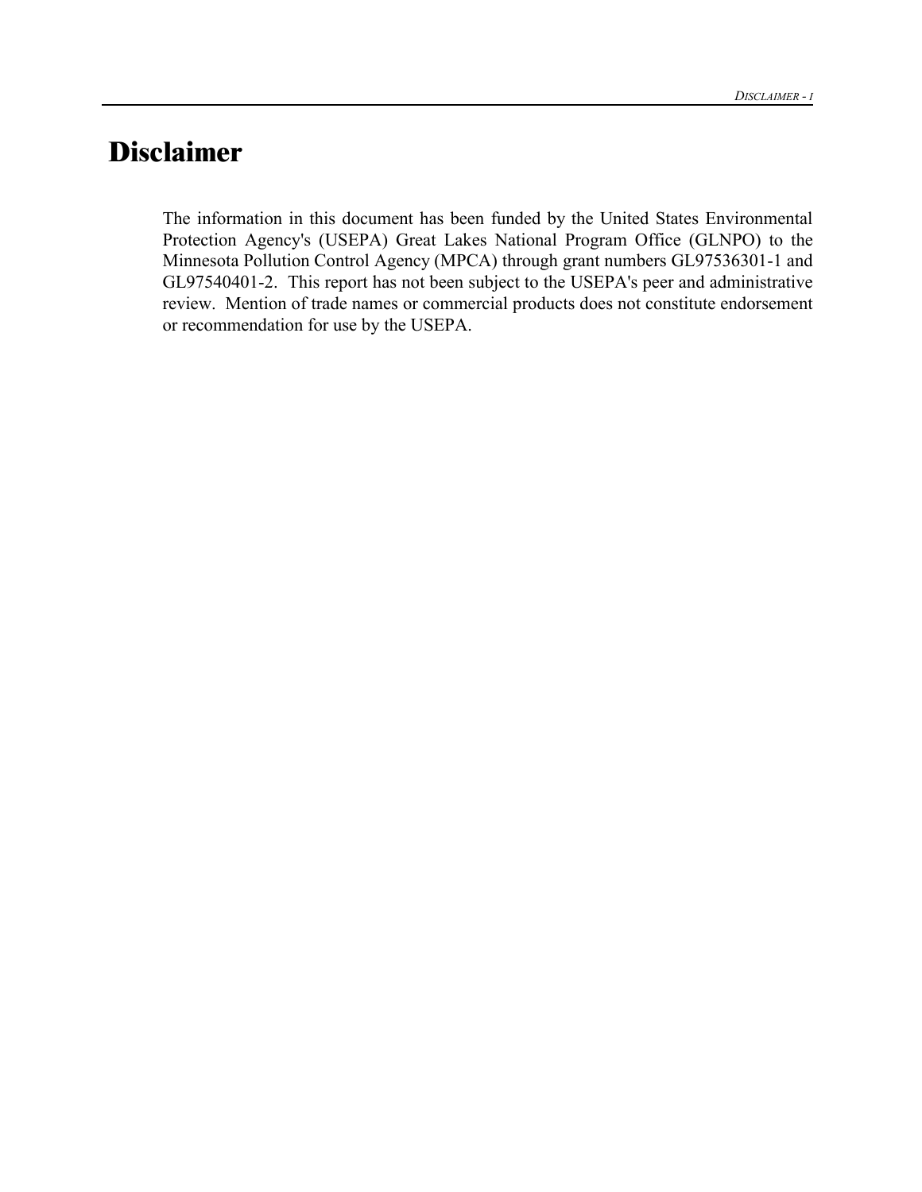# Disclaimer

The information in this document has been funded by the United States Environmental Protection Agency's (USEPA) Great Lakes National Program Office (GLNPO) to the Minnesota Pollution Control Agency (MPCA) through grant numbers GL97536301-1 and GL97540401-2. This report has not been subject to the USEPA's peer and administrative review. Mention of trade names or commercial products does not constitute endorsement or recommendation for use by the USEPA.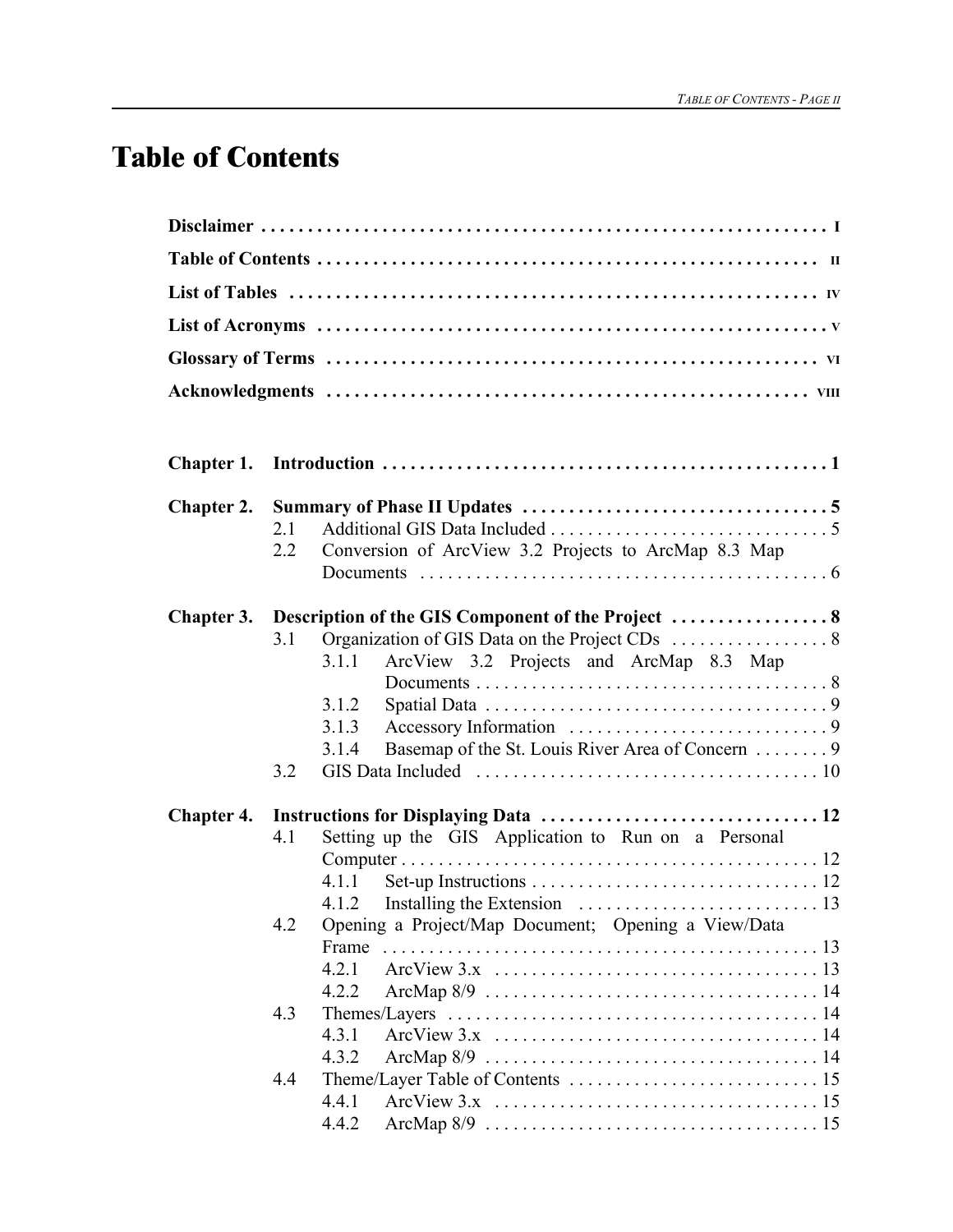# Table of Contents

**Disclaimer** . . . . . . . . . . . . . . . . . . . . . . . . . . . . . . . . . . . . . . . . . . . . . . . . . . . . . . . . . . . . . . . **I**

**Table of Contents** . . . . . . . . . . . . . . . . . . . . . . . . . . . . . . . . . . . . . . . . . . . . . . . . . . . . . . . . **II**

**List of Tables** . . . . . . . . . . . . . . . . . . . . . . . . . . . . . . . . . . . . . . . . . . . . . . . . . . . . . . . . . . . **IV**

**List of Acronyms** . . . . . . . . . . . . . . . . . . . . . . . . . . . . . . . . . . . . . . . . . . . . . . . . . . . . . . . . **V**

**Glossary of Terms** . . . . . . . . . . . . . . . . . . . . . . . . . . . . . . . . . . . . . . . . . . . . . . . . . . . . . . **VI**

**Acknowledgments** . . . . . . . . . . . . . . . . . . . . . . . . . . . . . . . . . . . . . . . . . . . . . . . . . . . . . . **VIII**

**Chapter 1. Introduction** . . . . . . . . . . . . . . . . . . . . . . . . . . . . . . . . . . . . . . . . . . . . . . . . . **1**

**Chapter 2. Summary of Phase II Updates** . . . . . . . . . . . . . . . . . . . . . . . . . . . . . . . . . . **5**
- 2.1 Additional GIS Data Included . . . . . . . . . . . . . . . . . . . . . . . . . . . . . . . 5
- 2.2 Conversion of ArcView 3.2 Projects to ArcMap 8.3 Map Documents . . . . . . . . . . . . . . . . . . . . . . . . . . . . . . . . . . . . . . . . . . . . 6

**Chapter 3. Description of the GIS Component of the Project** . . . . . . . . . . . . . . . . . **8**
- 3.1 Organization of GIS Data on the Project CDs . . . . . . . . . . . . . . . . . 8
  - 3.1.1 ArcView 3.2 Projects and ArcMap 8.3 Map Documents . . . . . . . . . . . . . . . . . . . . . . . . . . . . . . . . . . . . . . 8
  - 3.1.2 Spatial Data . . . . . . . . . . . . . . . . . . . . . . . . . . . . . . . . . . . . . 9
  - 3.1.3 Accessory Information . . . . . . . . . . . . . . . . . . . . . . . . . . . . 9
  - 3.1.4 Basemap of the St. Louis River Area of Concern . . . . . . . . 9
- 3.2 GIS Data Included . . . . . . . . . . . . . . . . . . . . . . . . . . . . . . . . . . . . . 10

**Chapter 4. Instructions for Displaying Data** . . . . . . . . . . . . . . . . . . . . . . . . . . . . . . **12**
- 4.1 Setting up the GIS Application to Run on a Personal Computer . . . . . . . . . . . . . . . . . . . . . . . . . . . . . . . . . . . . . . . . . . . . . 12
  - 4.1.1 Set-up Instructions . . . . . . . . . . . . . . . . . . . . . . . . . . . . . . . 12
  - 4.1.2 Installing the Extension . . . . . . . . . . . . . . . . . . . . . . . . . . 13
- 4.2 Opening a Project/Map Document; Opening a View/Data Frame . . . . . . . . . . . . . . . . . . . . . . . . . . . . . . . . . . . . . . . . . . . . . . . 13
  - 4.2.1 ArcView 3.x . . . . . . . . . . . . . . . . . . . . . . . . . . . . . . . . . . . 13
  - 4.2.2 ArcMap 8/9 . . . . . . . . . . . . . . . . . . . . . . . . . . . . . . . . . . . 14
- 4.3 Themes/Layers . . . . . . . . . . . . . . . . . . . . . . . . . . . . . . . . . . . . . . . . 14
  - 4.3.1 ArcView 3.x . . . . . . . . . . . . . . . . . . . . . . . . . . . . . . . . . . . 14
  - 4.3.2 ArcMap 8/9 . . . . . . . . . . . . . . . . . . . . . . . . . . . . . . . . . . . 14
- 4.4 Theme/Layer Table of Contents . . . . . . . . . . . . . . . . . . . . . . . . . . . 15
  - 4.4.1 ArcView 3.x . . . . . . . . . . . . . . . . . . . . . . . . . . . . . . . . . . . 15
  - 4.4.2 ArcMap 8/9 . . . . . . . . . . . . . . . . . . . . . . . . . . . . . . . . . . . 15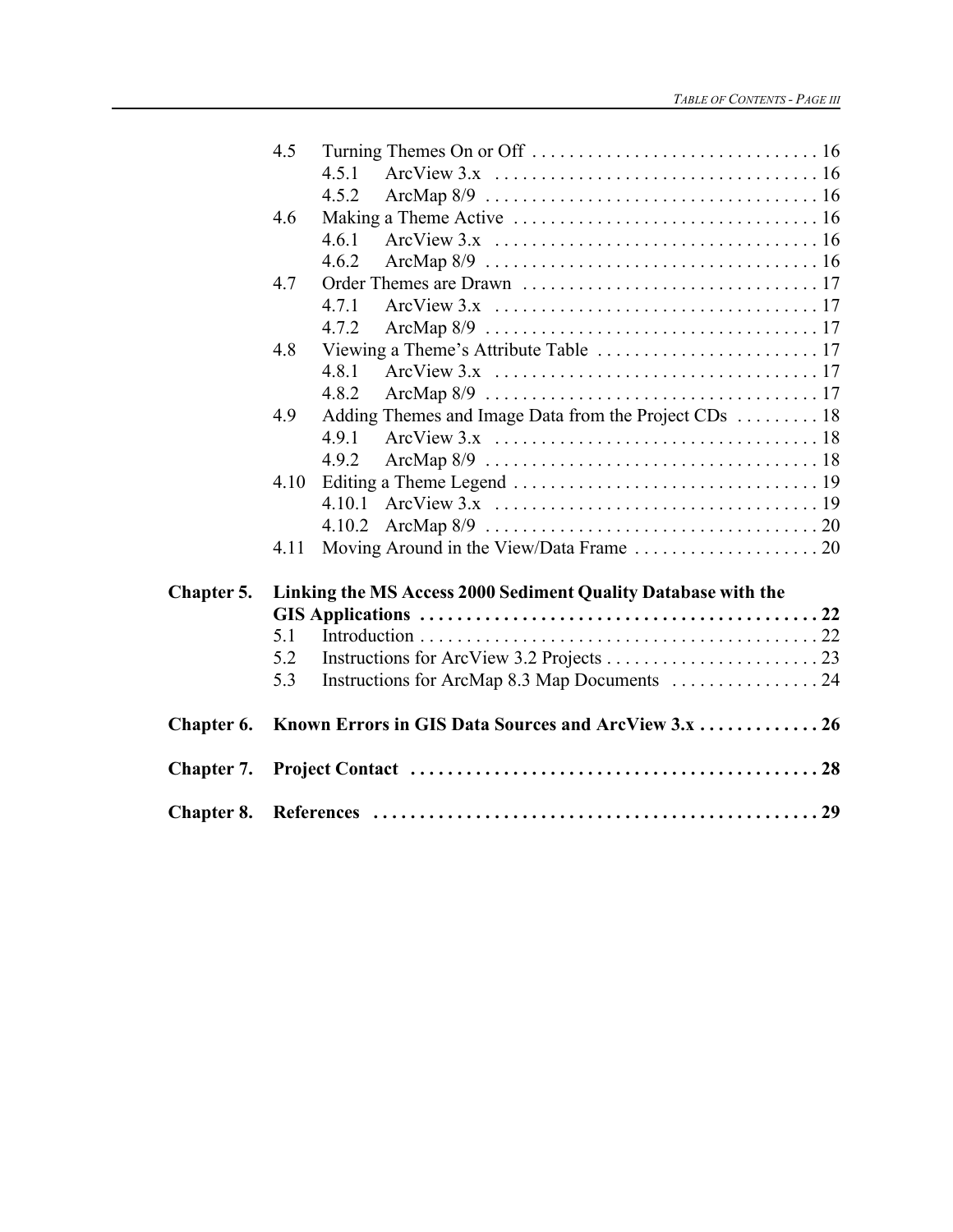- 4.5 Turning Themes On or Off . . . . . . . . . . . . . . . . . . . . . . . . . . . . . . 16
  - 4.5.1 ArcView 3.x . . . . . . . . . . . . . . . . . . . . . . . . . . . . . . . . . . 16
  - 4.5.2 ArcMap 8/9 . . . . . . . . . . . . . . . . . . . . . . . . . . . . . . . . . . 16
- 4.6 Making a Theme Active . . . . . . . . . . . . . . . . . . . . . . . . . . . . . . . . 16
  - 4.6.1 ArcView 3.x . . . . . . . . . . . . . . . . . . . . . . . . . . . . . . . . . . 16
  - 4.6.2 ArcMap 8/9 . . . . . . . . . . . . . . . . . . . . . . . . . . . . . . . . . . 16
- 4.7 Order Themes are Drawn . . . . . . . . . . . . . . . . . . . . . . . . . . . . . . . 17
  - 4.7.1 ArcView 3.x . . . . . . . . . . . . . . . . . . . . . . . . . . . . . . . . . . 17
  - 4.7.2 ArcMap 8/9 . . . . . . . . . . . . . . . . . . . . . . . . . . . . . . . . . . 17
- 4.8 Viewing a Theme's Attribute Table . . . . . . . . . . . . . . . . . . . . . . . . 17
  - 4.8.1 ArcView 3.x . . . . . . . . . . . . . . . . . . . . . . . . . . . . . . . . . . 17
  - 4.8.2 ArcMap 8/9 . . . . . . . . . . . . . . . . . . . . . . . . . . . . . . . . . . 17
- 4.9 Adding Themes and Image Data from the Project CDs . . . . . . . . . 18
  - 4.9.1 ArcView 3.x . . . . . . . . . . . . . . . . . . . . . . . . . . . . . . . . . . 18
  - 4.9.2 ArcMap 8/9 . . . . . . . . . . . . . . . . . . . . . . . . . . . . . . . . . . 18
- 4.10 Editing a Theme Legend . . . . . . . . . . . . . . . . . . . . . . . . . . . . . . . . 19
  - 4.10.1 ArcView 3.x . . . . . . . . . . . . . . . . . . . . . . . . . . . . . . . . . . 19
  - 4.10.2 ArcMap 8/9 . . . . . . . . . . . . . . . . . . . . . . . . . . . . . . . . . . 20
- 4.11 Moving Around in the View/Data Frame . . . . . . . . . . . . . . . . . . . . 20

**Chapter 5. Linking the MS Access 2000 Sediment Quality Database with the GIS Applications . . . . . . . . . . . . . . . . . . . . . . . . . . . . . . . . . . . . . . . . . . 22**

- 5.1 Introduction . . . . . . . . . . . . . . . . . . . . . . . . . . . . . . . . . . . . . . . . . . 22
- 5.2 Instructions for ArcView 3.2 Projects . . . . . . . . . . . . . . . . . . . . . . . 23
- 5.3 Instructions for ArcMap 8.3 Map Documents . . . . . . . . . . . . . . . . 24

**Chapter 6. Known Errors in GIS Data Sources and ArcView 3.x . . . . . . . . . . . . . 26**

**Chapter 7. Project Contact . . . . . . . . . . . . . . . . . . . . . . . . . . . . . . . . . . . . . . . . . . . . 28**

**Chapter 8. References . . . . . . . . . . . . . . . . . . . . . . . . . . . . . . . . . . . . . . . . . . . . . . . . 29**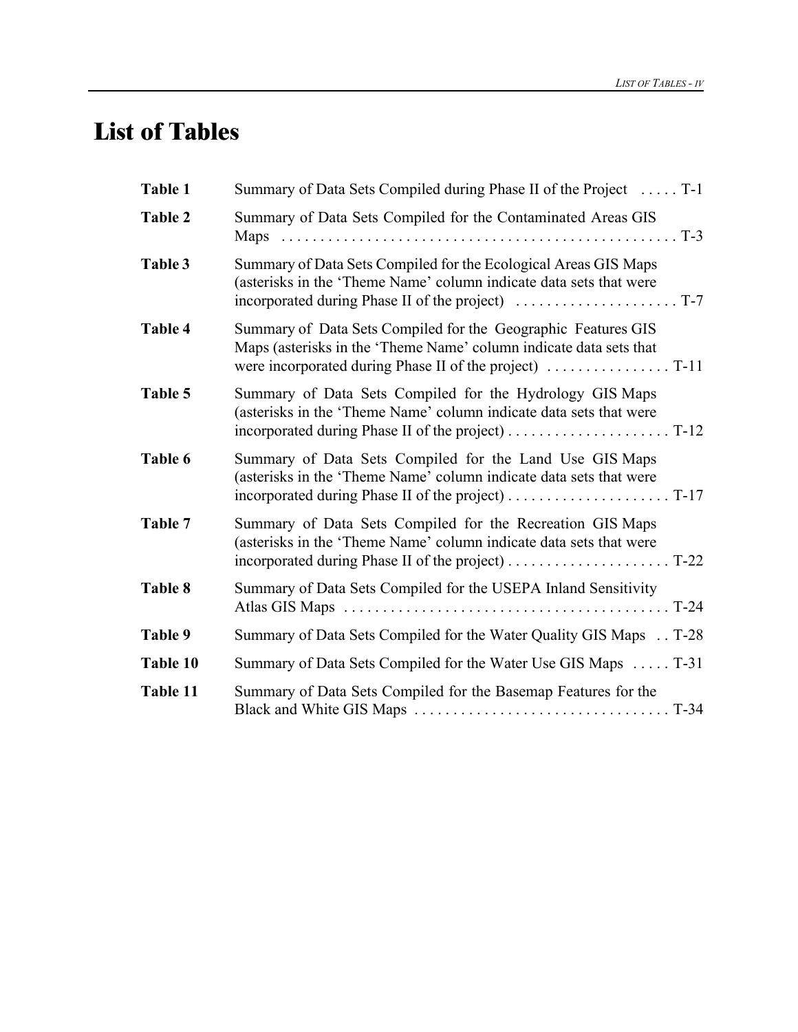# List of Tables

| | | |
|---|---|---|
| **Table 1** | Summary of Data Sets Compiled during Phase II of the Project | T-1 |
| **Table 2** | Summary of Data Sets Compiled for the Contaminated Areas GIS Maps | T-3 |
| **Table 3** | Summary of Data Sets Compiled for the Ecological Areas GIS Maps (asterisks in the 'Theme Name' column indicate data sets that were incorporated during Phase II of the project) | T-7 |
| **Table 4** | Summary of Data Sets Compiled for the Geographic Features GIS Maps (asterisks in the 'Theme Name' column indicate data sets that were incorporated during Phase II of the project) | T-11 |
| **Table 5** | Summary of Data Sets Compiled for the Hydrology GIS Maps (asterisks in the 'Theme Name' column indicate data sets that were incorporated during Phase II of the project) | T-12 |
| **Table 6** | Summary of Data Sets Compiled for the Land Use GIS Maps (asterisks in the 'Theme Name' column indicate data sets that were incorporated during Phase II of the project) | T-17 |
| **Table 7** | Summary of Data Sets Compiled for the Recreation GIS Maps (asterisks in the 'Theme Name' column indicate data sets that were incorporated during Phase II of the project) | T-22 |
| **Table 8** | Summary of Data Sets Compiled for the USEPA Inland Sensitivity Atlas GIS Maps | T-24 |
| **Table 9** | Summary of Data Sets Compiled for the Water Quality GIS Maps | T-28 |
| **Table 10** | Summary of Data Sets Compiled for the Water Use GIS Maps | T-31 |
| **Table 11** | Summary of Data Sets Compiled for the Basemap Features for the Black and White GIS Maps | T-34 |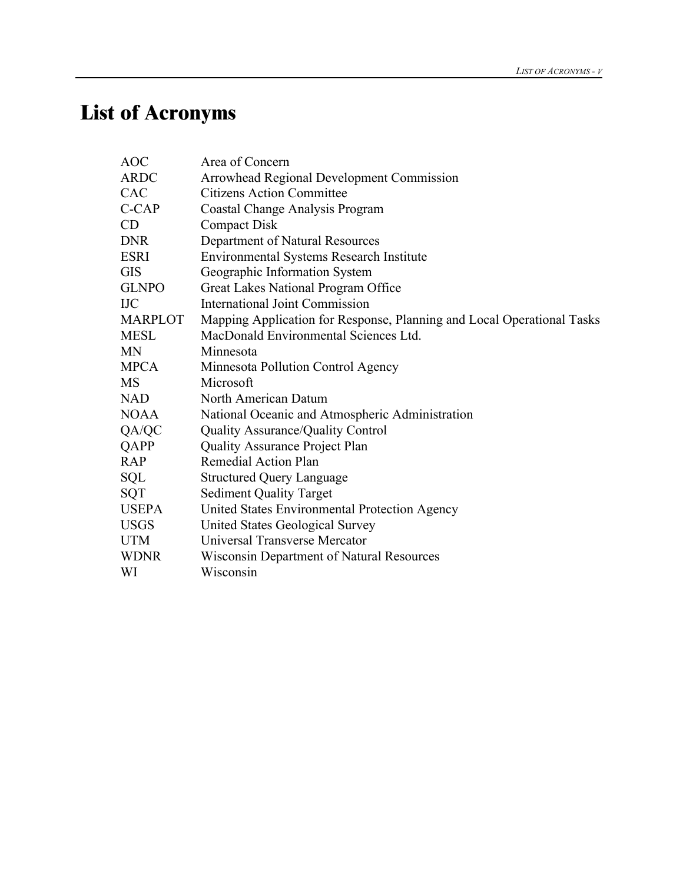# List of Acronyms

| | |
|---|---|
| AOC | Area of Concern |
| ARDC | Arrowhead Regional Development Commission |
| CAC | Citizens Action Committee |
| C-CAP | Coastal Change Analysis Program |
| CD | Compact Disk |
| DNR | Department of Natural Resources |
| ESRI | Environmental Systems Research Institute |
| GIS | Geographic Information System |
| GLNPO | Great Lakes National Program Office |
| IJC | International Joint Commission |
| MARPLOT | Mapping Application for Response, Planning and Local Operational Tasks |
| MESL | MacDonald Environmental Sciences Ltd. |
| MN | Minnesota |
| MPCA | Minnesota Pollution Control Agency |
| MS | Microsoft |
| NAD | North American Datum |
| NOAA | National Oceanic and Atmospheric Administration |
| QA/QC | Quality Assurance/Quality Control |
| QAPP | Quality Assurance Project Plan |
| RAP | Remedial Action Plan |
| SQL | Structured Query Language |
| SQT | Sediment Quality Target |
| USEPA | United States Environmental Protection Agency |
| USGS | United States Geological Survey |
| UTM | Universal Transverse Mercator |
| WDNR | Wisconsin Department of Natural Resources |
| WI | Wisconsin |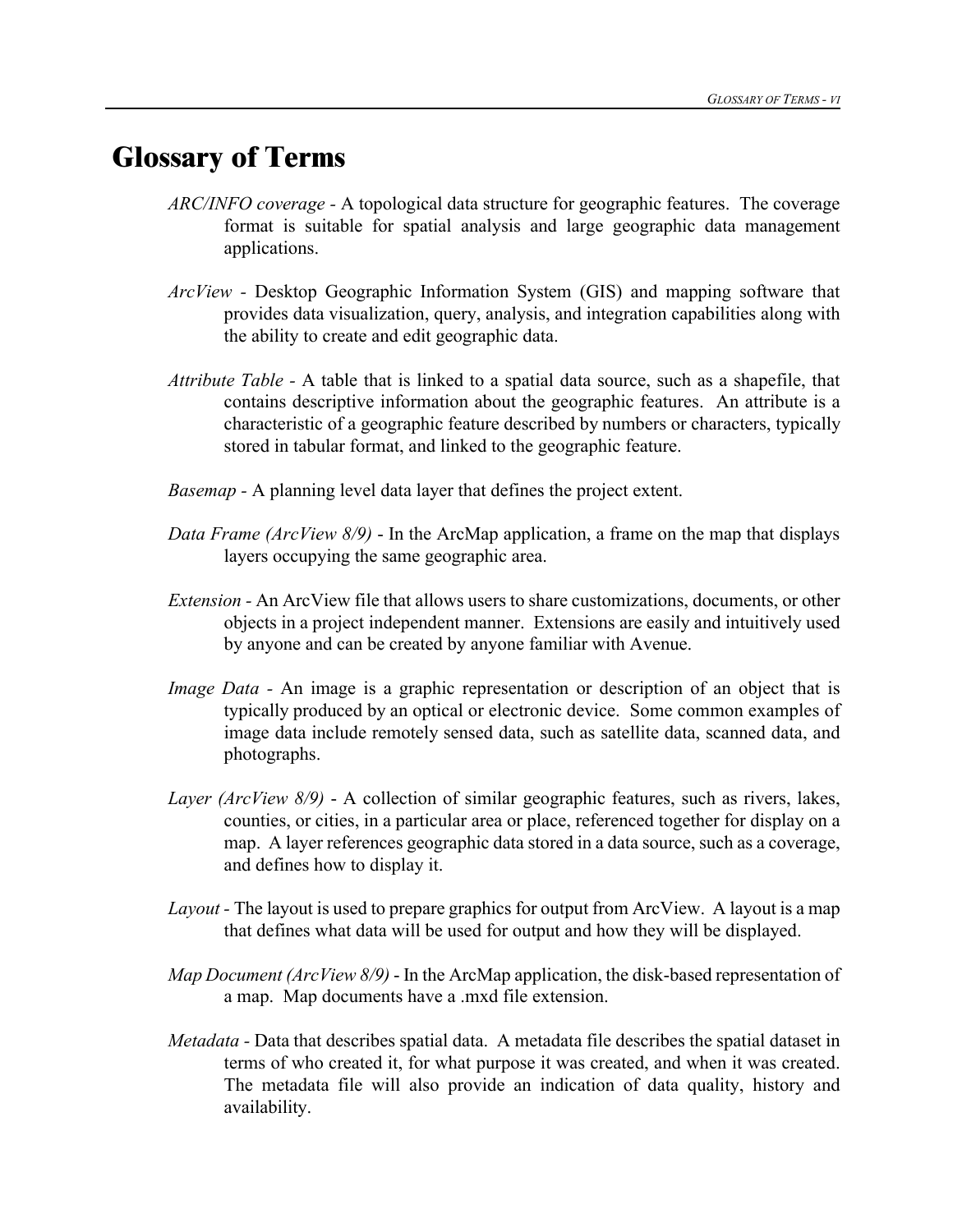# Glossary of Terms

*ARC/INFO coverage* - A topological data structure for geographic features. The coverage format is suitable for spatial analysis and large geographic data management applications.

*ArcView* - Desktop Geographic Information System (GIS) and mapping software that provides data visualization, query, analysis, and integration capabilities along with the ability to create and edit geographic data.

*Attribute Table* - A table that is linked to a spatial data source, such as a shapefile, that contains descriptive information about the geographic features. An attribute is a characteristic of a geographic feature described by numbers or characters, typically stored in tabular format, and linked to the geographic feature.

*Basemap* - A planning level data layer that defines the project extent.

*Data Frame (ArcView 8/9)* - In the ArcMap application, a frame on the map that displays layers occupying the same geographic area.

*Extension* - An ArcView file that allows users to share customizations, documents, or other objects in a project independent manner. Extensions are easily and intuitively used by anyone and can be created by anyone familiar with Avenue.

*Image Data* - An image is a graphic representation or description of an object that is typically produced by an optical or electronic device. Some common examples of image data include remotely sensed data, such as satellite data, scanned data, and photographs.

*Layer (ArcView 8/9)* - A collection of similar geographic features, such as rivers, lakes, counties, or cities, in a particular area or place, referenced together for display on a map. A layer references geographic data stored in a data source, such as a coverage, and defines how to display it.

*Layout* - The layout is used to prepare graphics for output from ArcView. A layout is a map that defines what data will be used for output and how they will be displayed.

*Map Document (ArcView 8/9)* - In the ArcMap application, the disk-based representation of a map. Map documents have a .mxd file extension.

*Metadata* - Data that describes spatial data. A metadata file describes the spatial dataset in terms of who created it, for what purpose it was created, and when it was created. The metadata file will also provide an indication of data quality, history and availability.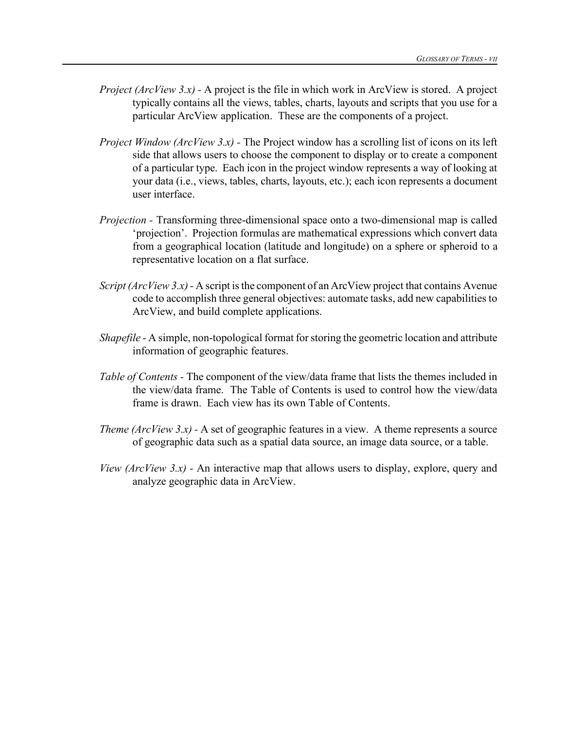*Project (ArcView 3.x)* - A project is the file in which work in ArcView is stored. A project typically contains all the views, tables, charts, layouts and scripts that you use for a particular ArcView application. These are the components of a project.

*Project Window (ArcView 3.x)* - The Project window has a scrolling list of icons on its left side that allows users to choose the component to display or to create a component of a particular type. Each icon in the project window represents a way of looking at your data (i.e., views, tables, charts, layouts, etc.); each icon represents a document user interface.

*Projection* - Transforming three-dimensional space onto a two-dimensional map is called 'projection'. Projection formulas are mathematical expressions which convert data from a geographical location (latitude and longitude) on a sphere or spheroid to a representative location on a flat surface.

*Script (ArcView 3.x)* - A script is the component of an ArcView project that contains Avenue code to accomplish three general objectives: automate tasks, add new capabilities to ArcView, and build complete applications.

*Shapefile* - A simple, non-topological format for storing the geometric location and attribute information of geographic features.

*Table of Contents* - The component of the view/data frame that lists the themes included in the view/data frame. The Table of Contents is used to control how the view/data frame is drawn. Each view has its own Table of Contents.

*Theme (ArcView 3.x)* - A set of geographic features in a view. A theme represents a source of geographic data such as a spatial data source, an image data source, or a table.

*View (ArcView 3.x)* - An interactive map that allows users to display, explore, query and analyze geographic data in ArcView.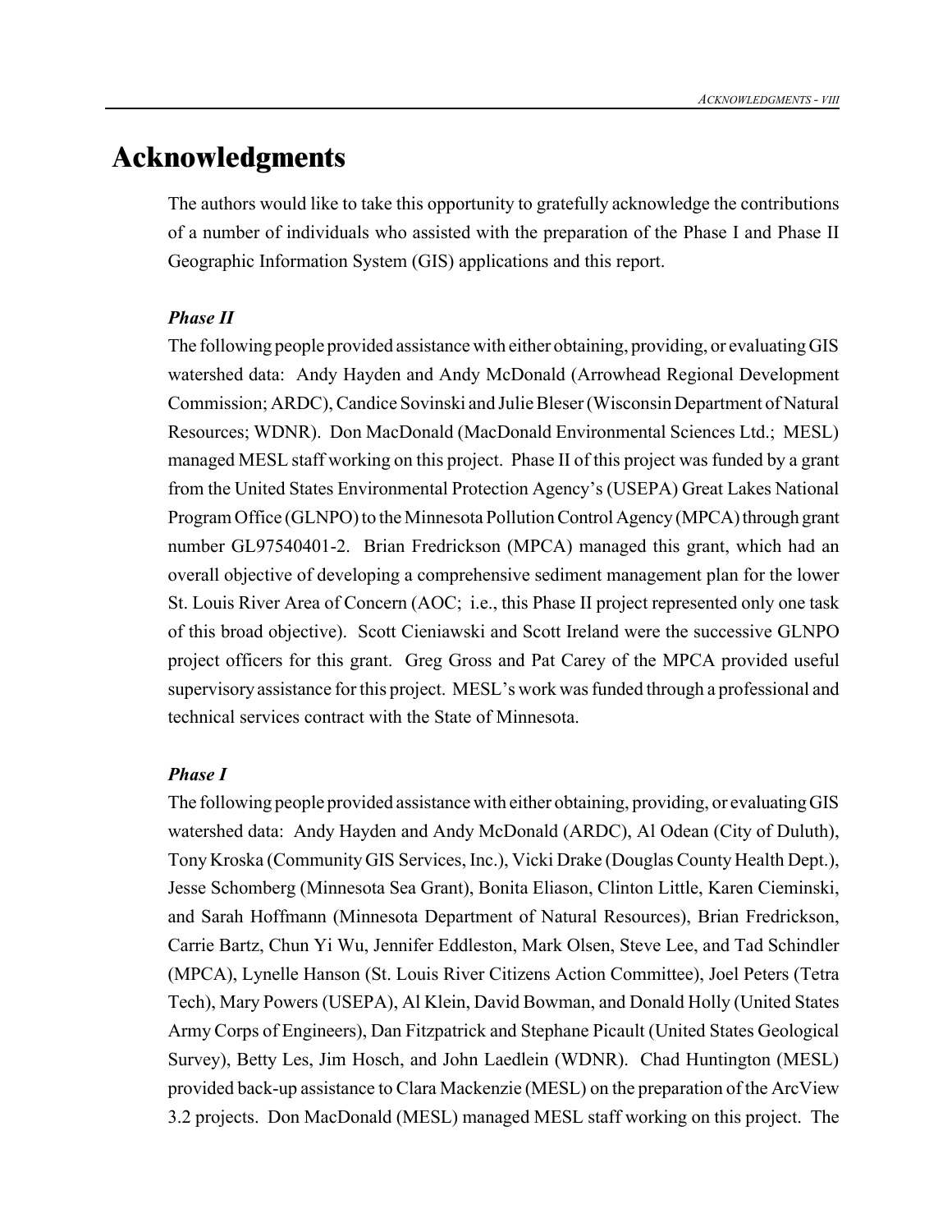# Acknowledgments

The authors would like to take this opportunity to gratefully acknowledge the contributions of a number of individuals who assisted with the preparation of the Phase I and Phase II Geographic Information System (GIS) applications and this report.

### *Phase II*

The following people provided assistance with either obtaining, providing, or evaluating GIS watershed data: Andy Hayden and Andy McDonald (Arrowhead Regional Development Commission; ARDC), Candice Sovinski and Julie Bleser (Wisconsin Department of Natural Resources; WDNR). Don MacDonald (MacDonald Environmental Sciences Ltd.; MESL) managed MESL staff working on this project. Phase II of this project was funded by a grant from the United States Environmental Protection Agency's (USEPA) Great Lakes National Program Office (GLNPO) to the Minnesota Pollution Control Agency (MPCA) through grant number GL97540401-2. Brian Fredrickson (MPCA) managed this grant, which had an overall objective of developing a comprehensive sediment management plan for the lower St. Louis River Area of Concern (AOC; i.e., this Phase II project represented only one task of this broad objective). Scott Cieniawski and Scott Ireland were the successive GLNPO project officers for this grant. Greg Gross and Pat Carey of the MPCA provided useful supervisory assistance for this project. MESL's work was funded through a professional and technical services contract with the State of Minnesota.

### *Phase I*

The following people provided assistance with either obtaining, providing, or evaluating GIS watershed data: Andy Hayden and Andy McDonald (ARDC), Al Odean (City of Duluth), Tony Kroska (Community GIS Services, Inc.), Vicki Drake (Douglas County Health Dept.), Jesse Schomberg (Minnesota Sea Grant), Bonita Eliason, Clinton Little, Karen Cieminski, and Sarah Hoffmann (Minnesota Department of Natural Resources), Brian Fredrickson, Carrie Bartz, Chun Yi Wu, Jennifer Eddleston, Mark Olsen, Steve Lee, and Tad Schindler (MPCA), Lynelle Hanson (St. Louis River Citizens Action Committee), Joel Peters (Tetra Tech), Mary Powers (USEPA), Al Klein, David Bowman, and Donald Holly (United States Army Corps of Engineers), Dan Fitzpatrick and Stephane Picault (United States Geological Survey), Betty Les, Jim Hosch, and John Laedlein (WDNR). Chad Huntington (MESL) provided back-up assistance to Clara Mackenzie (MESL) on the preparation of the ArcView 3.2 projects. Don MacDonald (MESL) managed MESL staff working on this project. The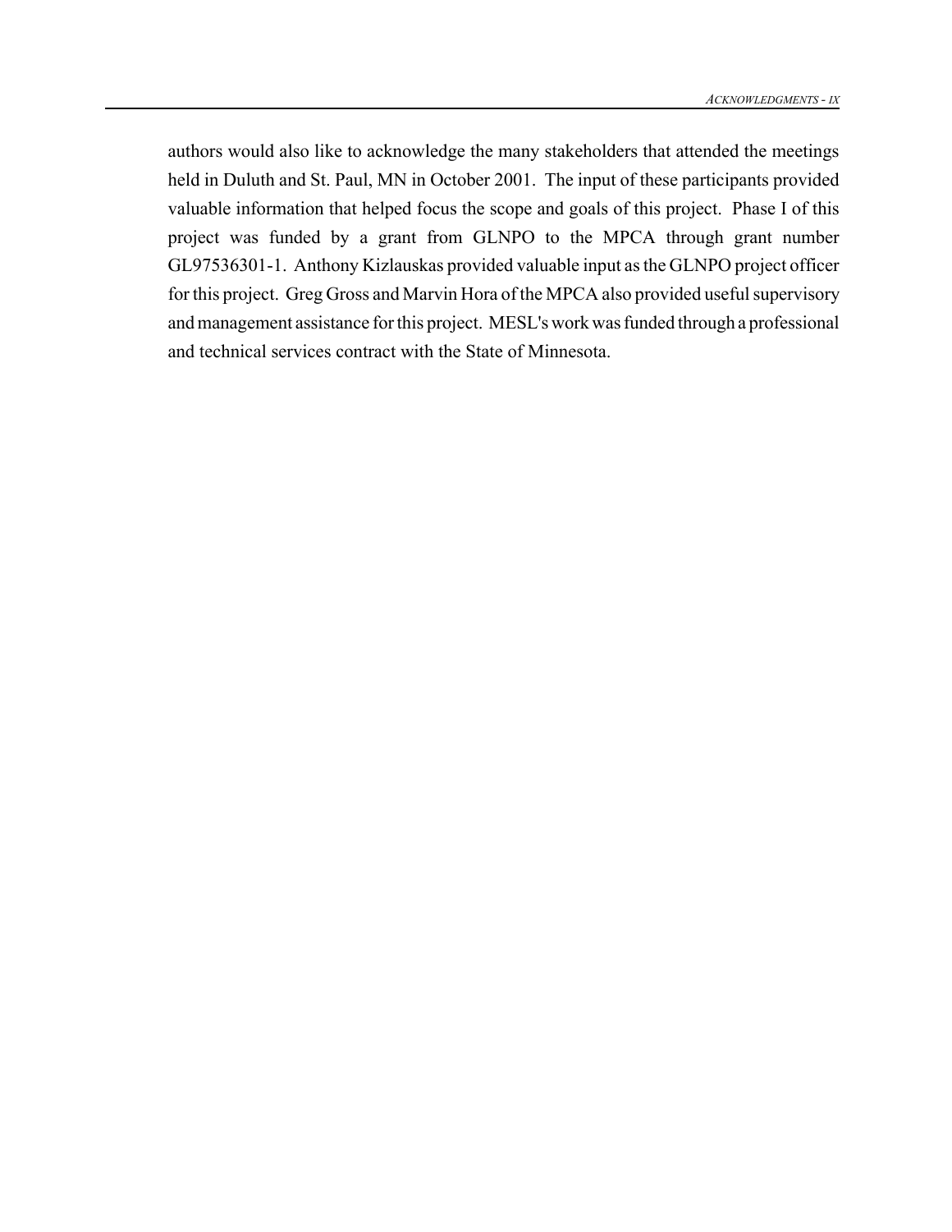authors would also like to acknowledge the many stakeholders that attended the meetings held in Duluth and St. Paul, MN in October 2001. The input of these participants provided valuable information that helped focus the scope and goals of this project. Phase I of this project was funded by a grant from GLNPO to the MPCA through grant number GL97536301-1. Anthony Kizlauskas provided valuable input as the GLNPO project officer for this project. Greg Gross and Marvin Hora of the MPCA also provided useful supervisory and management assistance for this project. MESL's work was funded through a professional and technical services contract with the State of Minnesota.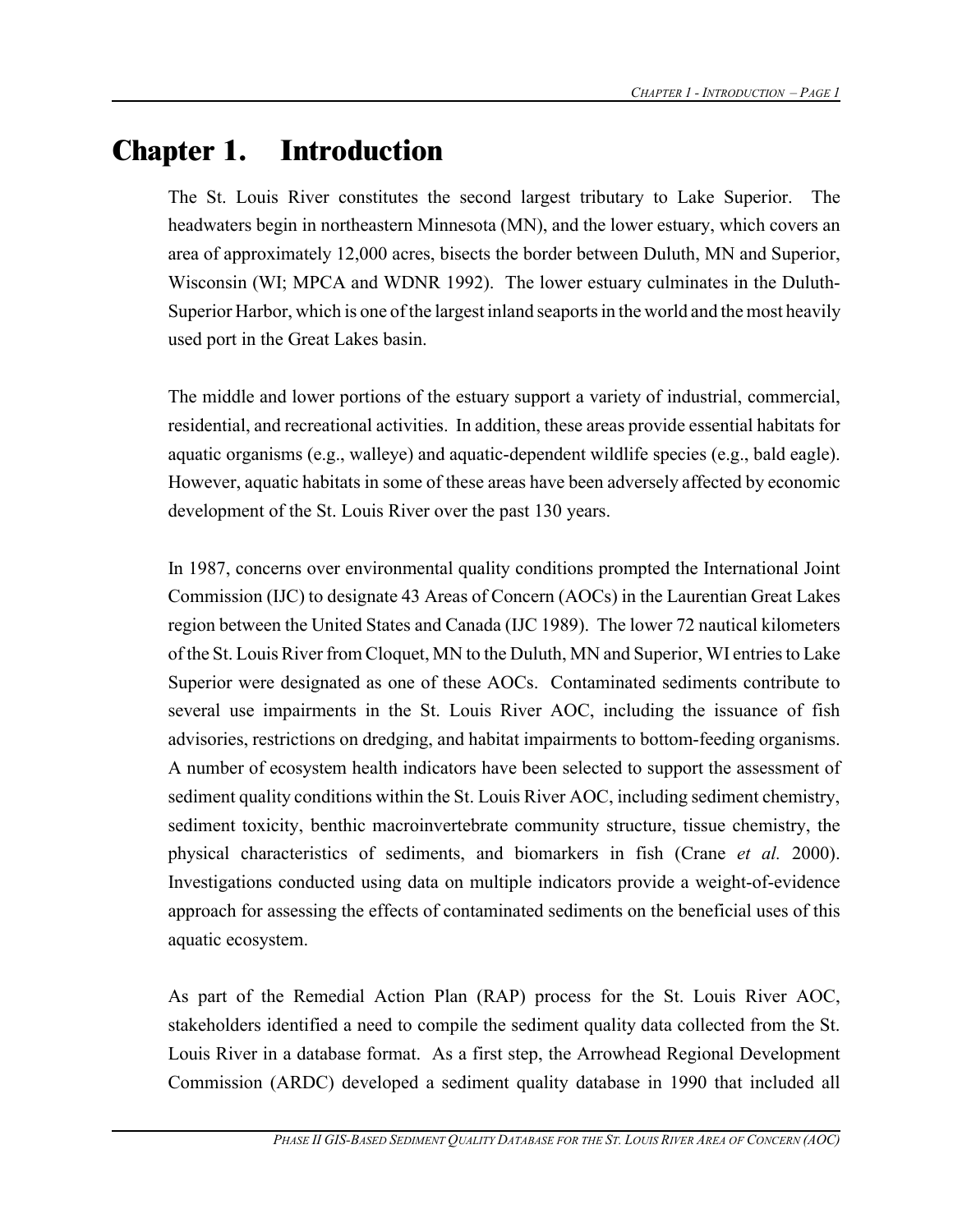# Chapter 1. Introduction

The St. Louis River constitutes the second largest tributary to Lake Superior. The headwaters begin in northeastern Minnesota (MN), and the lower estuary, which covers an area of approximately 12,000 acres, bisects the border between Duluth, MN and Superior, Wisconsin (WI; MPCA and WDNR 1992). The lower estuary culminates in the Duluth-Superior Harbor, which is one of the largest inland seaports in the world and the most heavily used port in the Great Lakes basin.

The middle and lower portions of the estuary support a variety of industrial, commercial, residential, and recreational activities. In addition, these areas provide essential habitats for aquatic organisms (e.g., walleye) and aquatic-dependent wildlife species (e.g., bald eagle). However, aquatic habitats in some of these areas have been adversely affected by economic development of the St. Louis River over the past 130 years.

In 1987, concerns over environmental quality conditions prompted the International Joint Commission (IJC) to designate 43 Areas of Concern (AOCs) in the Laurentian Great Lakes region between the United States and Canada (IJC 1989). The lower 72 nautical kilometers of the St. Louis River from Cloquet, MN to the Duluth, MN and Superior, WI entries to Lake Superior were designated as one of these AOCs. Contaminated sediments contribute to several use impairments in the St. Louis River AOC, including the issuance of fish advisories, restrictions on dredging, and habitat impairments to bottom-feeding organisms. A number of ecosystem health indicators have been selected to support the assessment of sediment quality conditions within the St. Louis River AOC, including sediment chemistry, sediment toxicity, benthic macroinvertebrate community structure, tissue chemistry, the physical characteristics of sediments, and biomarkers in fish (Crane *et al.* 2000). Investigations conducted using data on multiple indicators provide a weight-of-evidence approach for assessing the effects of contaminated sediments on the beneficial uses of this aquatic ecosystem.

As part of the Remedial Action Plan (RAP) process for the St. Louis River AOC, stakeholders identified a need to compile the sediment quality data collected from the St. Louis River in a database format. As a first step, the Arrowhead Regional Development Commission (ARDC) developed a sediment quality database in 1990 that included all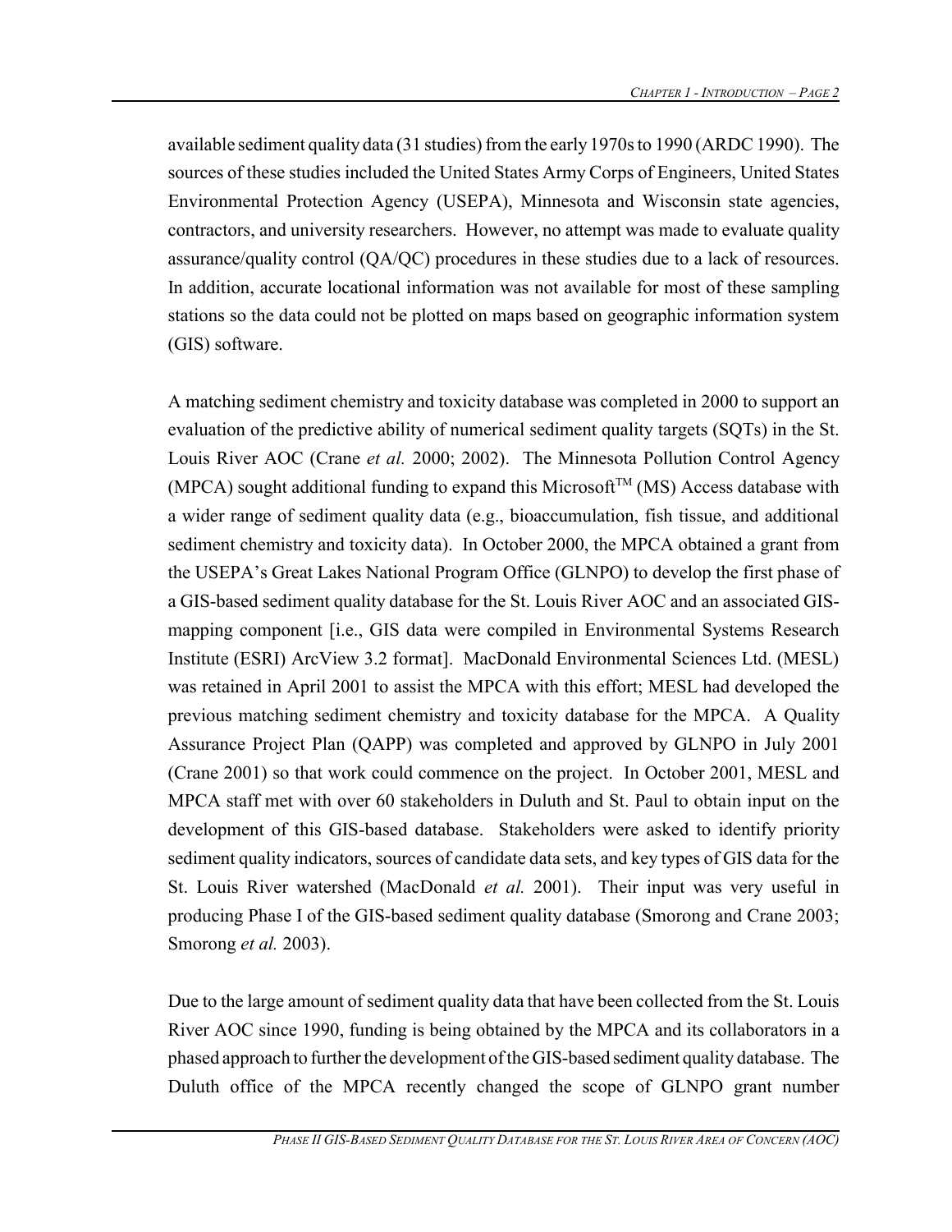available sediment quality data (31 studies) from the early 1970s to 1990 (ARDC 1990). The sources of these studies included the United States Army Corps of Engineers, United States Environmental Protection Agency (USEPA), Minnesota and Wisconsin state agencies, contractors, and university researchers. However, no attempt was made to evaluate quality assurance/quality control (QA/QC) procedures in these studies due to a lack of resources. In addition, accurate locational information was not available for most of these sampling stations so the data could not be plotted on maps based on geographic information system (GIS) software.

A matching sediment chemistry and toxicity database was completed in 2000 to support an evaluation of the predictive ability of numerical sediment quality targets (SQTs) in the St. Louis River AOC (Crane *et al.* 2000; 2002). The Minnesota Pollution Control Agency (MPCA) sought additional funding to expand this Microsoft™ (MS) Access database with a wider range of sediment quality data (e.g., bioaccumulation, fish tissue, and additional sediment chemistry and toxicity data). In October 2000, the MPCA obtained a grant from the USEPA's Great Lakes National Program Office (GLNPO) to develop the first phase of a GIS-based sediment quality database for the St. Louis River AOC and an associated GIS-mapping component [i.e., GIS data were compiled in Environmental Systems Research Institute (ESRI) ArcView 3.2 format]. MacDonald Environmental Sciences Ltd. (MESL) was retained in April 2001 to assist the MPCA with this effort; MESL had developed the previous matching sediment chemistry and toxicity database for the MPCA. A Quality Assurance Project Plan (QAPP) was completed and approved by GLNPO in July 2001 (Crane 2001) so that work could commence on the project. In October 2001, MESL and MPCA staff met with over 60 stakeholders in Duluth and St. Paul to obtain input on the development of this GIS-based database. Stakeholders were asked to identify priority sediment quality indicators, sources of candidate data sets, and key types of GIS data for the St. Louis River watershed (MacDonald *et al.* 2001). Their input was very useful in producing Phase I of the GIS-based sediment quality database (Smorong and Crane 2003; Smorong *et al.* 2003).

Due to the large amount of sediment quality data that have been collected from the St. Louis River AOC since 1990, funding is being obtained by the MPCA and its collaborators in a phased approach to further the development of the GIS-based sediment quality database. The Duluth office of the MPCA recently changed the scope of GLNPO grant number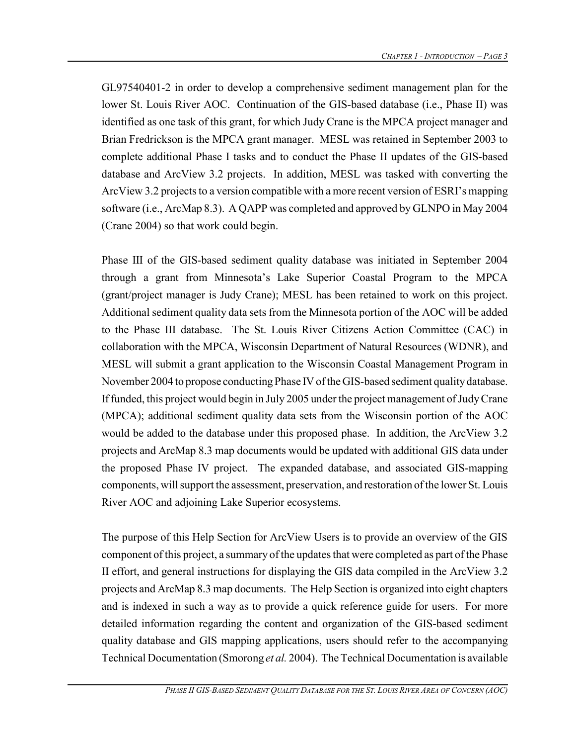GL97540401-2 in order to develop a comprehensive sediment management plan for the lower St. Louis River AOC. Continuation of the GIS-based database (i.e., Phase II) was identified as one task of this grant, for which Judy Crane is the MPCA project manager and Brian Fredrickson is the MPCA grant manager. MESL was retained in September 2003 to complete additional Phase I tasks and to conduct the Phase II updates of the GIS-based database and ArcView 3.2 projects. In addition, MESL was tasked with converting the ArcView 3.2 projects to a version compatible with a more recent version of ESRI's mapping software (i.e., ArcMap 8.3). A QAPP was completed and approved by GLNPO in May 2004 (Crane 2004) so that work could begin.

Phase III of the GIS-based sediment quality database was initiated in September 2004 through a grant from Minnesota's Lake Superior Coastal Program to the MPCA (grant/project manager is Judy Crane); MESL has been retained to work on this project. Additional sediment quality data sets from the Minnesota portion of the AOC will be added to the Phase III database. The St. Louis River Citizens Action Committee (CAC) in collaboration with the MPCA, Wisconsin Department of Natural Resources (WDNR), and MESL will submit a grant application to the Wisconsin Coastal Management Program in November 2004 to propose conducting Phase IV of the GIS-based sediment quality database. If funded, this project would begin in July 2005 under the project management of Judy Crane (MPCA); additional sediment quality data sets from the Wisconsin portion of the AOC would be added to the database under this proposed phase. In addition, the ArcView 3.2 projects and ArcMap 8.3 map documents would be updated with additional GIS data under the proposed Phase IV project. The expanded database, and associated GIS-mapping components, will support the assessment, preservation, and restoration of the lower St. Louis River AOC and adjoining Lake Superior ecosystems.

The purpose of this Help Section for ArcView Users is to provide an overview of the GIS component of this project, a summary of the updates that were completed as part of the Phase II effort, and general instructions for displaying the GIS data compiled in the ArcView 3.2 projects and ArcMap 8.3 map documents. The Help Section is organized into eight chapters and is indexed in such a way as to provide a quick reference guide for users. For more detailed information regarding the content and organization of the GIS-based sediment quality database and GIS mapping applications, users should refer to the accompanying Technical Documentation (Smorong *et al.* 2004). The Technical Documentation is available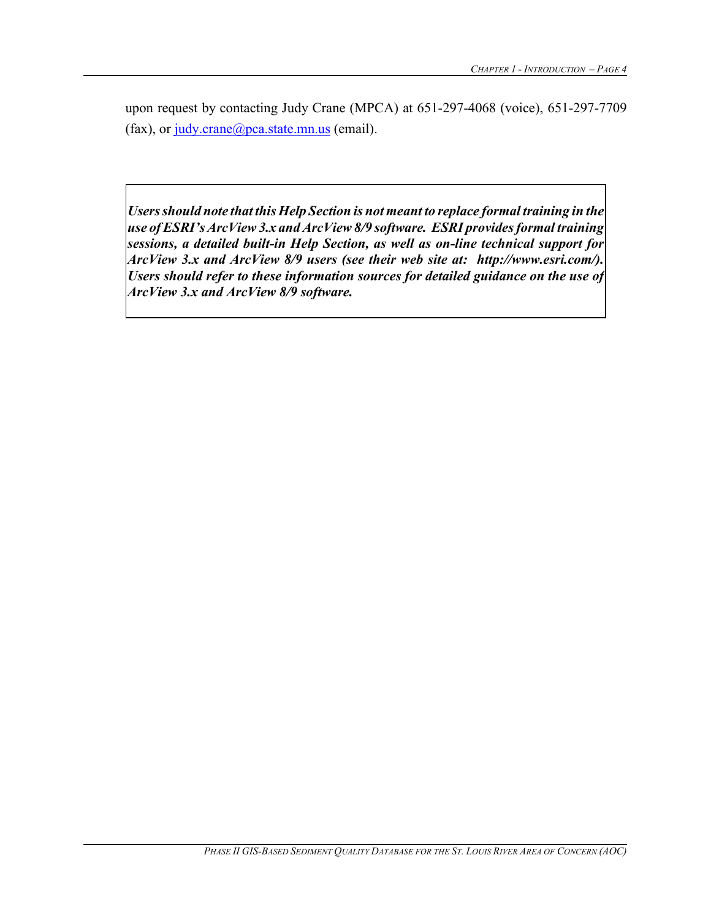upon request by contacting Judy Crane (MPCA) at 651-297-4068 (voice), 651-297-7709 (fax), or [judy.crane@pca.state.mn.us](mailto:judy.crane@pca.state.mn.us) (email).

> ***Users should note that this Help Section is not meant to replace formal training in the use of ESRI's ArcView 3.x and ArcView 8/9 software. ESRI provides formal training sessions, a detailed built-in Help Section, as well as on-line technical support for ArcView 3.x and ArcView 8/9 users (see their web site at: http://www.esri.com/). Users should refer to these information sources for detailed guidance on the use of ArcView 3.x and ArcView 8/9 software.***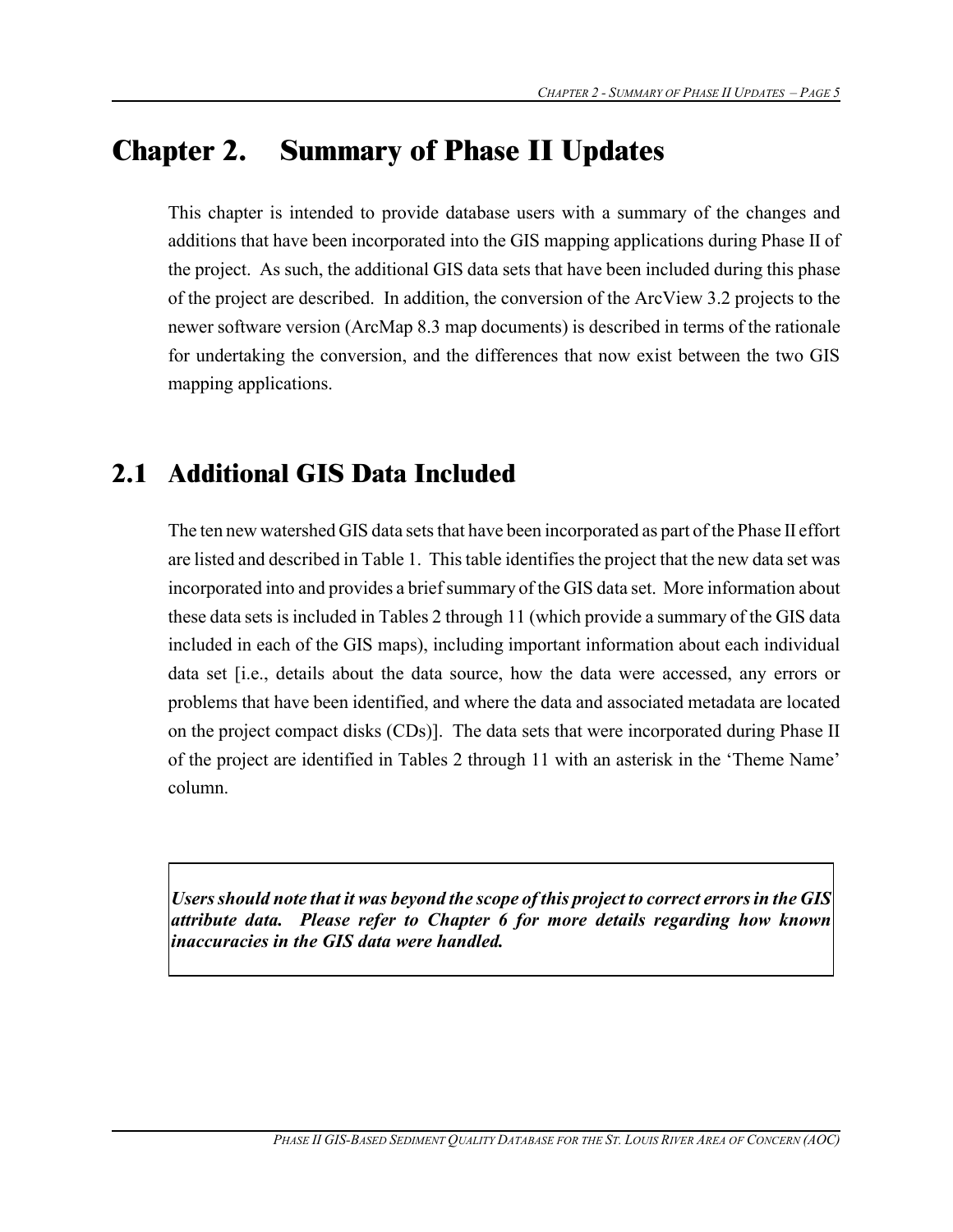# Chapter 2. Summary of Phase II Updates

This chapter is intended to provide database users with a summary of the changes and additions that have been incorporated into the GIS mapping applications during Phase II of the project. As such, the additional GIS data sets that have been included during this phase of the project are described. In addition, the conversion of the ArcView 3.2 projects to the newer software version (ArcMap 8.3 map documents) is described in terms of the rationale for undertaking the conversion, and the differences that now exist between the two GIS mapping applications.

## 2.1 Additional GIS Data Included

The ten new watershed GIS data sets that have been incorporated as part of the Phase II effort are listed and described in Table 1. This table identifies the project that the new data set was incorporated into and provides a brief summary of the GIS data set. More information about these data sets is included in Tables 2 through 11 (which provide a summary of the GIS data included in each of the GIS maps), including important information about each individual data set [i.e., details about the data source, how the data were accessed, any errors or problems that have been identified, and where the data and associated metadata are located on the project compact disks (CDs)]. The data sets that were incorporated during Phase II of the project are identified in Tables 2 through 11 with an asterisk in the 'Theme Name' column.

***Users should note that it was beyond the scope of this project to correct errors in the GIS attribute data. Please refer to Chapter 6 for more details regarding how known inaccuracies in the GIS data were handled.***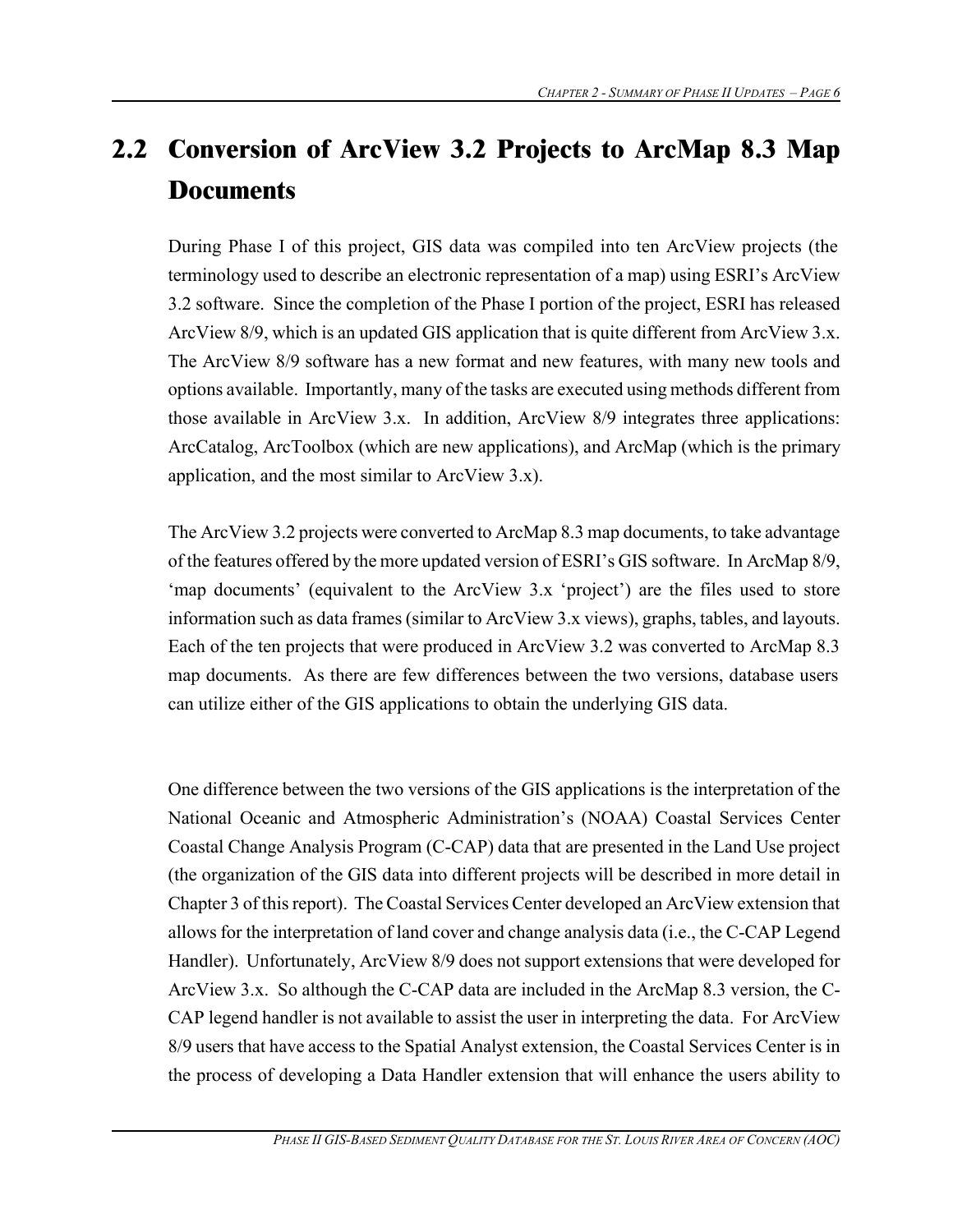## 2.2 Conversion of ArcView 3.2 Projects to ArcMap 8.3 Map Documents

During Phase I of this project, GIS data was compiled into ten ArcView projects (the terminology used to describe an electronic representation of a map) using ESRI's ArcView 3.2 software. Since the completion of the Phase I portion of the project, ESRI has released ArcView 8/9, which is an updated GIS application that is quite different from ArcView 3.x. The ArcView 8/9 software has a new format and new features, with many new tools and options available. Importantly, many of the tasks are executed using methods different from those available in ArcView 3.x. In addition, ArcView 8/9 integrates three applications: ArcCatalog, ArcToolbox (which are new applications), and ArcMap (which is the primary application, and the most similar to ArcView 3.x).

The ArcView 3.2 projects were converted to ArcMap 8.3 map documents, to take advantage of the features offered by the more updated version of ESRI's GIS software. In ArcMap 8/9, 'map documents' (equivalent to the ArcView 3.x 'project') are the files used to store information such as data frames (similar to ArcView 3.x views), graphs, tables, and layouts. Each of the ten projects that were produced in ArcView 3.2 was converted to ArcMap 8.3 map documents. As there are few differences between the two versions, database users can utilize either of the GIS applications to obtain the underlying GIS data.

One difference between the two versions of the GIS applications is the interpretation of the National Oceanic and Atmospheric Administration's (NOAA) Coastal Services Center Coastal Change Analysis Program (C-CAP) data that are presented in the Land Use project (the organization of the GIS data into different projects will be described in more detail in Chapter 3 of this report). The Coastal Services Center developed an ArcView extension that allows for the interpretation of land cover and change analysis data (i.e., the C-CAP Legend Handler). Unfortunately, ArcView 8/9 does not support extensions that were developed for ArcView 3.x. So although the C-CAP data are included in the ArcMap 8.3 version, the C-CAP legend handler is not available to assist the user in interpreting the data. For ArcView 8/9 users that have access to the Spatial Analyst extension, the Coastal Services Center is in the process of developing a Data Handler extension that will enhance the users ability to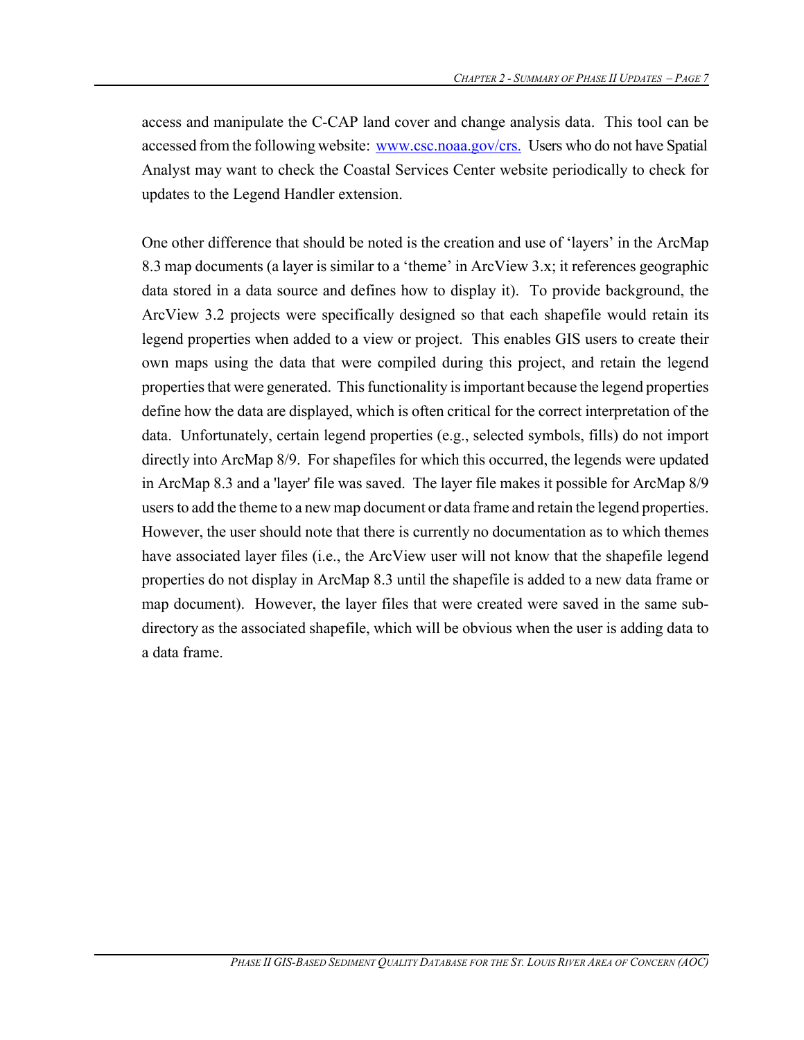access and manipulate the C-CAP land cover and change analysis data. This tool can be accessed from the following website: [www.csc.noaa.gov/crs.](www.csc.noaa.gov/crs) Users who do not have Spatial Analyst may want to check the Coastal Services Center website periodically to check for updates to the Legend Handler extension.

One other difference that should be noted is the creation and use of 'layers' in the ArcMap 8.3 map documents (a layer is similar to a 'theme' in ArcView 3.x; it references geographic data stored in a data source and defines how to display it). To provide background, the ArcView 3.2 projects were specifically designed so that each shapefile would retain its legend properties when added to a view or project. This enables GIS users to create their own maps using the data that were compiled during this project, and retain the legend properties that were generated. This functionality is important because the legend properties define how the data are displayed, which is often critical for the correct interpretation of the data. Unfortunately, certain legend properties (e.g., selected symbols, fills) do not import directly into ArcMap 8/9. For shapefiles for which this occurred, the legends were updated in ArcMap 8.3 and a 'layer' file was saved. The layer file makes it possible for ArcMap 8/9 users to add the theme to a new map document or data frame and retain the legend properties. However, the user should note that there is currently no documentation as to which themes have associated layer files (i.e., the ArcView user will not know that the shapefile legend properties do not display in ArcMap 8.3 until the shapefile is added to a new data frame or map document). However, the layer files that were created were saved in the same sub-directory as the associated shapefile, which will be obvious when the user is adding data to a data frame.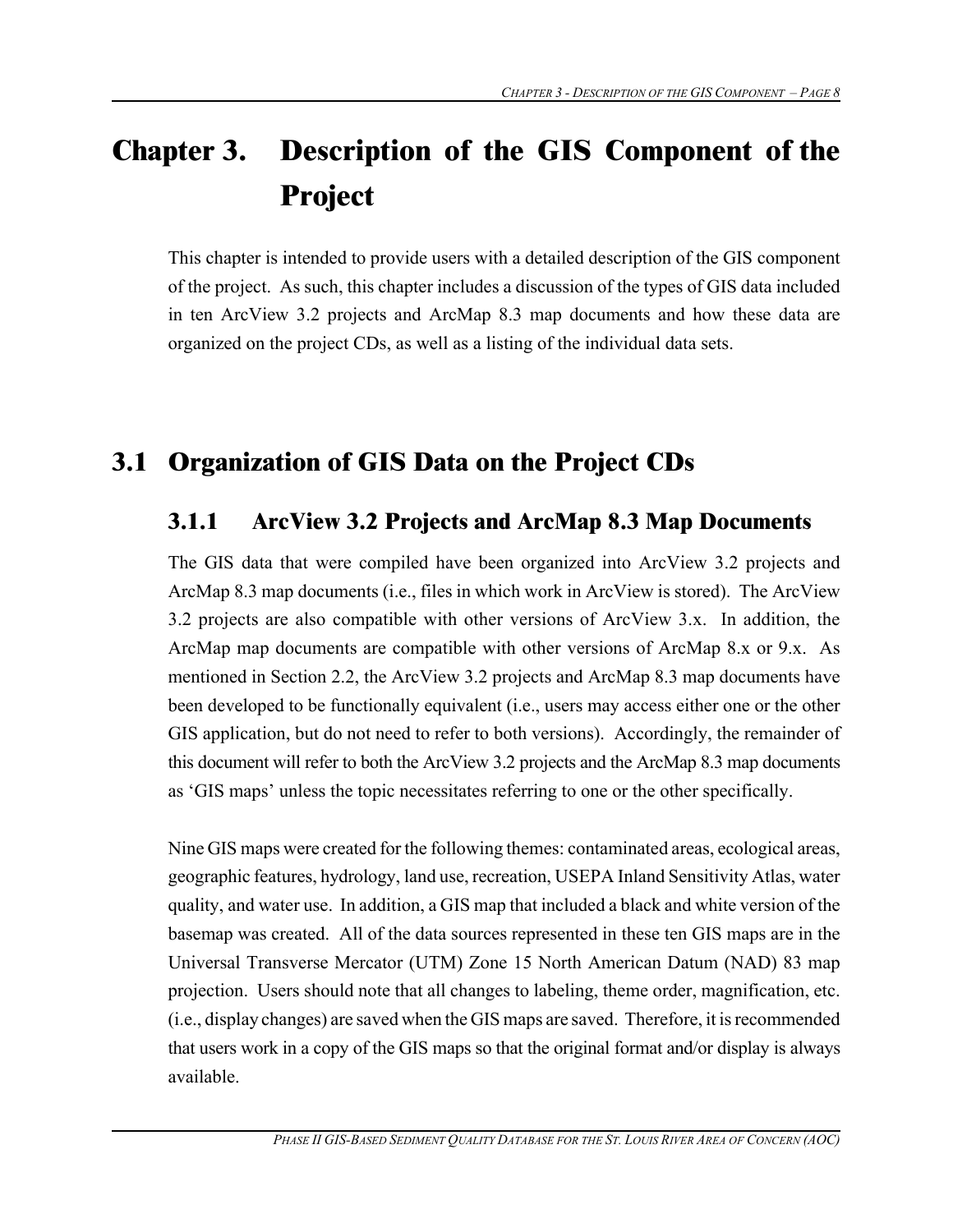# Chapter 3. Description of the GIS Component of the Project

This chapter is intended to provide users with a detailed description of the GIS component of the project. As such, this chapter includes a discussion of the types of GIS data included in ten ArcView 3.2 projects and ArcMap 8.3 map documents and how these data are organized on the project CDs, as well as a listing of the individual data sets.

## 3.1 Organization of GIS Data on the Project CDs

### 3.1.1 ArcView 3.2 Projects and ArcMap 8.3 Map Documents

The GIS data that were compiled have been organized into ArcView 3.2 projects and ArcMap 8.3 map documents (i.e., files in which work in ArcView is stored). The ArcView 3.2 projects are also compatible with other versions of ArcView 3.x. In addition, the ArcMap map documents are compatible with other versions of ArcMap 8.x or 9.x. As mentioned in Section 2.2, the ArcView 3.2 projects and ArcMap 8.3 map documents have been developed to be functionally equivalent (i.e., users may access either one or the other GIS application, but do not need to refer to both versions). Accordingly, the remainder of this document will refer to both the ArcView 3.2 projects and the ArcMap 8.3 map documents as 'GIS maps' unless the topic necessitates referring to one or the other specifically.

Nine GIS maps were created for the following themes: contaminated areas, ecological areas, geographic features, hydrology, land use, recreation, USEPA Inland Sensitivity Atlas, water quality, and water use. In addition, a GIS map that included a black and white version of the basemap was created. All of the data sources represented in these ten GIS maps are in the Universal Transverse Mercator (UTM) Zone 15 North American Datum (NAD) 83 map projection. Users should note that all changes to labeling, theme order, magnification, etc. (i.e., display changes) are saved when the GIS maps are saved. Therefore, it is recommended that users work in a copy of the GIS maps so that the original format and/or display is always available.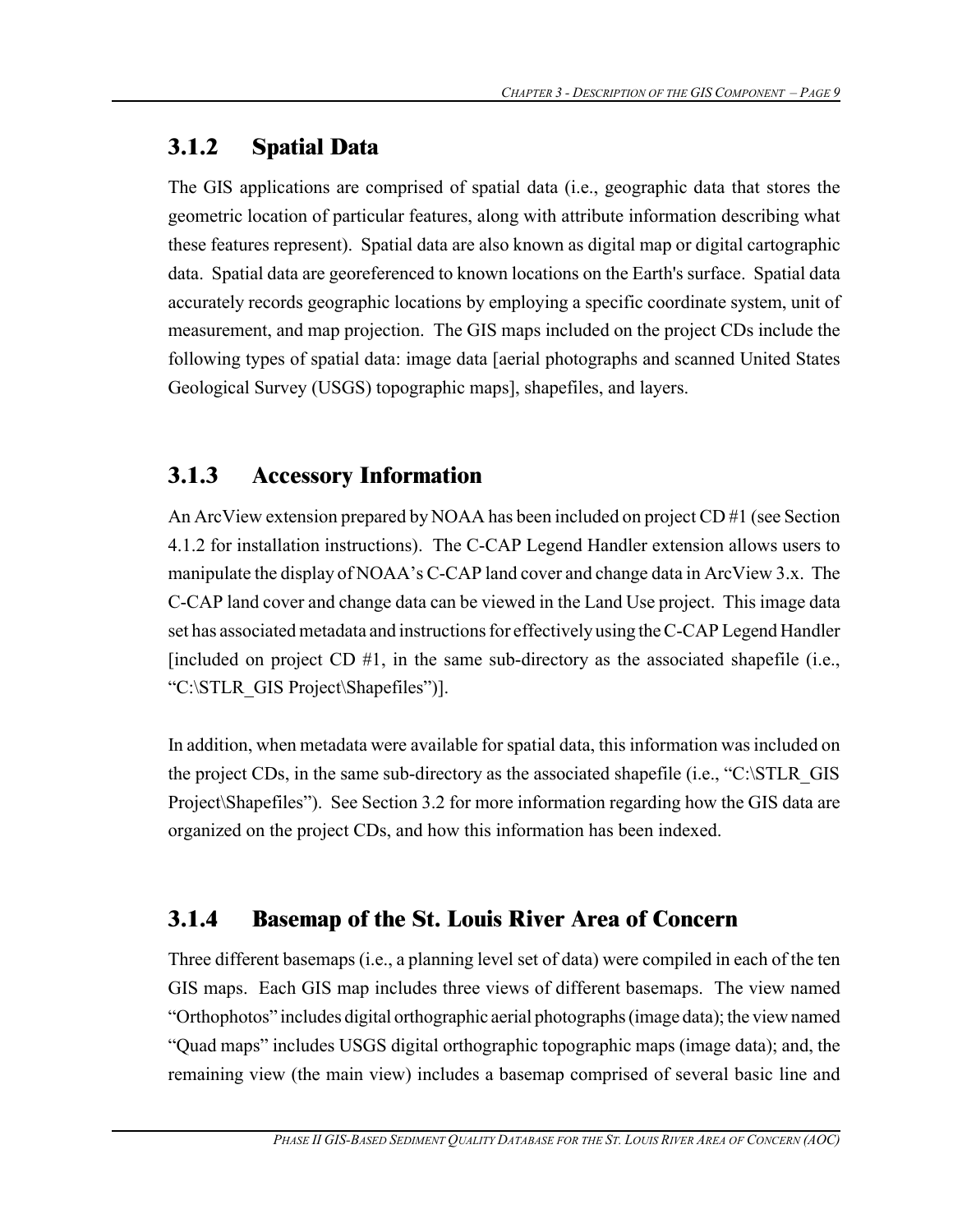### 3.1.2 Spatial Data

The GIS applications are comprised of spatial data (i.e., geographic data that stores the geometric location of particular features, along with attribute information describing what these features represent). Spatial data are also known as digital map or digital cartographic data. Spatial data are georeferenced to known locations on the Earth's surface. Spatial data accurately records geographic locations by employing a specific coordinate system, unit of measurement, and map projection. The GIS maps included on the project CDs include the following types of spatial data: image data [aerial photographs and scanned United States Geological Survey (USGS) topographic maps], shapefiles, and layers.

### 3.1.3 Accessory Information

An ArcView extension prepared by NOAA has been included on project CD #1 (see Section 4.1.2 for installation instructions). The C-CAP Legend Handler extension allows users to manipulate the display of NOAA's C-CAP land cover and change data in ArcView 3.x. The C-CAP land cover and change data can be viewed in the Land Use project. This image data set has associated metadata and instructions for effectively using the C-CAP Legend Handler [included on project CD #1, in the same sub-directory as the associated shapefile (i.e., "C:\STLR_GIS Project\Shapefiles")].

In addition, when metadata were available for spatial data, this information was included on the project CDs, in the same sub-directory as the associated shapefile (i.e., "C:\STLR_GIS Project\Shapefiles"). See Section 3.2 for more information regarding how the GIS data are organized on the project CDs, and how this information has been indexed.

### 3.1.4 Basemap of the St. Louis River Area of Concern

Three different basemaps (i.e., a planning level set of data) were compiled in each of the ten GIS maps. Each GIS map includes three views of different basemaps. The view named "Orthophotos" includes digital orthographic aerial photographs (image data); the view named "Quad maps" includes USGS digital orthographic topographic maps (image data); and, the remaining view (the main view) includes a basemap comprised of several basic line and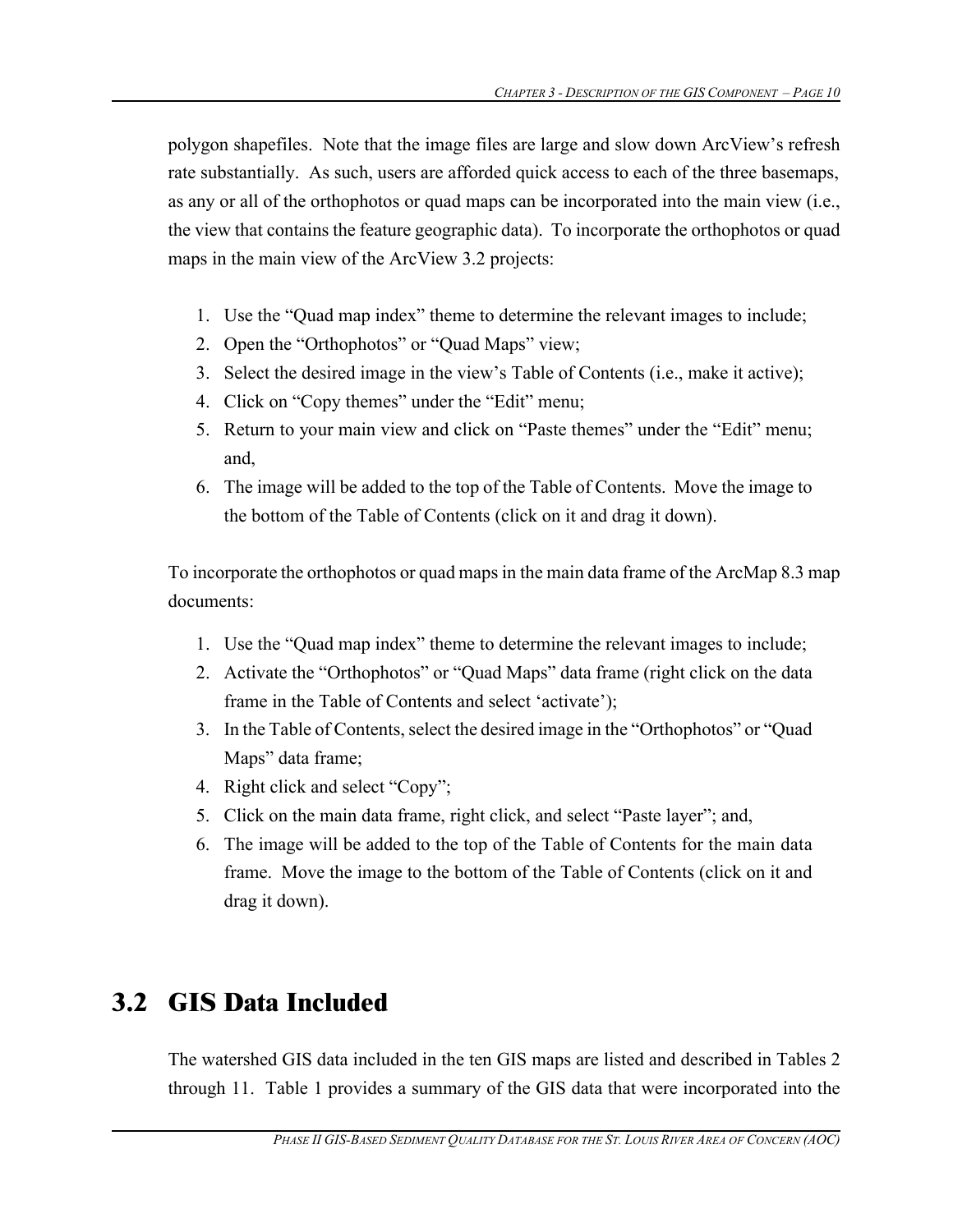polygon shapefiles. Note that the image files are large and slow down ArcView's refresh rate substantially. As such, users are afforded quick access to each of the three basemaps, as any or all of the orthophotos or quad maps can be incorporated into the main view (i.e., the view that contains the feature geographic data). To incorporate the orthophotos or quad maps in the main view of the ArcView 3.2 projects:

1. Use the "Quad map index" theme to determine the relevant images to include;
2. Open the "Orthophotos" or "Quad Maps" view;
3. Select the desired image in the view's Table of Contents (i.e., make it active);
4. Click on "Copy themes" under the "Edit" menu;
5. Return to your main view and click on "Paste themes" under the "Edit" menu; and,
6. The image will be added to the top of the Table of Contents. Move the image to the bottom of the Table of Contents (click on it and drag it down).

To incorporate the orthophotos or quad maps in the main data frame of the ArcMap 8.3 map documents:

1. Use the "Quad map index" theme to determine the relevant images to include;
2. Activate the "Orthophotos" or "Quad Maps" data frame (right click on the data frame in the Table of Contents and select 'activate');
3. In the Table of Contents, select the desired image in the "Orthophotos" or "Quad Maps" data frame;
4. Right click and select "Copy";
5. Click on the main data frame, right click, and select "Paste layer"; and,
6. The image will be added to the top of the Table of Contents for the main data frame. Move the image to the bottom of the Table of Contents (click on it and drag it down).

## 3.2 GIS Data Included

The watershed GIS data included in the ten GIS maps are listed and described in Tables 2 through 11. Table 1 provides a summary of the GIS data that were incorporated into the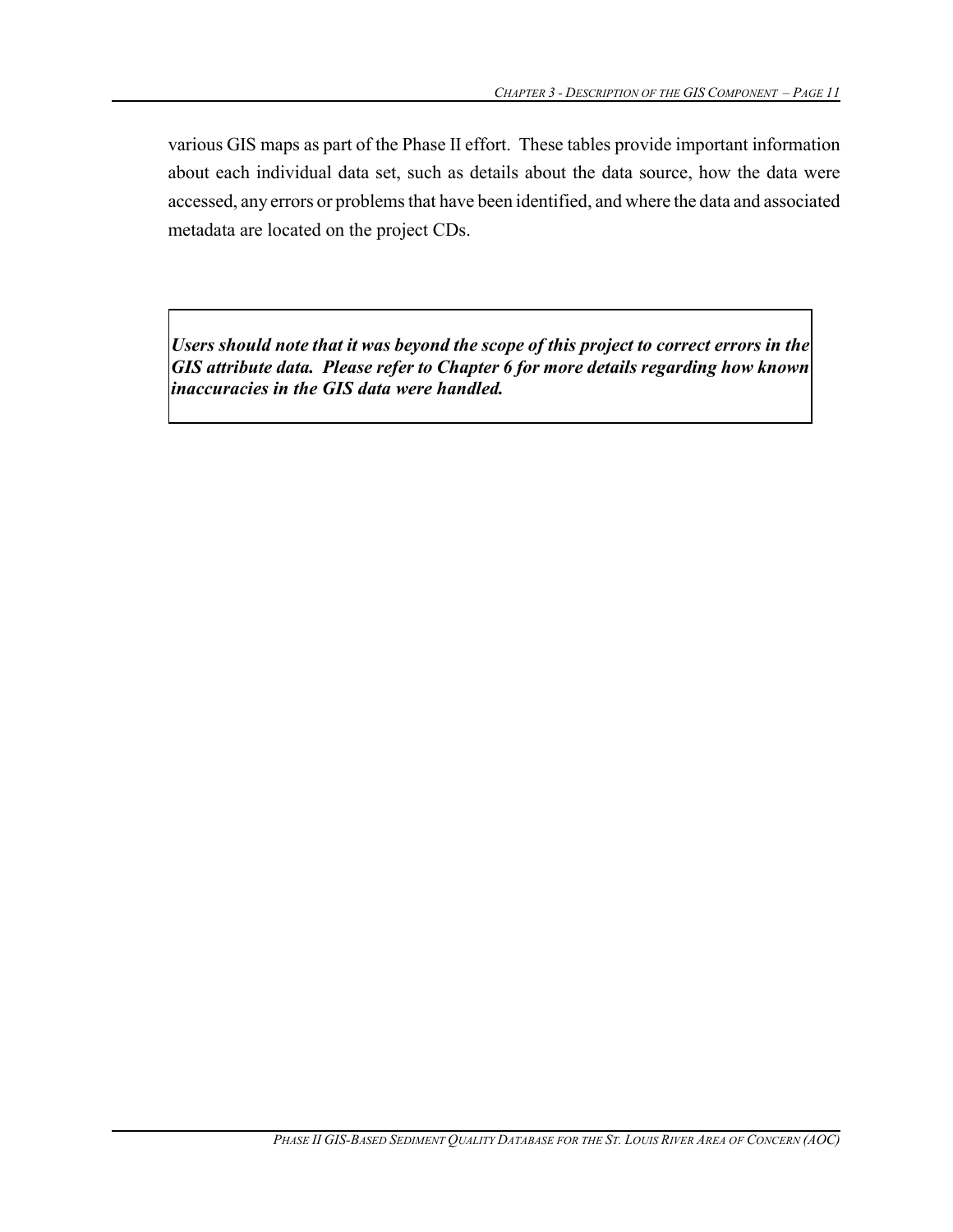various GIS maps as part of the Phase II effort. These tables provide important information about each individual data set, such as details about the data source, how the data were accessed, any errors or problems that have been identified, and where the data and associated metadata are located on the project CDs.

> ***Users should note that it was beyond the scope of this project to correct errors in the GIS attribute data. Please refer to Chapter 6 for more details regarding how known inaccuracies in the GIS data were handled.***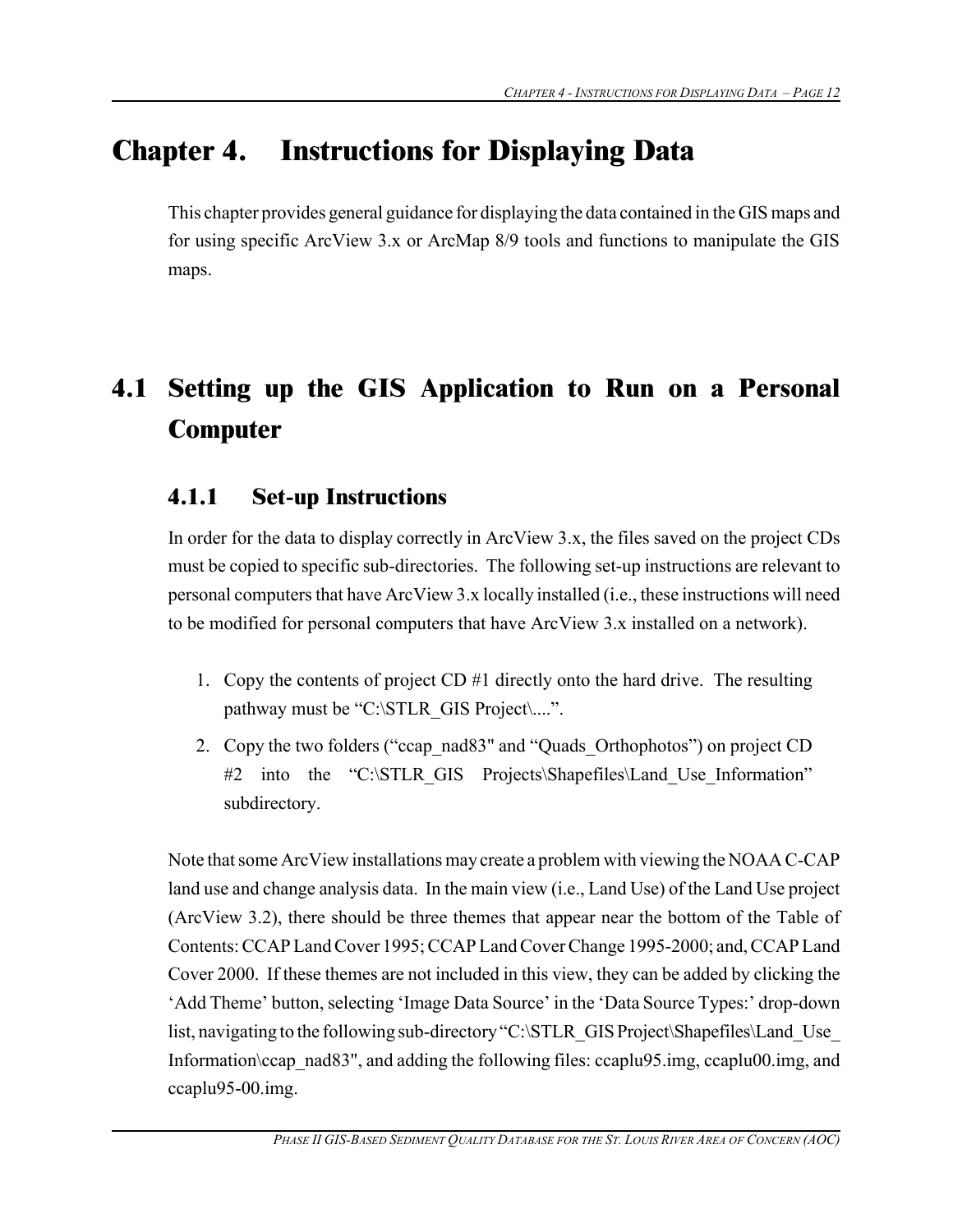# Chapter 4. Instructions for Displaying Data

This chapter provides general guidance for displaying the data contained in the GIS maps and for using specific ArcView 3.x or ArcMap 8/9 tools and functions to manipulate the GIS maps.

## 4.1 Setting up the GIS Application to Run on a Personal Computer

### 4.1.1 Set-up Instructions

In order for the data to display correctly in ArcView 3.x, the files saved on the project CDs must be copied to specific sub-directories. The following set-up instructions are relevant to personal computers that have ArcView 3.x locally installed (i.e., these instructions will need to be modified for personal computers that have ArcView 3.x installed on a network).

1. Copy the contents of project CD #1 directly onto the hard drive. The resulting pathway must be "C:\STLR_GIS Project\....".
2. Copy the two folders ("ccap_nad83" and "Quads_Orthophotos") on project CD #2 into the "C:\STLR_GIS Projects\Shapefiles\Land_Use_Information" subdirectory.

Note that some ArcView installations may create a problem with viewing the NOAA C-CAP land use and change analysis data. In the main view (i.e., Land Use) of the Land Use project (ArcView 3.2), there should be three themes that appear near the bottom of the Table of Contents: CCAP Land Cover 1995; CCAP Land Cover Change 1995-2000; and, CCAP Land Cover 2000. If these themes are not included in this view, they can be added by clicking the 'Add Theme' button, selecting 'Image Data Source' in the 'Data Source Types:' drop-down list, navigating to the following sub-directory "C:\STLR_GIS Project\Shapefiles\Land_Use_Information\ccap_nad83", and adding the following files: ccaplu95.img, ccaplu00.img, and ccaplu95-00.img.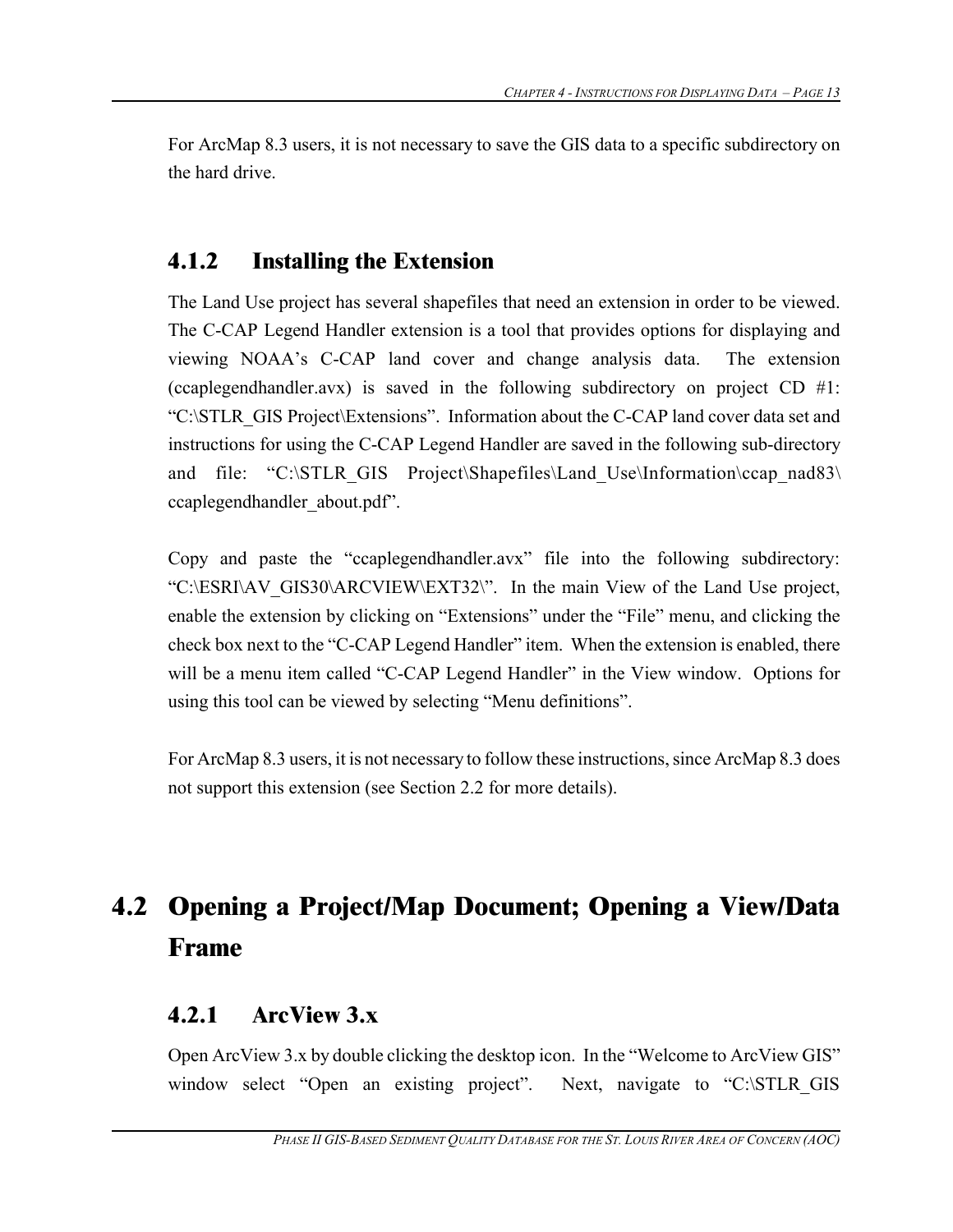For ArcMap 8.3 users, it is not necessary to save the GIS data to a specific subdirectory on the hard drive.

### 4.1.2 Installing the Extension

The Land Use project has several shapefiles that need an extension in order to be viewed. The C-CAP Legend Handler extension is a tool that provides options for displaying and viewing NOAA's C-CAP land cover and change analysis data. The extension (ccaplegendhandler.avx) is saved in the following subdirectory on project CD #1: "C:\STLR_GIS Project\Extensions". Information about the C-CAP land cover data set and instructions for using the C-CAP Legend Handler are saved in the following sub-directory and file: "C:\STLR_GIS Project\Shapefiles\Land_Use\Information\ccap_nad83\ccaplegendhandler_about.pdf".

Copy and paste the "ccaplegendhandler.avx" file into the following subdirectory: "C:\ESRI\AV_GIS30\ARCVIEW\EXT32\". In the main View of the Land Use project, enable the extension by clicking on "Extensions" under the "File" menu, and clicking the check box next to the "C-CAP Legend Handler" item. When the extension is enabled, there will be a menu item called "C-CAP Legend Handler" in the View window. Options for using this tool can be viewed by selecting "Menu definitions".

For ArcMap 8.3 users, it is not necessary to follow these instructions, since ArcMap 8.3 does not support this extension (see Section 2.2 for more details).

## 4.2 Opening a Project/Map Document; Opening a View/Data Frame

### 4.2.1 ArcView 3.x

Open ArcView 3.x by double clicking the desktop icon. In the "Welcome to ArcView GIS" window select "Open an existing project". Next, navigate to "C:\STLR_GIS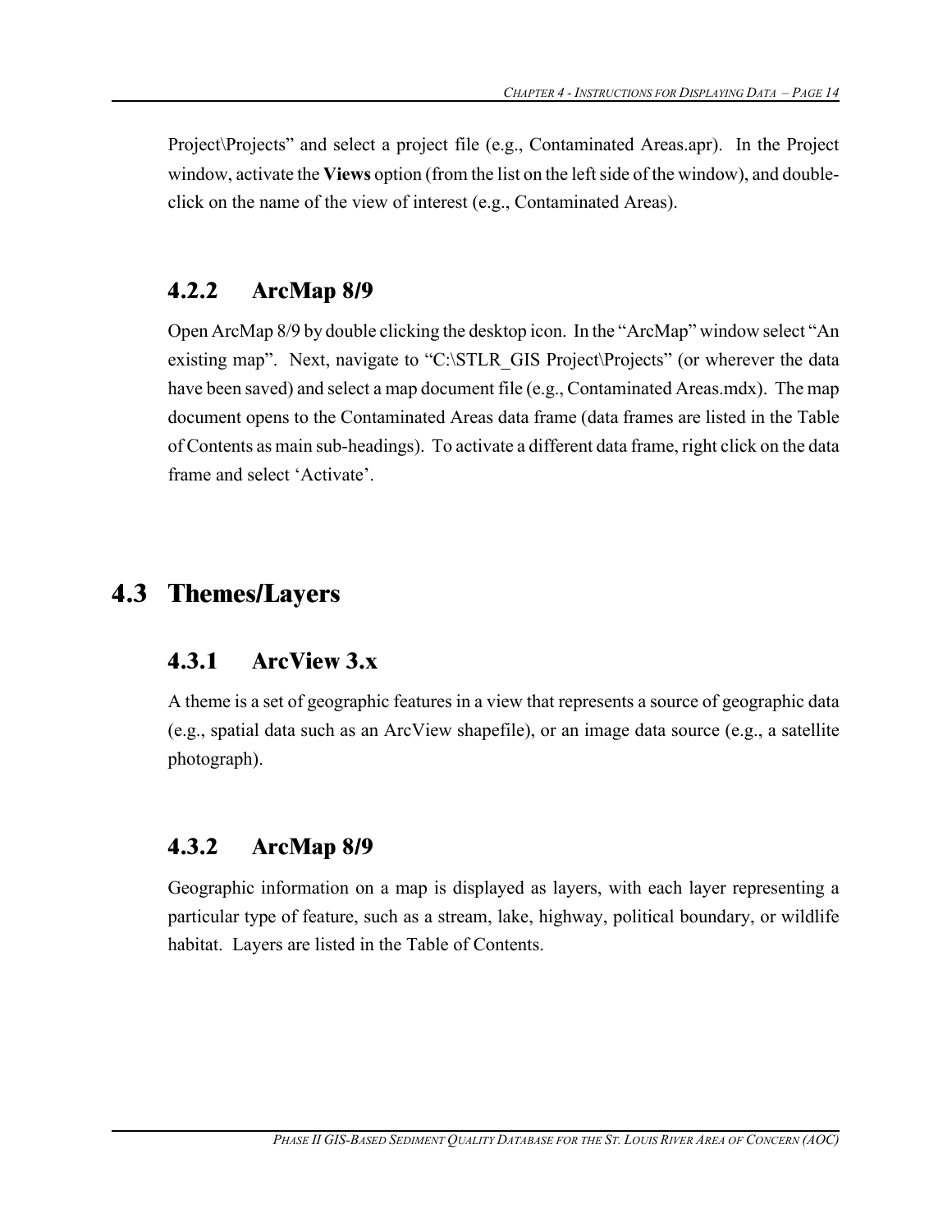Project\Projects" and select a project file (e.g., Contaminated Areas.apr). In the Project window, activate the **Views** option (from the list on the left side of the window), and double-click on the name of the view of interest (e.g., Contaminated Areas).

### 4.2.2 ArcMap 8/9

Open ArcMap 8/9 by double clicking the desktop icon. In the "ArcMap" window select "An existing map". Next, navigate to "C:\STLR_GIS Project\Projects" (or wherever the data have been saved) and select a map document file (e.g., Contaminated Areas.mdx). The map document opens to the Contaminated Areas data frame (data frames are listed in the Table of Contents as main sub-headings). To activate a different data frame, right click on the data frame and select 'Activate'.

## 4.3 Themes/Layers

### 4.3.1 ArcView 3.x

A theme is a set of geographic features in a view that represents a source of geographic data (e.g., spatial data such as an ArcView shapefile), or an image data source (e.g., a satellite photograph).

### 4.3.2 ArcMap 8/9

Geographic information on a map is displayed as layers, with each layer representing a particular type of feature, such as a stream, lake, highway, political boundary, or wildlife habitat. Layers are listed in the Table of Contents.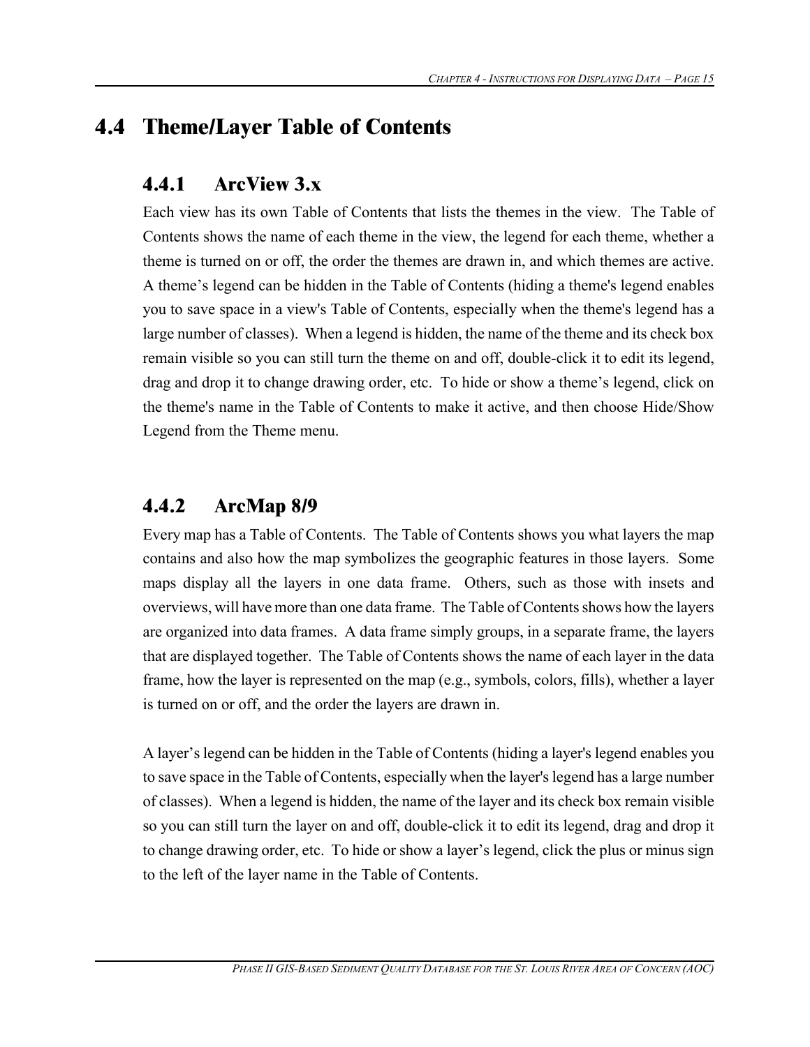## 4.4 Theme/Layer Table of Contents

### 4.4.1 ArcView 3.x

Each view has its own Table of Contents that lists the themes in the view. The Table of Contents shows the name of each theme in the view, the legend for each theme, whether a theme is turned on or off, the order the themes are drawn in, and which themes are active. A theme's legend can be hidden in the Table of Contents (hiding a theme's legend enables you to save space in a view's Table of Contents, especially when the theme's legend has a large number of classes). When a legend is hidden, the name of the theme and its check box remain visible so you can still turn the theme on and off, double-click it to edit its legend, drag and drop it to change drawing order, etc. To hide or show a theme's legend, click on the theme's name in the Table of Contents to make it active, and then choose Hide/Show Legend from the Theme menu.

### 4.4.2 ArcMap 8/9

Every map has a Table of Contents. The Table of Contents shows you what layers the map contains and also how the map symbolizes the geographic features in those layers. Some maps display all the layers in one data frame. Others, such as those with insets and overviews, will have more than one data frame. The Table of Contents shows how the layers are organized into data frames. A data frame simply groups, in a separate frame, the layers that are displayed together. The Table of Contents shows the name of each layer in the data frame, how the layer is represented on the map (e.g., symbols, colors, fills), whether a layer is turned on or off, and the order the layers are drawn in.

A layer's legend can be hidden in the Table of Contents (hiding a layer's legend enables you to save space in the Table of Contents, especially when the layer's legend has a large number of classes). When a legend is hidden, the name of the layer and its check box remain visible so you can still turn the layer on and off, double-click it to edit its legend, drag and drop it to change drawing order, etc. To hide or show a layer's legend, click the plus or minus sign to the left of the layer name in the Table of Contents.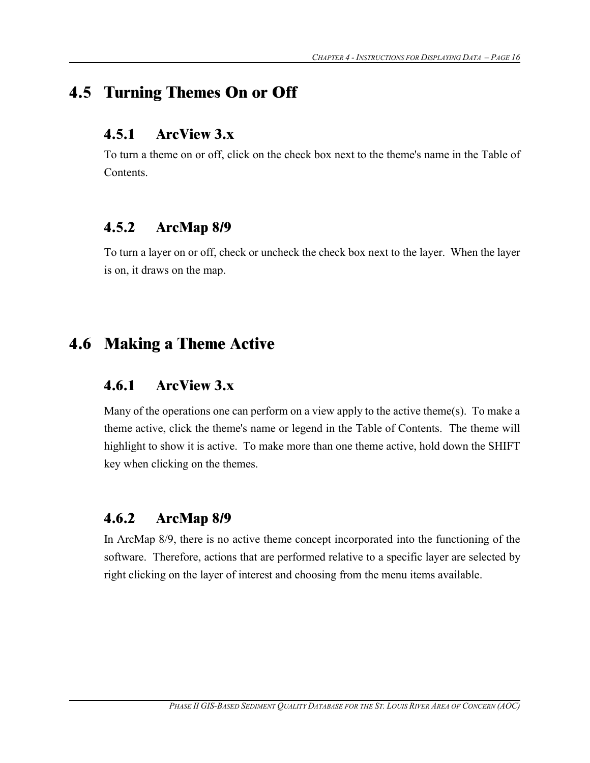## 4.5 Turning Themes On or Off

### 4.5.1 ArcView 3.x

To turn a theme on or off, click on the check box next to the theme's name in the Table of Contents.

### 4.5.2 ArcMap 8/9

To turn a layer on or off, check or uncheck the check box next to the layer. When the layer is on, it draws on the map.

## 4.6 Making a Theme Active

### 4.6.1 ArcView 3.x

Many of the operations one can perform on a view apply to the active theme(s). To make a theme active, click the theme's name or legend in the Table of Contents. The theme will highlight to show it is active. To make more than one theme active, hold down the SHIFT key when clicking on the themes.

### 4.6.2 ArcMap 8/9

In ArcMap 8/9, there is no active theme concept incorporated into the functioning of the software. Therefore, actions that are performed relative to a specific layer are selected by right clicking on the layer of interest and choosing from the menu items available.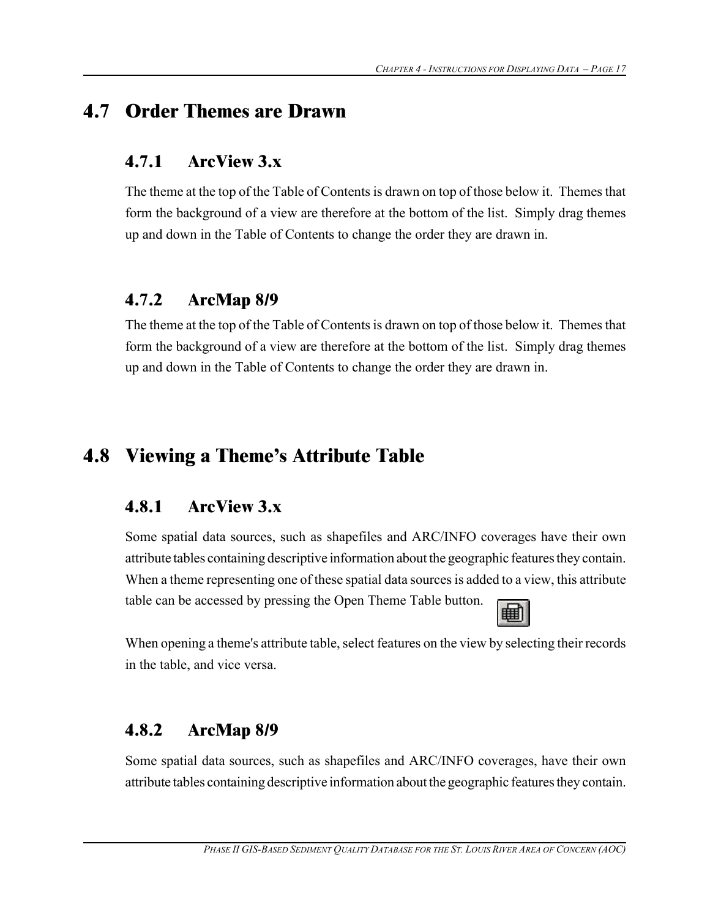## 4.7 Order Themes are Drawn

### 4.7.1 ArcView 3.x

The theme at the top of the Table of Contents is drawn on top of those below it. Themes that form the background of a view are therefore at the bottom of the list. Simply drag themes up and down in the Table of Contents to change the order they are drawn in.

### 4.7.2 ArcMap 8/9

The theme at the top of the Table of Contents is drawn on top of those below it. Themes that form the background of a view are therefore at the bottom of the list. Simply drag themes up and down in the Table of Contents to change the order they are drawn in.

## 4.8 Viewing a Theme's Attribute Table

### 4.8.1 ArcView 3.x

Some spatial data sources, such as shapefiles and ARC/INFO coverages have their own attribute tables containing descriptive information about the geographic features they contain. When a theme representing one of these spatial data sources is added to a view, this attribute table can be accessed by pressing the Open Theme Table button.

When opening a theme's attribute table, select features on the view by selecting their records in the table, and vice versa.

### 4.8.2 ArcMap 8/9

Some spatial data sources, such as shapefiles and ARC/INFO coverages, have their own attribute tables containing descriptive information about the geographic features they contain.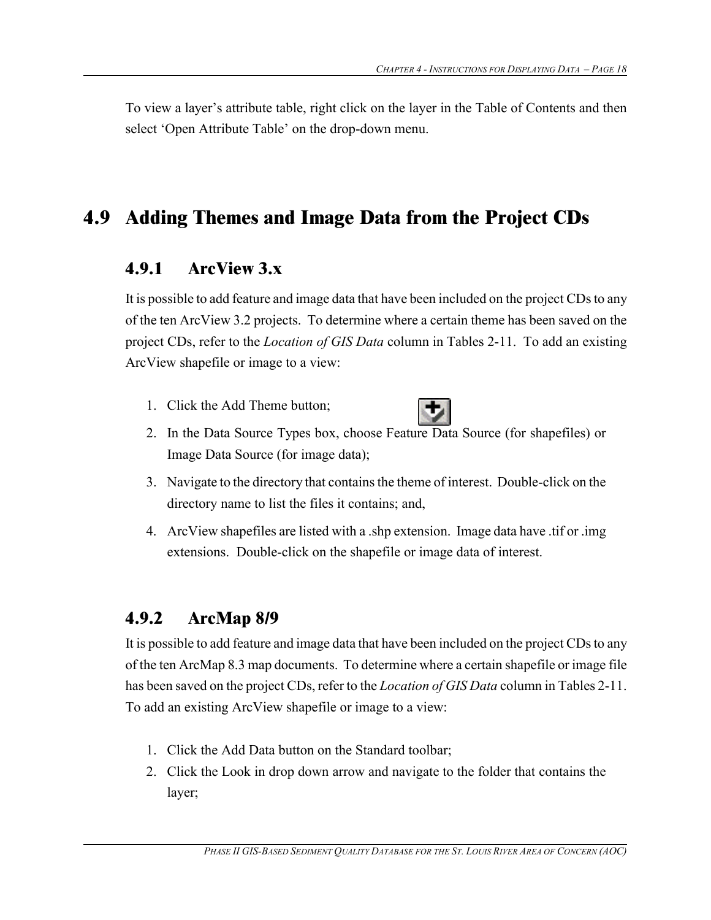To view a layer's attribute table, right click on the layer in the Table of Contents and then select 'Open Attribute Table' on the drop-down menu.

## 4.9 Adding Themes and Image Data from the Project CDs

### 4.9.1 ArcView 3.x

It is possible to add feature and image data that have been included on the project CDs to any of the ten ArcView 3.2 projects. To determine where a certain theme has been saved on the project CDs, refer to the *Location of GIS Data* column in Tables 2-11. To add an existing ArcView shapefile or image to a view:

1. Click the Add Theme button;
2. In the Data Source Types box, choose Feature Data Source (for shapefiles) or Image Data Source (for image data);
3. Navigate to the directory that contains the theme of interest. Double-click on the directory name to list the files it contains; and,
4. ArcView shapefiles are listed with a .shp extension. Image data have .tif or .img extensions. Double-click on the shapefile or image data of interest.

### 4.9.2 ArcMap 8/9

It is possible to add feature and image data that have been included on the project CDs to any of the ten ArcMap 8.3 map documents. To determine where a certain shapefile or image file has been saved on the project CDs, refer to the *Location of GIS Data* column in Tables 2-11. To add an existing ArcView shapefile or image to a view:

1. Click the Add Data button on the Standard toolbar;
2. Click the Look in drop down arrow and navigate to the folder that contains the layer;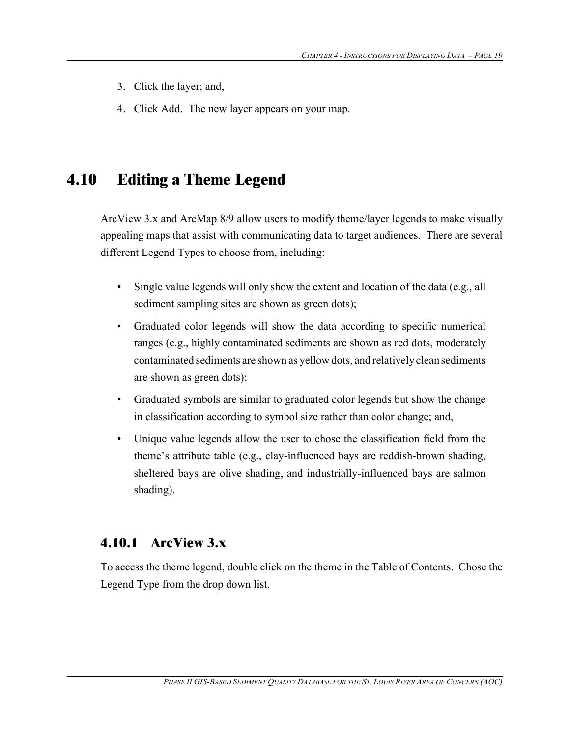3. Click the layer; and,
4. Click Add. The new layer appears on your map.

## 4.10 Editing a Theme Legend

ArcView 3.x and ArcMap 8/9 allow users to modify theme/layer legends to make visually appealing maps that assist with communicating data to target audiences. There are several different Legend Types to choose from, including:

- Single value legends will only show the extent and location of the data (e.g., all sediment sampling sites are shown as green dots);
- Graduated color legends will show the data according to specific numerical ranges (e.g., highly contaminated sediments are shown as red dots, moderately contaminated sediments are shown as yellow dots, and relatively clean sediments are shown as green dots);
- Graduated symbols are similar to graduated color legends but show the change in classification according to symbol size rather than color change; and,
- Unique value legends allow the user to chose the classification field from the theme's attribute table (e.g., clay-influenced bays are reddish-brown shading, sheltered bays are olive shading, and industrially-influenced bays are salmon shading).

### 4.10.1 ArcView 3.x

To access the theme legend, double click on the theme in the Table of Contents. Chose the Legend Type from the drop down list.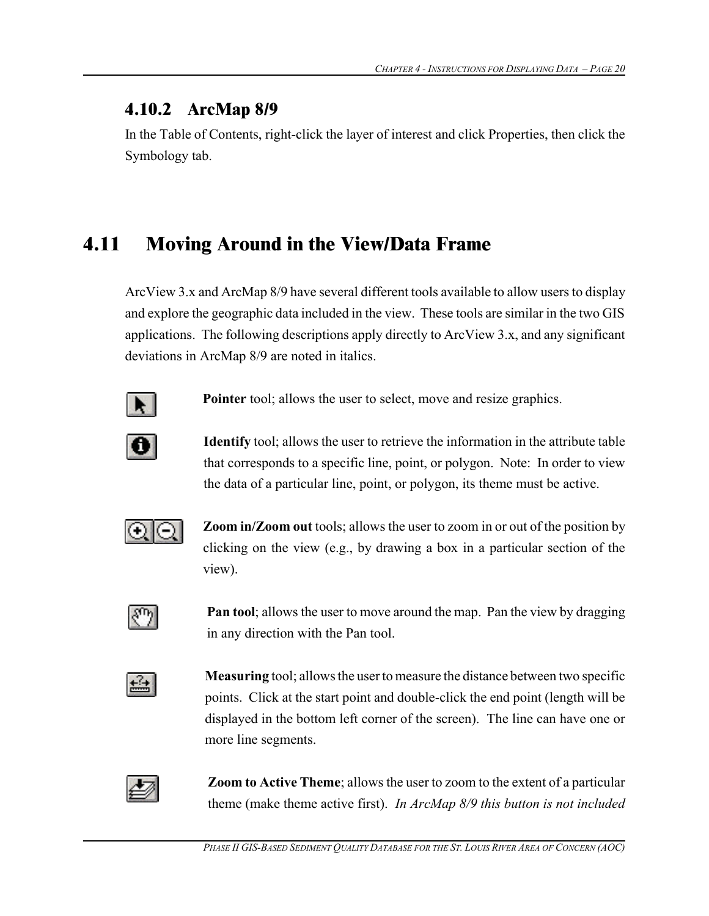### 4.10.2 ArcMap 8/9

In the Table of Contents, right-click the layer of interest and click Properties, then click the Symbology tab.

## 4.11 Moving Around in the View/Data Frame

ArcView 3.x and ArcMap 8/9 have several different tools available to allow users to display and explore the geographic data included in the view. These tools are similar in the two GIS applications. The following descriptions apply directly to ArcView 3.x, and any significant deviations in ArcMap 8/9 are noted in italics.

**Pointer** tool; allows the user to select, move and resize graphics.

**Identify** tool; allows the user to retrieve the information in the attribute table that corresponds to a specific line, point, or polygon. Note: In order to view the data of a particular line, point, or polygon, its theme must be active.

**Zoom in/Zoom out** tools; allows the user to zoom in or out of the position by clicking on the view (e.g., by drawing a box in a particular section of the view).

**Pan tool**; allows the user to move around the map. Pan the view by dragging in any direction with the Pan tool.

**Measuring** tool; allows the user to measure the distance between two specific points. Click at the start point and double-click the end point (length will be displayed in the bottom left corner of the screen). The line can have one or more line segments.

**Zoom to Active Theme**; allows the user to zoom to the extent of a particular theme (make theme active first). *In ArcMap 8/9 this button is not included*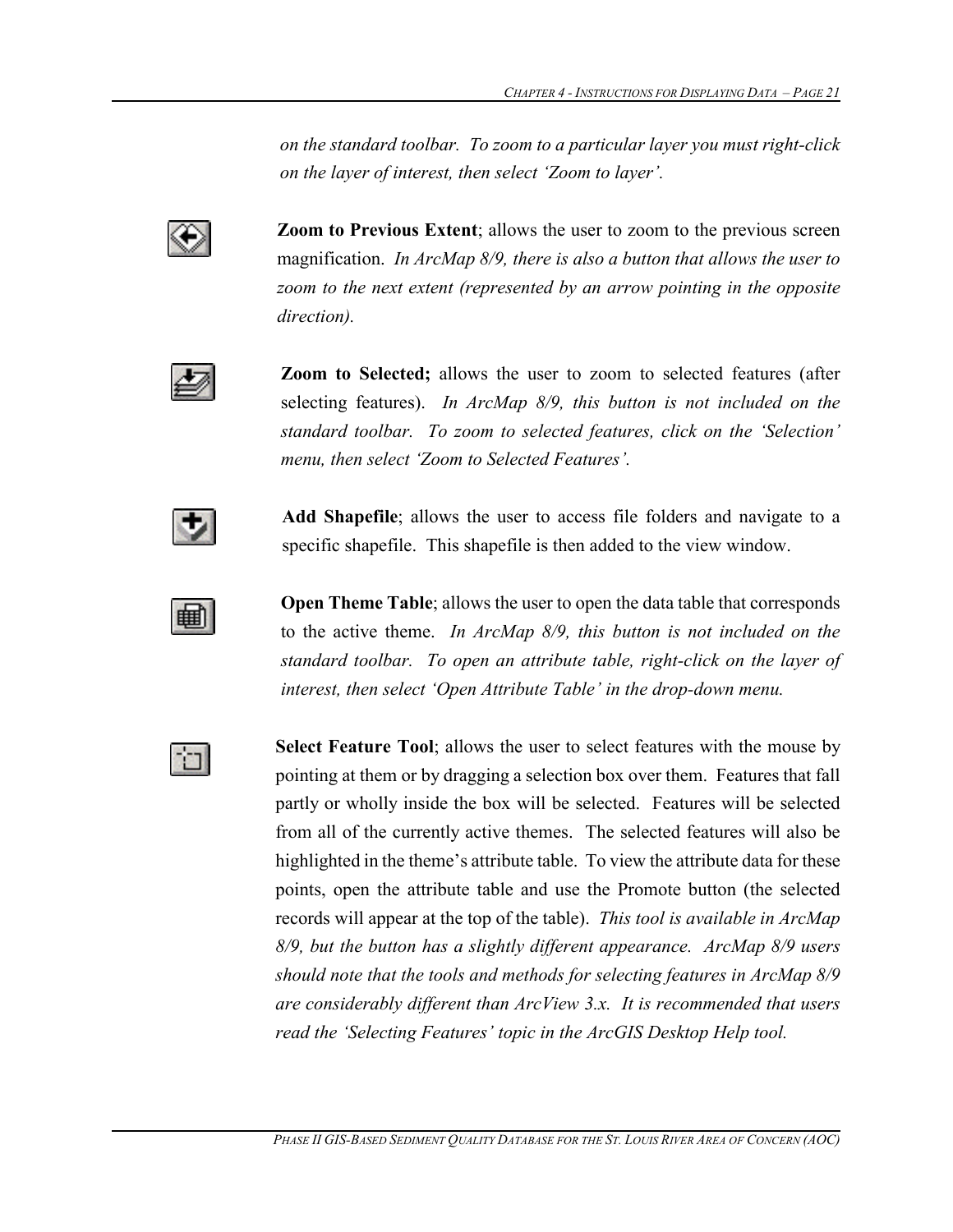*on the standard toolbar. To zoom to a particular layer you must right-click on the layer of interest, then select 'Zoom to layer'.*

**Zoom to Previous Extent**; allows the user to zoom to the previous screen magnification. *In ArcMap 8/9, there is also a button that allows the user to zoom to the next extent (represented by an arrow pointing in the opposite direction).*

**Zoom to Selected;** allows the user to zoom to selected features (after selecting features). *In ArcMap 8/9, this button is not included on the standard toolbar. To zoom to selected features, click on the 'Selection' menu, then select 'Zoom to Selected Features'.*

**Add Shapefile**; allows the user to access file folders and navigate to a specific shapefile. This shapefile is then added to the view window.

**Open Theme Table**; allows the user to open the data table that corresponds to the active theme. *In ArcMap 8/9, this button is not included on the standard toolbar. To open an attribute table, right-click on the layer of interest, then select 'Open Attribute Table' in the drop-down menu.*

**Select Feature Tool**; allows the user to select features with the mouse by pointing at them or by dragging a selection box over them. Features that fall partly or wholly inside the box will be selected. Features will be selected from all of the currently active themes. The selected features will also be highlighted in the theme's attribute table. To view the attribute data for these points, open the attribute table and use the Promote button (the selected records will appear at the top of the table). *This tool is available in ArcMap 8/9, but the button has a slightly different appearance. ArcMap 8/9 users should note that the tools and methods for selecting features in ArcMap 8/9 are considerably different than ArcView 3.x. It is recommended that users read the 'Selecting Features' topic in the ArcGIS Desktop Help tool.*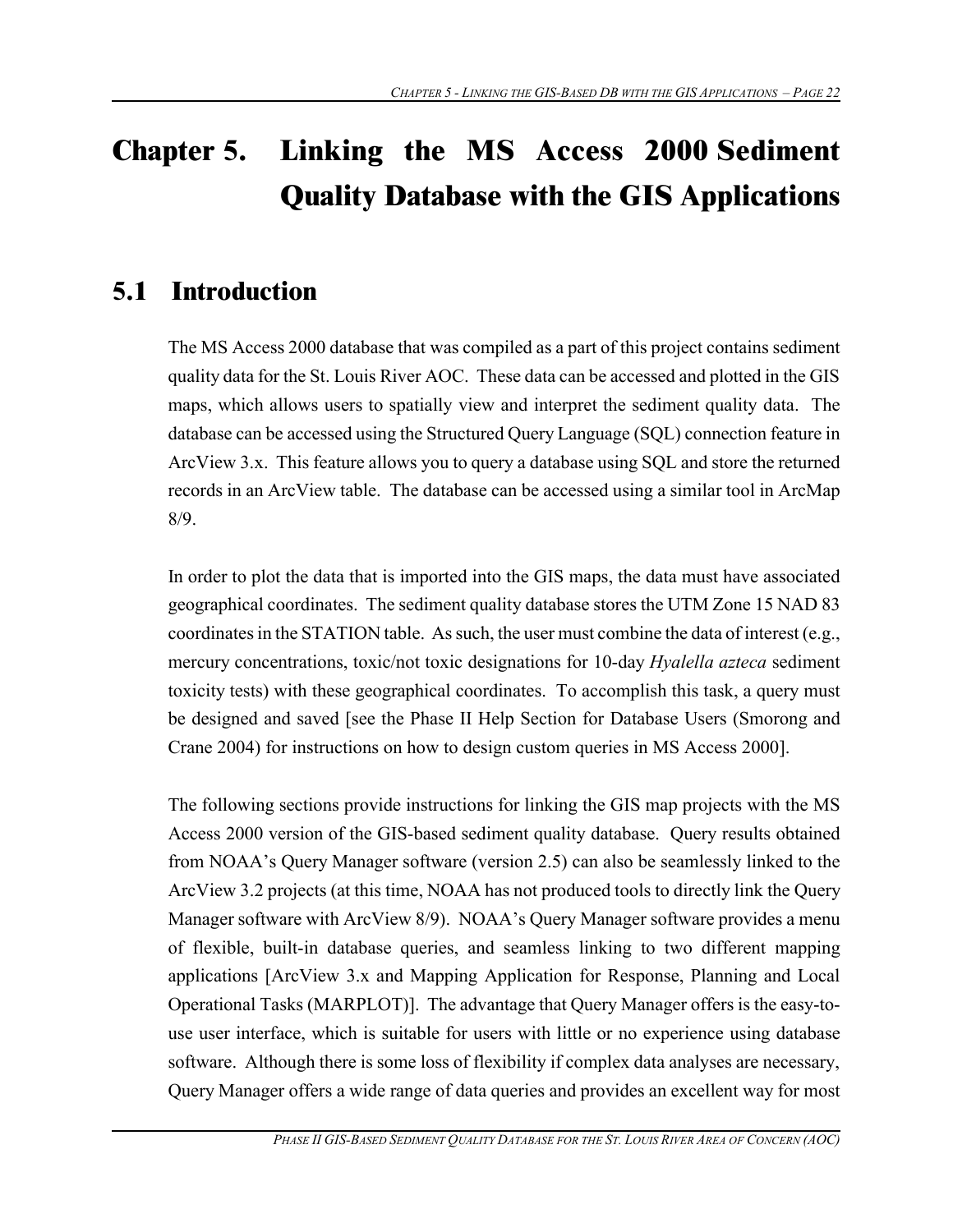# Chapter 5. Linking the MS Access 2000 Sediment Quality Database with the GIS Applications

## 5.1 Introduction

The MS Access 2000 database that was compiled as a part of this project contains sediment quality data for the St. Louis River AOC. These data can be accessed and plotted in the GIS maps, which allows users to spatially view and interpret the sediment quality data. The database can be accessed using the Structured Query Language (SQL) connection feature in ArcView 3.x. This feature allows you to query a database using SQL and store the returned records in an ArcView table. The database can be accessed using a similar tool in ArcMap 8/9.

In order to plot the data that is imported into the GIS maps, the data must have associated geographical coordinates. The sediment quality database stores the UTM Zone 15 NAD 83 coordinates in the STATION table. As such, the user must combine the data of interest (e.g., mercury concentrations, toxic/not toxic designations for 10-day *Hyalella azteca* sediment toxicity tests) with these geographical coordinates. To accomplish this task, a query must be designed and saved [see the Phase II Help Section for Database Users (Smorong and Crane 2004) for instructions on how to design custom queries in MS Access 2000].

The following sections provide instructions for linking the GIS map projects with the MS Access 2000 version of the GIS-based sediment quality database. Query results obtained from NOAA's Query Manager software (version 2.5) can also be seamlessly linked to the ArcView 3.2 projects (at this time, NOAA has not produced tools to directly link the Query Manager software with ArcView 8/9). NOAA's Query Manager software provides a menu of flexible, built-in database queries, and seamless linking to two different mapping applications [ArcView 3.x and Mapping Application for Response, Planning and Local Operational Tasks (MARPLOT)]. The advantage that Query Manager offers is the easy-to-use user interface, which is suitable for users with little or no experience using database software. Although there is some loss of flexibility if complex data analyses are necessary, Query Manager offers a wide range of data queries and provides an excellent way for most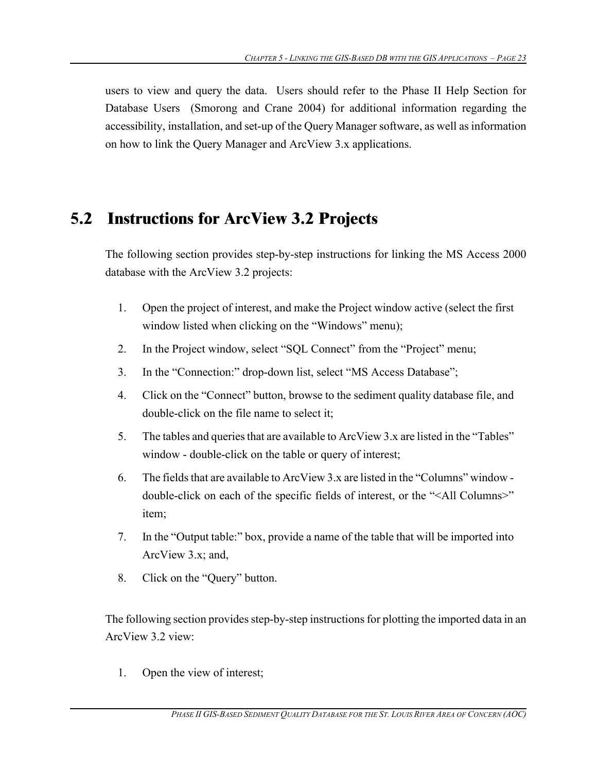users to view and query the data. Users should refer to the Phase II Help Section for Database Users (Smorong and Crane 2004) for additional information regarding the accessibility, installation, and set-up of the Query Manager software, as well as information on how to link the Query Manager and ArcView 3.x applications.

## 5.2 Instructions for ArcView 3.2 Projects

The following section provides step-by-step instructions for linking the MS Access 2000 database with the ArcView 3.2 projects:

1. Open the project of interest, and make the Project window active (select the first window listed when clicking on the "Windows" menu);
2. In the Project window, select "SQL Connect" from the "Project" menu;
3. In the "Connection:" drop-down list, select "MS Access Database";
4. Click on the "Connect" button, browse to the sediment quality database file, and double-click on the file name to select it;
5. The tables and queries that are available to ArcView 3.x are listed in the "Tables" window - double-click on the table or query of interest;
6. The fields that are available to ArcView 3.x are listed in the "Columns" window - double-click on each of the specific fields of interest, or the "<All Columns>" item;
7. In the "Output table:" box, provide a name of the table that will be imported into ArcView 3.x; and,
8. Click on the "Query" button.

The following section provides step-by-step instructions for plotting the imported data in an ArcView 3.2 view:

1. Open the view of interest;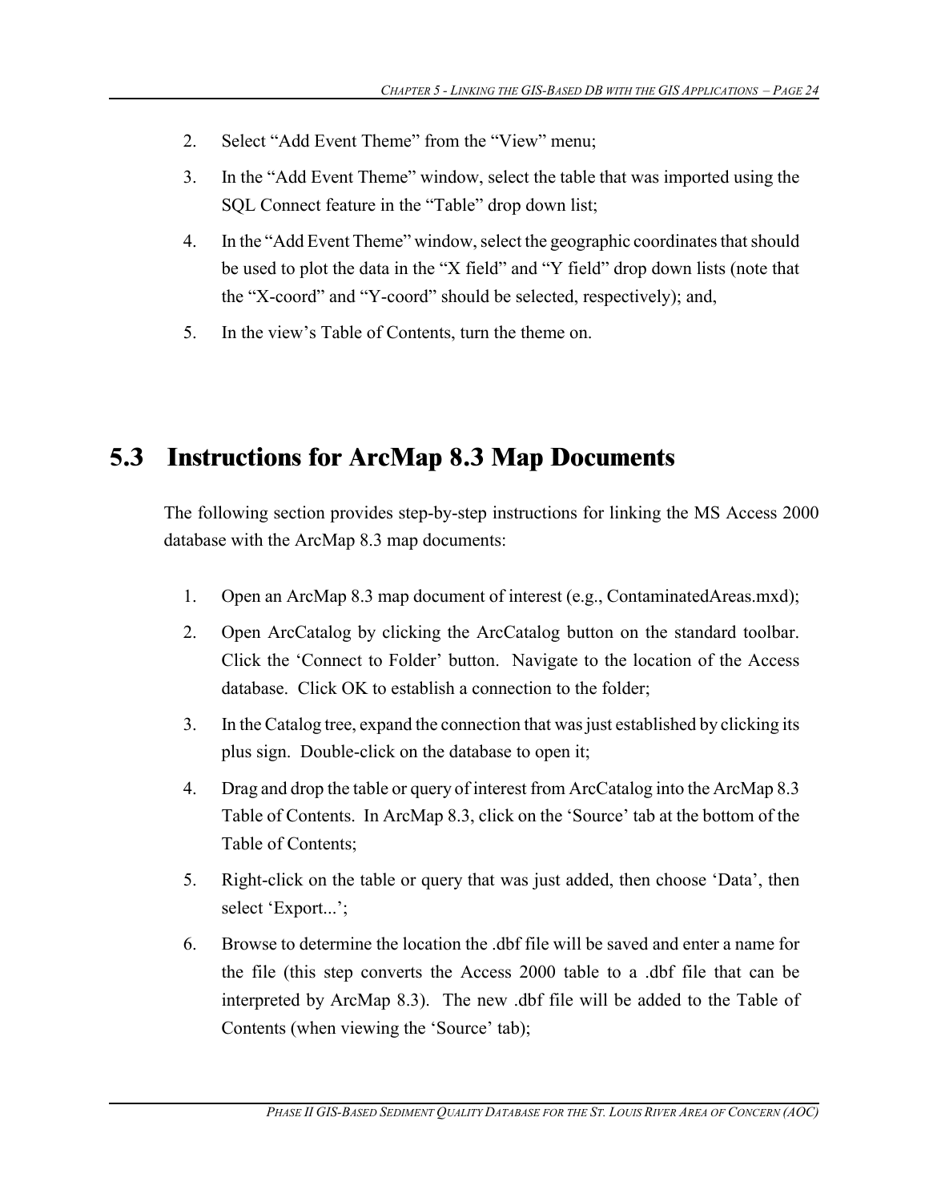2. Select “Add Event Theme” from the “View” menu;
3. In the “Add Event Theme” window, select the table that was imported using the SQL Connect feature in the “Table” drop down list;
4. In the “Add Event Theme” window, select the geographic coordinates that should be used to plot the data in the “X field” and “Y field” drop down lists (note that the “X-coord” and “Y-coord” should be selected, respectively); and,
5. In the view’s Table of Contents, turn the theme on.

## 5.3 Instructions for ArcMap 8.3 Map Documents

The following section provides step-by-step instructions for linking the MS Access 2000 database with the ArcMap 8.3 map documents:

1. Open an ArcMap 8.3 map document of interest (e.g., ContaminatedAreas.mxd);
2. Open ArcCatalog by clicking the ArcCatalog button on the standard toolbar. Click the ‘Connect to Folder’ button. Navigate to the location of the Access database. Click OK to establish a connection to the folder;
3. In the Catalog tree, expand the connection that was just established by clicking its plus sign. Double-click on the database to open it;
4. Drag and drop the table or query of interest from ArcCatalog into the ArcMap 8.3 Table of Contents. In ArcMap 8.3, click on the ‘Source’ tab at the bottom of the Table of Contents;
5. Right-click on the table or query that was just added, then choose ‘Data’, then select ‘Export...’;
6. Browse to determine the location the .dbf file will be saved and enter a name for the file (this step converts the Access 2000 table to a .dbf file that can be interpreted by ArcMap 8.3). The new .dbf file will be added to the Table of Contents (when viewing the ‘Source’ tab);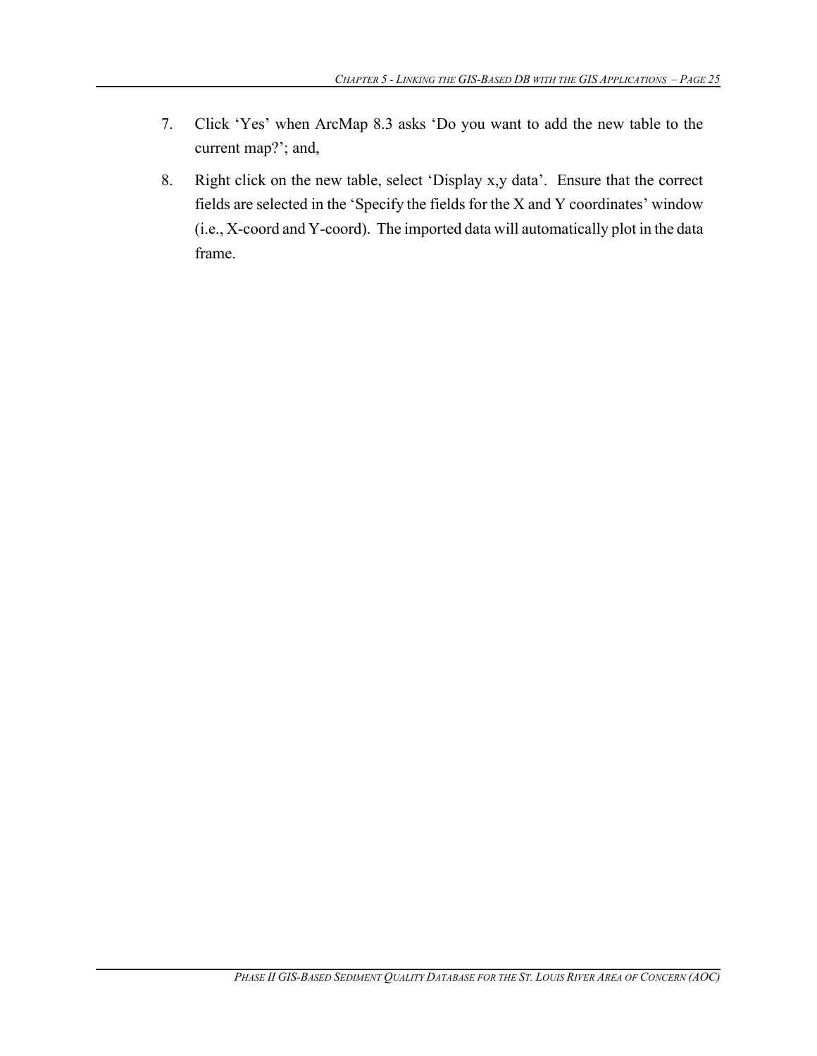7. Click 'Yes' when ArcMap 8.3 asks 'Do you want to add the new table to the current map?'; and,

8. Right click on the new table, select 'Display x,y data'. Ensure that the correct fields are selected in the 'Specify the fields for the X and Y coordinates' window (i.e., X-coord and Y-coord). The imported data will automatically plot in the data frame.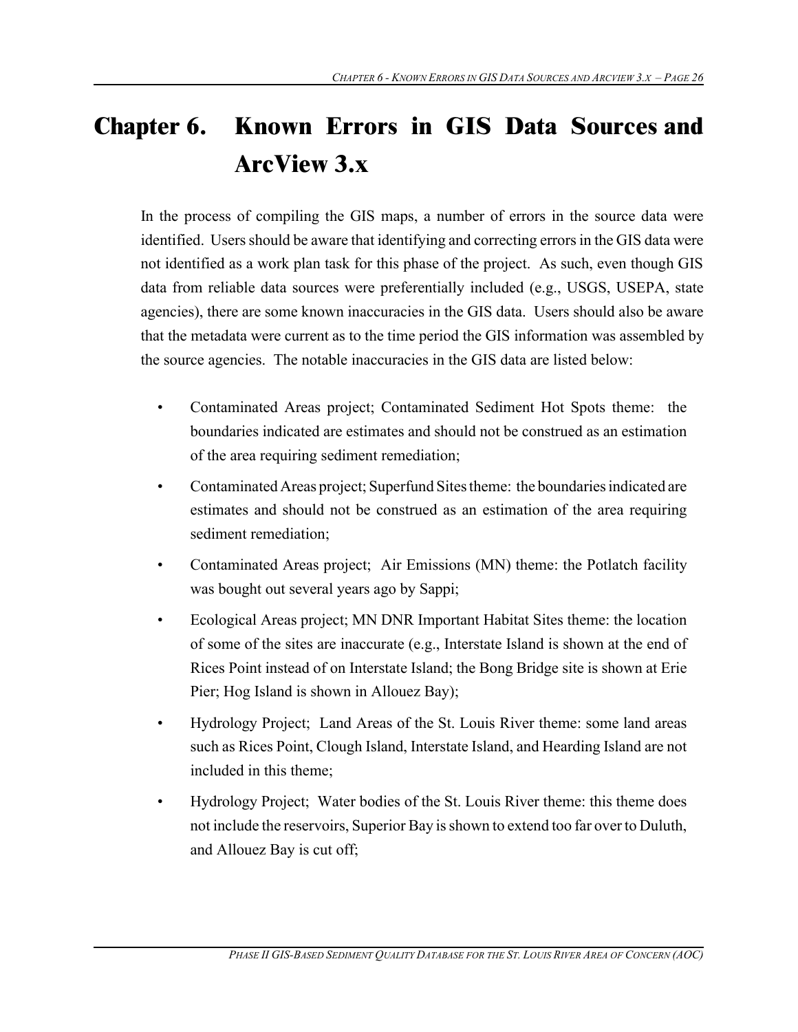# Chapter 6. Known Errors in GIS Data Sources and ArcView 3.x

In the process of compiling the GIS maps, a number of errors in the source data were identified. Users should be aware that identifying and correcting errors in the GIS data were not identified as a work plan task for this phase of the project. As such, even though GIS data from reliable data sources were preferentially included (e.g., USGS, USEPA, state agencies), there are some known inaccuracies in the GIS data. Users should also be aware that the metadata were current as to the time period the GIS information was assembled by the source agencies. The notable inaccuracies in the GIS data are listed below:

- Contaminated Areas project; Contaminated Sediment Hot Spots theme: the boundaries indicated are estimates and should not be construed as an estimation of the area requiring sediment remediation;
- Contaminated Areas project; Superfund Sites theme: the boundaries indicated are estimates and should not be construed as an estimation of the area requiring sediment remediation;
- Contaminated Areas project; Air Emissions (MN) theme: the Potlatch facility was bought out several years ago by Sappi;
- Ecological Areas project; MN DNR Important Habitat Sites theme: the location of some of the sites are inaccurate (e.g., Interstate Island is shown at the end of Rices Point instead of on Interstate Island; the Bong Bridge site is shown at Erie Pier; Hog Island is shown in Allouez Bay);
- Hydrology Project; Land Areas of the St. Louis River theme: some land areas such as Rices Point, Clough Island, Interstate Island, and Hearding Island are not included in this theme;
- Hydrology Project; Water bodies of the St. Louis River theme: this theme does not include the reservoirs, Superior Bay is shown to extend too far over to Duluth, and Allouez Bay is cut off;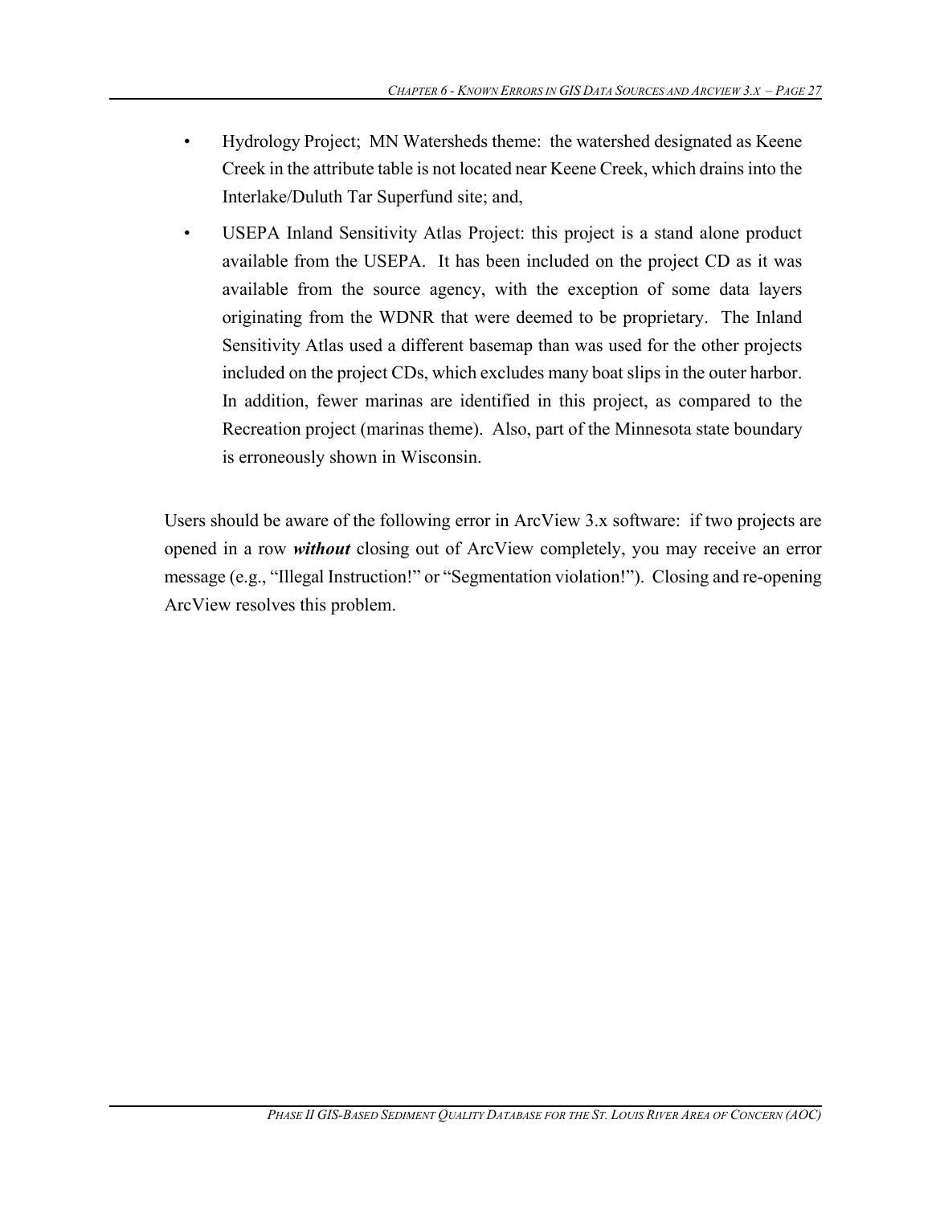- Hydrology Project;  MN Watersheds theme:  the watershed designated as Keene Creek in the attribute table is not located near Keene Creek, which drains into the Interlake/Duluth Tar Superfund site; and,
- USEPA Inland Sensitivity Atlas Project: this project is a stand alone product available from the USEPA.  It has been included on the project CD as it was available from the source agency, with the exception of some data layers originating from the WDNR that were deemed to be proprietary.  The Inland Sensitivity Atlas used a different basemap than was used for the other projects included on the project CDs, which excludes many boat slips in the outer harbor.  In addition, fewer marinas are identified in this project, as compared to the Recreation project (marinas theme).  Also, part of the Minnesota state boundary is erroneously shown in Wisconsin.

Users should be aware of the following error in ArcView 3.x software:  if two projects are opened in a row ***without*** closing out of ArcView completely, you may receive an error message (e.g., "Illegal Instruction!" or "Segmentation violation!").  Closing and re-opening ArcView resolves this problem.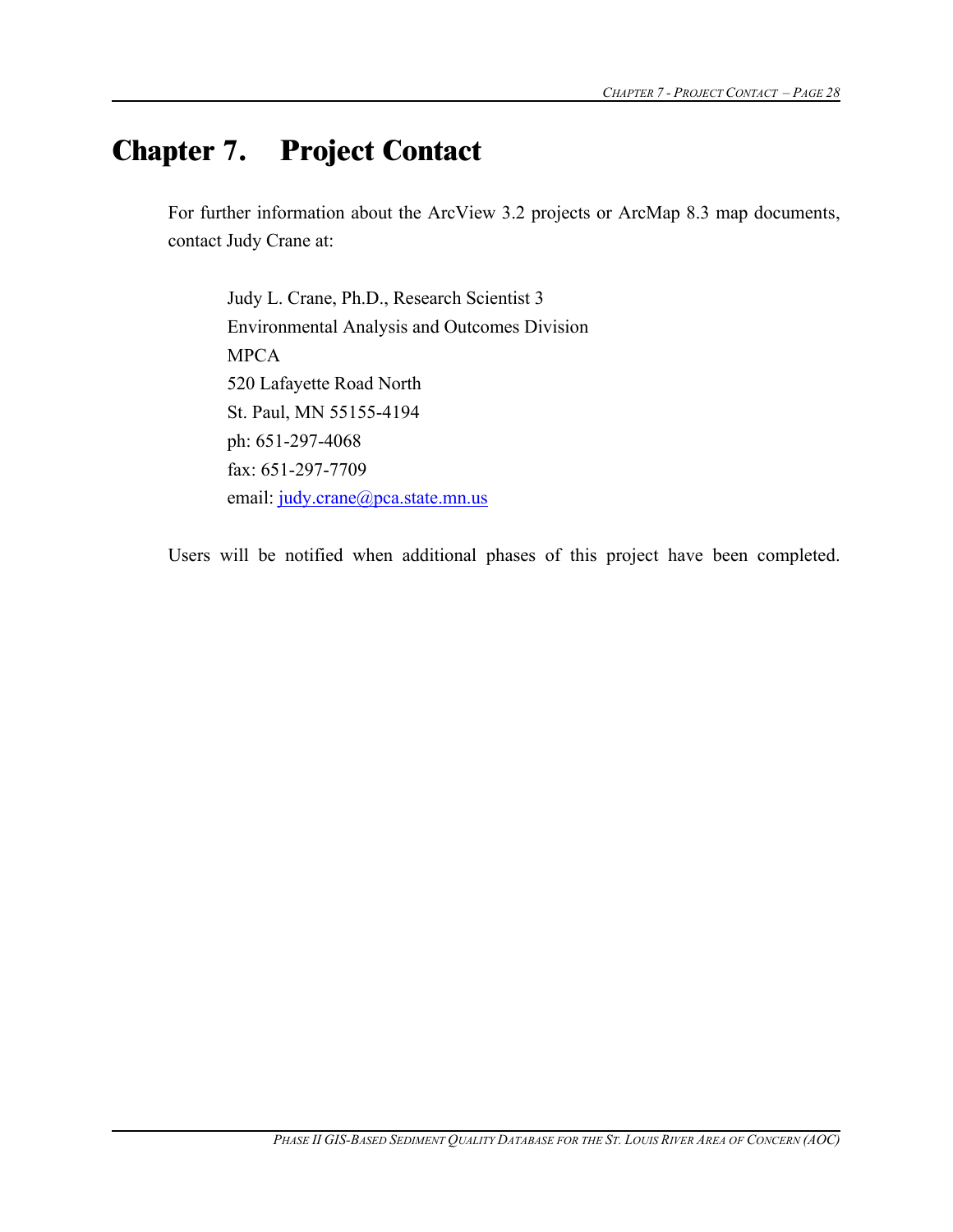# Chapter 7. Project Contact

For further information about the ArcView 3.2 projects or ArcMap 8.3 map documents, contact Judy Crane at:

> Judy L. Crane, Ph.D., Research Scientist 3  
> Environmental Analysis and Outcomes Division  
> MPCA  
> 520 Lafayette Road North  
> St. Paul, MN 55155-4194  
> ph: 651-297-4068  
> fax: 651-297-7709  
> email: judy.crane@pca.state.mn.us

Users will be notified when additional phases of this project have been completed.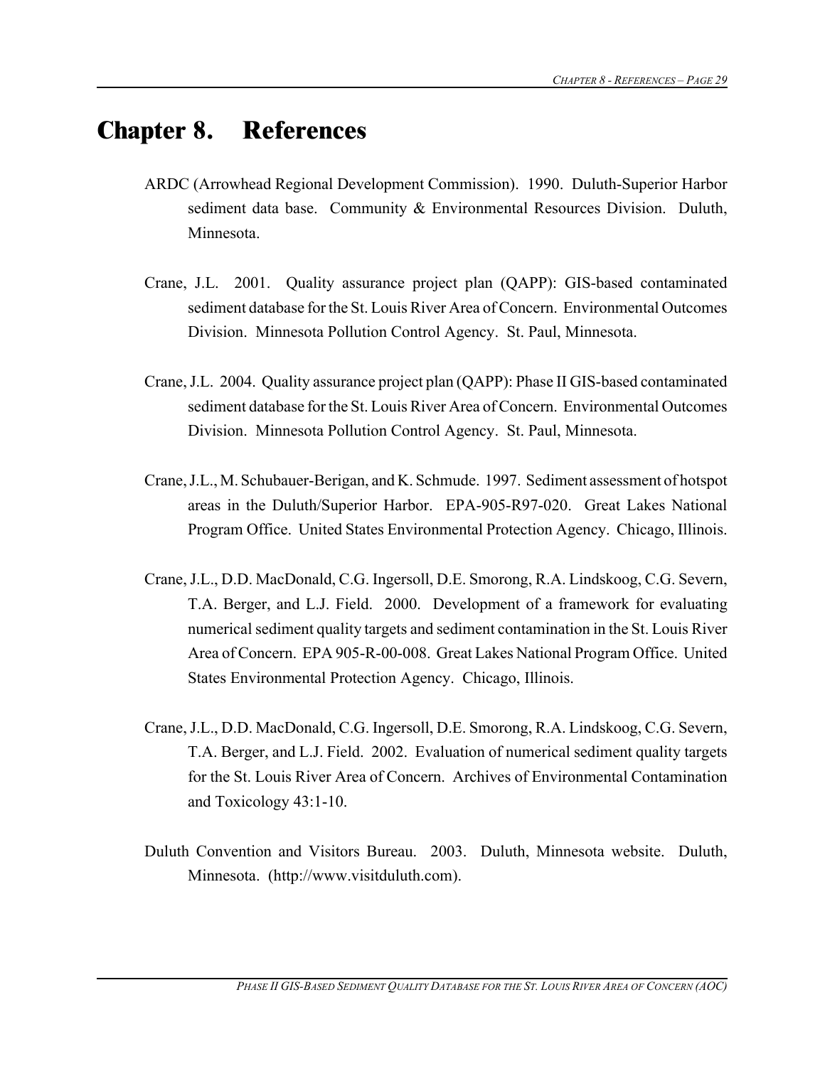# Chapter 8. References

ARDC (Arrowhead Regional Development Commission). 1990. Duluth-Superior Harbor sediment data base. Community & Environmental Resources Division. Duluth, Minnesota.

Crane, J.L. 2001. Quality assurance project plan (QAPP): GIS-based contaminated sediment database for the St. Louis River Area of Concern. Environmental Outcomes Division. Minnesota Pollution Control Agency. St. Paul, Minnesota.

Crane, J.L. 2004. Quality assurance project plan (QAPP): Phase II GIS-based contaminated sediment database for the St. Louis River Area of Concern. Environmental Outcomes Division. Minnesota Pollution Control Agency. St. Paul, Minnesota.

Crane, J.L., M. Schubauer-Berigan, and K. Schmude. 1997. Sediment assessment of hotspot areas in the Duluth/Superior Harbor. EPA-905-R97-020. Great Lakes National Program Office. United States Environmental Protection Agency. Chicago, Illinois.

Crane, J.L., D.D. MacDonald, C.G. Ingersoll, D.E. Smorong, R.A. Lindskoog, C.G. Severn, T.A. Berger, and L.J. Field. 2000. Development of a framework for evaluating numerical sediment quality targets and sediment contamination in the St. Louis River Area of Concern. EPA 905-R-00-008. Great Lakes National Program Office. United States Environmental Protection Agency. Chicago, Illinois.

Crane, J.L., D.D. MacDonald, C.G. Ingersoll, D.E. Smorong, R.A. Lindskoog, C.G. Severn, T.A. Berger, and L.J. Field. 2002. Evaluation of numerical sediment quality targets for the St. Louis River Area of Concern. Archives of Environmental Contamination and Toxicology 43:1-10.

Duluth Convention and Visitors Bureau. 2003. Duluth, Minnesota website. Duluth, Minnesota. (http://www.visitduluth.com).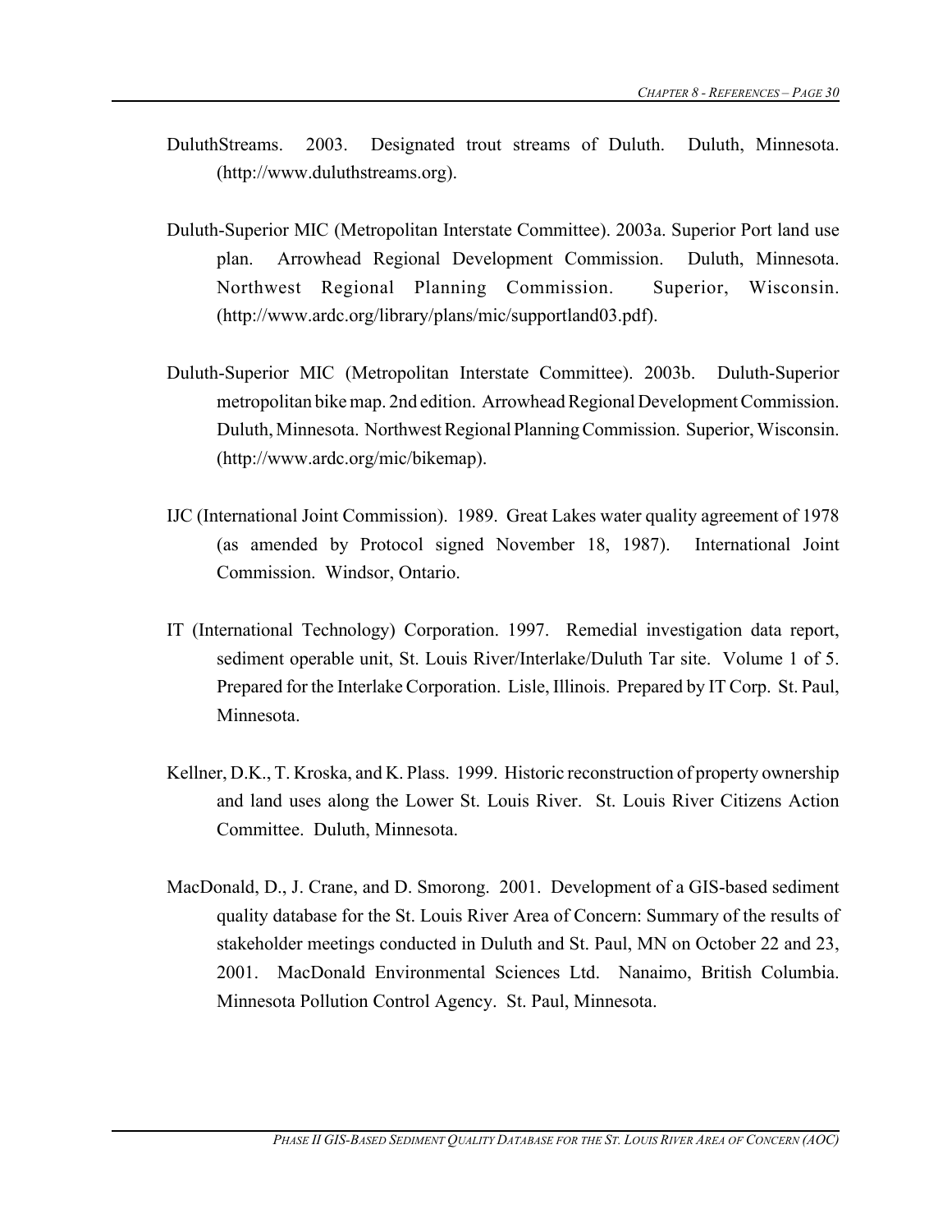DuluthStreams. 2003. Designated trout streams of Duluth. Duluth, Minnesota. (http://www.duluthstreams.org).

Duluth-Superior MIC (Metropolitan Interstate Committee). 2003a. Superior Port land use plan. Arrowhead Regional Development Commission. Duluth, Minnesota. Northwest Regional Planning Commission. Superior, Wisconsin. (http://www.ardc.org/library/plans/mic/supportland03.pdf).

Duluth-Superior MIC (Metropolitan Interstate Committee). 2003b. Duluth-Superior metropolitan bike map. 2nd edition. Arrowhead Regional Development Commission. Duluth, Minnesota. Northwest Regional Planning Commission. Superior, Wisconsin. (http://www.ardc.org/mic/bikemap).

IJC (International Joint Commission). 1989. Great Lakes water quality agreement of 1978 (as amended by Protocol signed November 18, 1987). International Joint Commission. Windsor, Ontario.

IT (International Technology) Corporation. 1997. Remedial investigation data report, sediment operable unit, St. Louis River/Interlake/Duluth Tar site. Volume 1 of 5. Prepared for the Interlake Corporation. Lisle, Illinois. Prepared by IT Corp. St. Paul, Minnesota.

Kellner, D.K., T. Kroska, and K. Plass. 1999. Historic reconstruction of property ownership and land uses along the Lower St. Louis River. St. Louis River Citizens Action Committee. Duluth, Minnesota.

MacDonald, D., J. Crane, and D. Smorong. 2001. Development of a GIS-based sediment quality database for the St. Louis River Area of Concern: Summary of the results of stakeholder meetings conducted in Duluth and St. Paul, MN on October 22 and 23, 2001. MacDonald Environmental Sciences Ltd. Nanaimo, British Columbia. Minnesota Pollution Control Agency. St. Paul, Minnesota.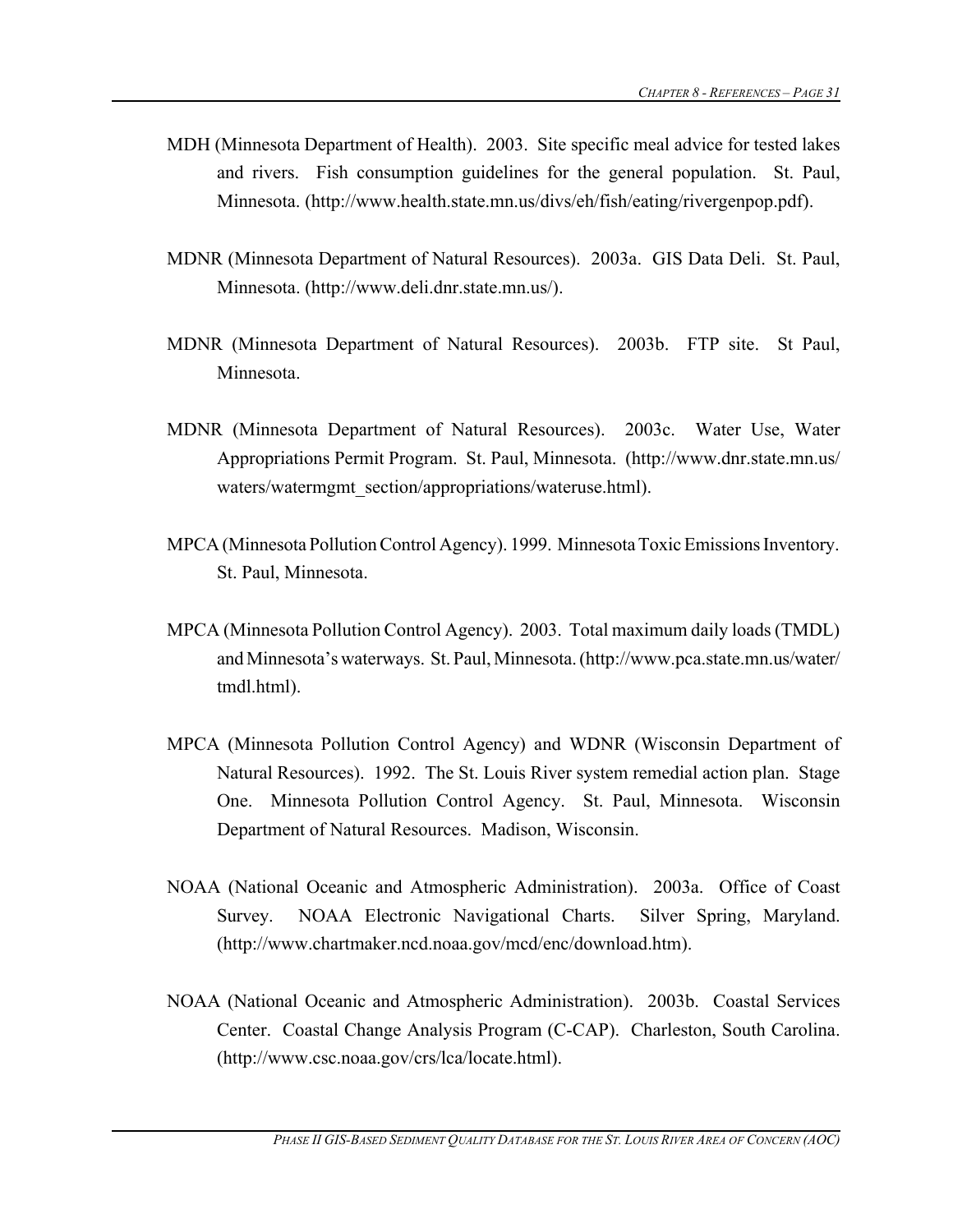MDH (Minnesota Department of Health). 2003. Site specific meal advice for tested lakes and rivers. Fish consumption guidelines for the general population. St. Paul, Minnesota. (http://www.health.state.mn.us/divs/eh/fish/eating/rivergenpop.pdf).

MDNR (Minnesota Department of Natural Resources). 2003a. GIS Data Deli. St. Paul, Minnesota. (http://www.deli.dnr.state.mn.us/).

MDNR (Minnesota Department of Natural Resources). 2003b. FTP site. St Paul, Minnesota.

MDNR (Minnesota Department of Natural Resources). 2003c. Water Use, Water Appropriations Permit Program. St. Paul, Minnesota. (http://www.dnr.state.mn.us/waters/watermgmt_section/appropriations/wateruse.html).

MPCA (Minnesota Pollution Control Agency). 1999. Minnesota Toxic Emissions Inventory. St. Paul, Minnesota.

MPCA (Minnesota Pollution Control Agency). 2003. Total maximum daily loads (TMDL) and Minnesota's waterways. St. Paul, Minnesota. (http://www.pca.state.mn.us/water/tmdl.html).

MPCA (Minnesota Pollution Control Agency) and WDNR (Wisconsin Department of Natural Resources). 1992. The St. Louis River system remedial action plan. Stage One. Minnesota Pollution Control Agency. St. Paul, Minnesota. Wisconsin Department of Natural Resources. Madison, Wisconsin.

NOAA (National Oceanic and Atmospheric Administration). 2003a. Office of Coast Survey. NOAA Electronic Navigational Charts. Silver Spring, Maryland. (http://www.chartmaker.ncd.noaa.gov/mcd/enc/download.htm).

NOAA (National Oceanic and Atmospheric Administration). 2003b. Coastal Services Center. Coastal Change Analysis Program (C-CAP). Charleston, South Carolina. (http://www.csc.noaa.gov/crs/lca/locate.html).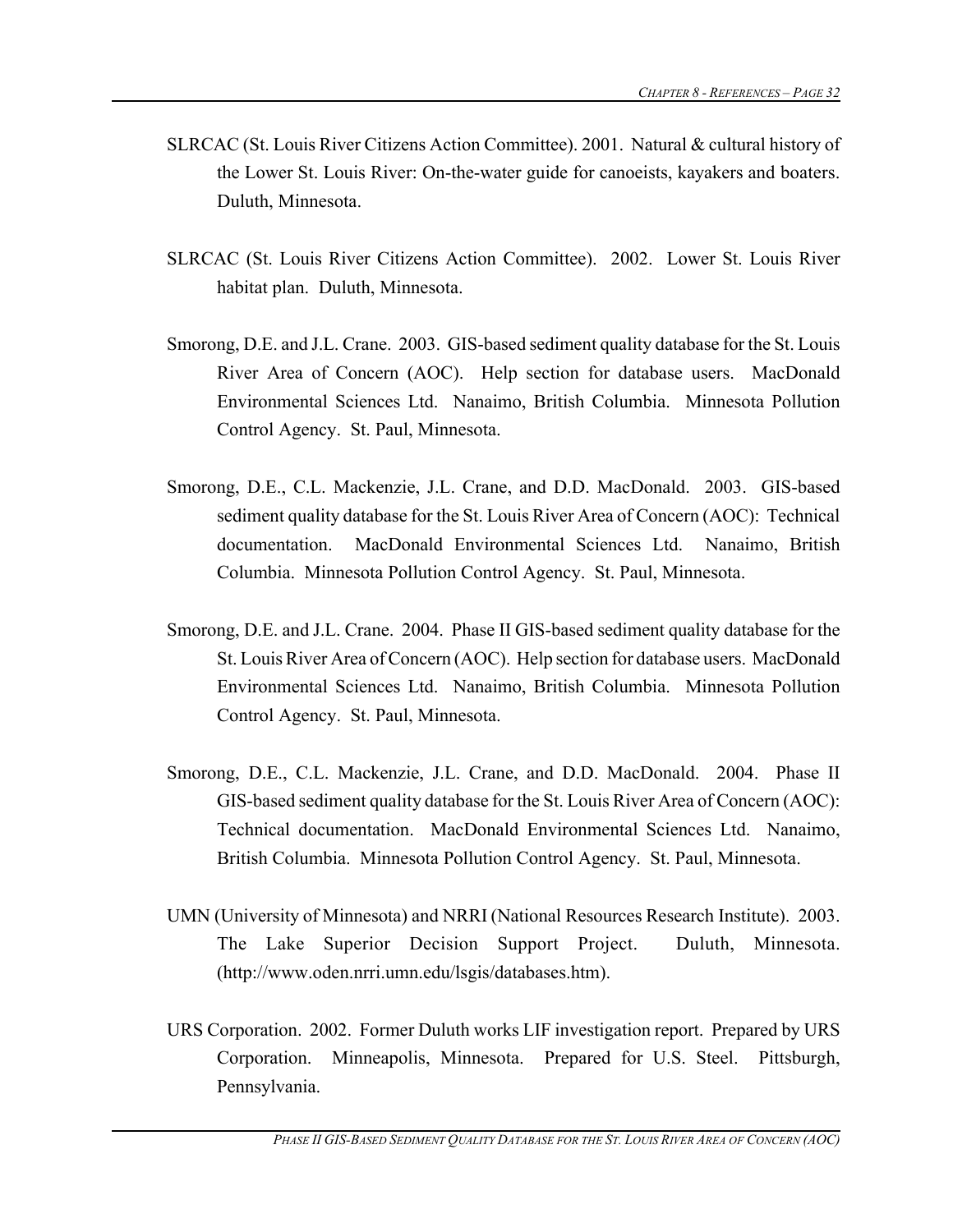SLRCAC (St. Louis River Citizens Action Committee). 2001. Natural & cultural history of the Lower St. Louis River: On-the-water guide for canoeists, kayakers and boaters. Duluth, Minnesota.

SLRCAC (St. Louis River Citizens Action Committee). 2002. Lower St. Louis River habitat plan. Duluth, Minnesota.

Smorong, D.E. and J.L. Crane. 2003. GIS-based sediment quality database for the St. Louis River Area of Concern (AOC). Help section for database users. MacDonald Environmental Sciences Ltd. Nanaimo, British Columbia. Minnesota Pollution Control Agency. St. Paul, Minnesota.

Smorong, D.E., C.L. Mackenzie, J.L. Crane, and D.D. MacDonald. 2003. GIS-based sediment quality database for the St. Louis River Area of Concern (AOC): Technical documentation. MacDonald Environmental Sciences Ltd. Nanaimo, British Columbia. Minnesota Pollution Control Agency. St. Paul, Minnesota.

Smorong, D.E. and J.L. Crane. 2004. Phase II GIS-based sediment quality database for the St. Louis River Area of Concern (AOC). Help section for database users. MacDonald Environmental Sciences Ltd. Nanaimo, British Columbia. Minnesota Pollution Control Agency. St. Paul, Minnesota.

Smorong, D.E., C.L. Mackenzie, J.L. Crane, and D.D. MacDonald. 2004. Phase II GIS-based sediment quality database for the St. Louis River Area of Concern (AOC): Technical documentation. MacDonald Environmental Sciences Ltd. Nanaimo, British Columbia. Minnesota Pollution Control Agency. St. Paul, Minnesota.

UMN (University of Minnesota) and NRRI (National Resources Research Institute). 2003. The Lake Superior Decision Support Project. Duluth, Minnesota. (http://www.oden.nrri.umn.edu/lsgis/databases.htm).

URS Corporation. 2002. Former Duluth works LIF investigation report. Prepared by URS Corporation. Minneapolis, Minnesota. Prepared for U.S. Steel. Pittsburgh, Pennsylvania.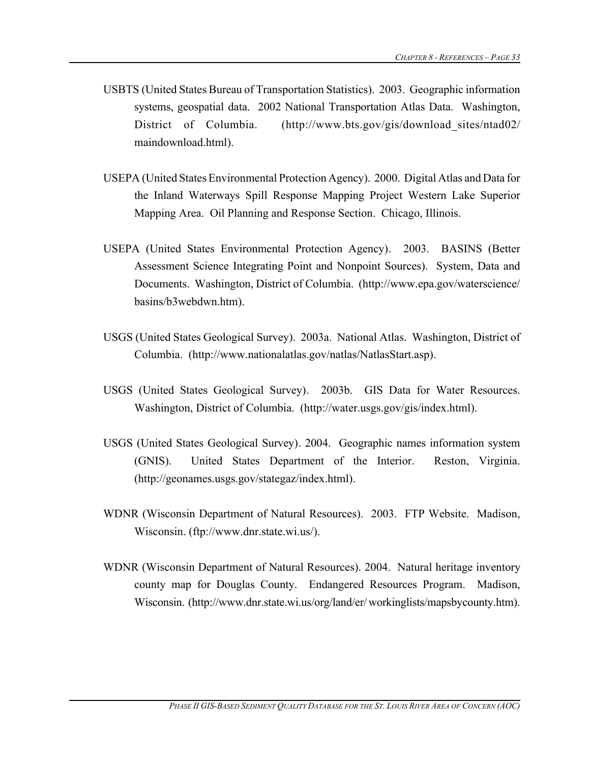USBTS (United States Bureau of Transportation Statistics). 2003. Geographic information systems, geospatial data. 2002 National Transportation Atlas Data. Washington, District of Columbia. (http://www.bts.gov/gis/download_sites/ntad02/maindownload.html).

USEPA (United States Environmental Protection Agency). 2000. Digital Atlas and Data for the Inland Waterways Spill Response Mapping Project Western Lake Superior Mapping Area. Oil Planning and Response Section. Chicago, Illinois.

USEPA (United States Environmental Protection Agency). 2003. BASINS (Better Assessment Science Integrating Point and Nonpoint Sources). System, Data and Documents. Washington, District of Columbia. (http://www.epa.gov/waterscience/basins/b3webdwn.htm).

USGS (United States Geological Survey). 2003a. National Atlas. Washington, District of Columbia. (http://www.nationalatlas.gov/natlas/NatlasStart.asp).

USGS (United States Geological Survey). 2003b. GIS Data for Water Resources. Washington, District of Columbia. (http://water.usgs.gov/gis/index.html).

USGS (United States Geological Survey). 2004. Geographic names information system (GNIS). United States Department of the Interior. Reston, Virginia. (http://geonames.usgs.gov/stategaz/index.html).

WDNR (Wisconsin Department of Natural Resources). 2003. FTP Website. Madison, Wisconsin. (ftp://www.dnr.state.wi.us/).

WDNR (Wisconsin Department of Natural Resources). 2004. Natural heritage inventory county map for Douglas County. Endangered Resources Program. Madison, Wisconsin. (http://www.dnr.state.wi.us/org/land/er/ workinglists/mapsbycounty.htm).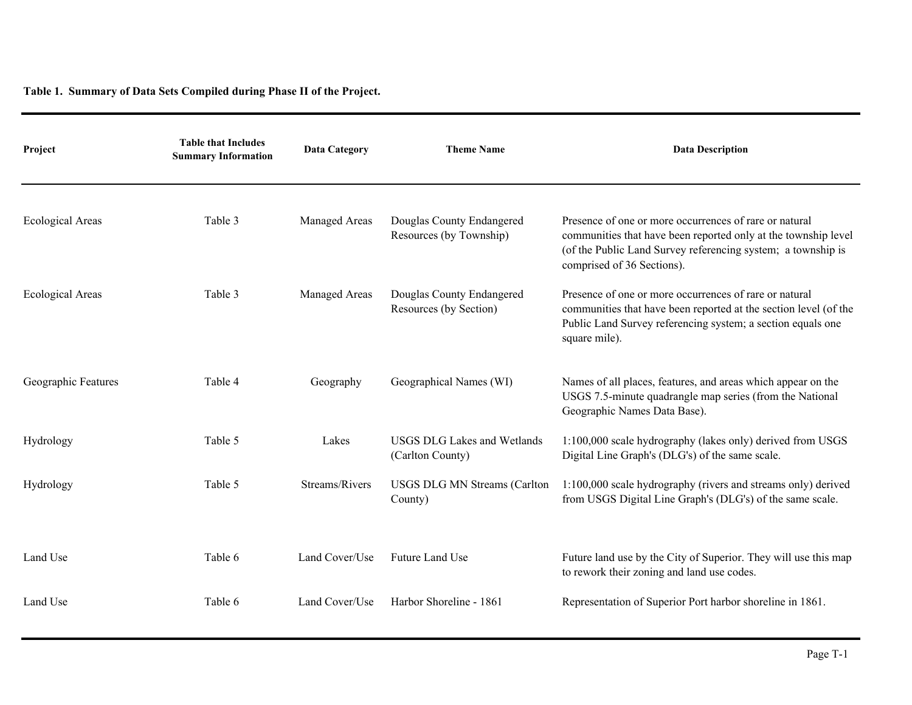**Table 1. Summary of Data Sets Compiled during Phase II of the Project.**

| Project | Table that Includes Summary Information | Data Category | Theme Name | Data Description |
|---|---|---|---|---|
| Ecological Areas | Table 3 | Managed Areas | Douglas County Endangered Resources (by Township) | Presence of one or more occurrences of rare or natural communities that have been reported only at the township level (of the Public Land Survey referencing system; a township is comprised of 36 Sections). |
| Ecological Areas | Table 3 | Managed Areas | Douglas County Endangered Resources (by Section) | Presence of one or more occurrences of rare or natural communities that have been reported at the section level (of the Public Land Survey referencing system; a section equals one square mile). |
| Geographic Features | Table 4 | Geography | Geographical Names (WI) | Names of all places, features, and areas which appear on the USGS 7.5-minute quadrangle map series (from the National Geographic Names Data Base). |
| Hydrology | Table 5 | Lakes | USGS DLG Lakes and Wetlands (Carlton County) | 1:100,000 scale hydrography (lakes only) derived from USGS Digital Line Graph's (DLG's) of the same scale. |
| Hydrology | Table 5 | Streams/Rivers | USGS DLG MN Streams (Carlton County) | 1:100,000 scale hydrography (rivers and streams only) derived from USGS Digital Line Graph's (DLG's) of the same scale. |
| Land Use | Table 6 | Land Cover/Use | Future Land Use | Future land use by the City of Superior. They will use this map to rework their zoning and land use codes. |
| Land Use | Table 6 | Land Cover/Use | Harbor Shoreline - 1861 | Representation of Superior Port harbor shoreline in 1861. |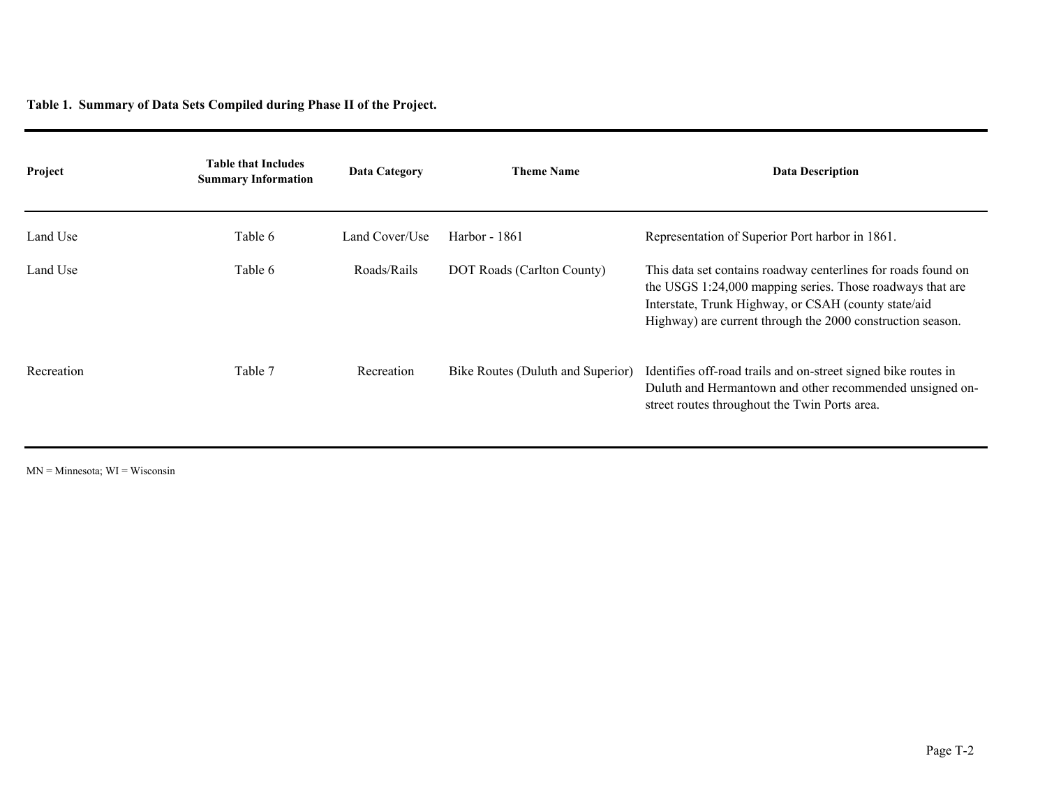**Table 1. Summary of Data Sets Compiled during Phase II of the Project.**

| Project | Table that Includes Summary Information | Data Category | Theme Name | Data Description |
|---|---|---|---|---|
| Land Use | Table 6 | Land Cover/Use | Harbor - 1861 | Representation of Superior Port harbor in 1861. |
| Land Use | Table 6 | Roads/Rails | DOT Roads (Carlton County) | This data set contains roadway centerlines for roads found on the USGS 1:24,000 mapping series. Those roadways that are Interstate, Trunk Highway, or CSAH (county state/aid Highway) are current through the 2000 construction season. |
| Recreation | Table 7 | Recreation | Bike Routes (Duluth and Superior) | Identifies off-road trails and on-street signed bike routes in Duluth and Hermantown and other recommended unsigned on-street routes throughout the Twin Ports area. |

MN = Minnesota; WI = Wisconsin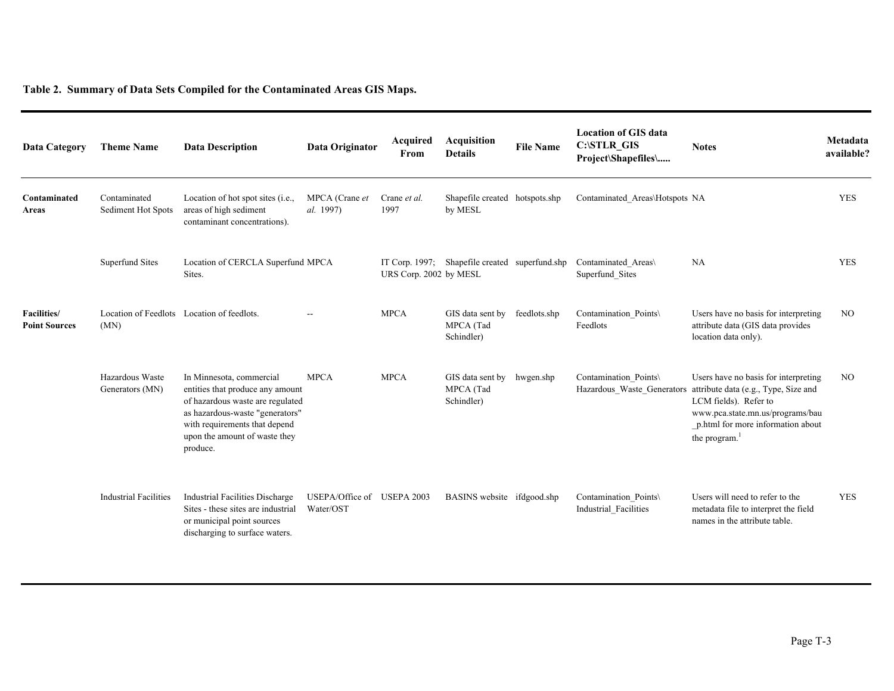**Table 2. Summary of Data Sets Compiled for the Contaminated Areas GIS Maps.**

| Data Category | Theme Name | Data Description | Data Originator | Acquired From | Acquisition Details | File Name | Location of GIS data C:\STLR_GIS Project\Shapefiles\..... | Notes | Metadata available? |
|---|---|---|---|---|---|---|---|---|---|
| **Contaminated Areas** | Contaminated Sediment Hot Spots | Location of hot spot sites (i.e., areas of high sediment contaminant concentrations). | MPCA (Crane *et al.* 1997) | Crane *et al.* 1997 | Shapefile created by MESL | hotspots.shp | Contaminated_Areas\Hotspots | NA | YES |
| | Superfund Sites | Location of CERCLA Superfund Sites. | MPCA | IT Corp. 1997; URS Corp. 2002 | Shapefile created by MESL | superfund.shp | Contaminated_Areas\ Superfund_Sites | NA | YES |
| **Facilities/ Point Sources** | Location of Feedlots (MN) | Location of feedlots. | -- | MPCA | GIS data sent by MPCA (Tad Schindler) | feedlots.shp | Contamination_Points\ Feedlots | Users have no basis for interpreting attribute data (GIS data provides location data only). | NO |
| | Hazardous Waste Generators (MN) | In Minnesota, commercial entities that produce any amount of hazardous waste are regulated as hazardous-waste "generators" with requirements that depend upon the amount of waste they produce. | MPCA | MPCA | GIS data sent by MPCA (Tad Schindler) | hwgen.shp | Contamination_Points\ Hazardous_Waste_Generators | Users have no basis for interpreting attribute data (e.g., Type, Size and LCM fields). Refer to www.pca.state.mn.us/programs/bau_p.html for more information about the program.[1] | NO |
| | Industrial Facilities | Industrial Facilities Discharge Sites - these sites are industrial or municipal point sources discharging to surface waters. | USEPA/Office of Water/OST | USEPA 2003 | BASINS website | ifdgood.shp | Contamination_Points\ Industrial_Facilities | Users will need to refer to the metadata file to interpret the field names in the attribute table. | YES |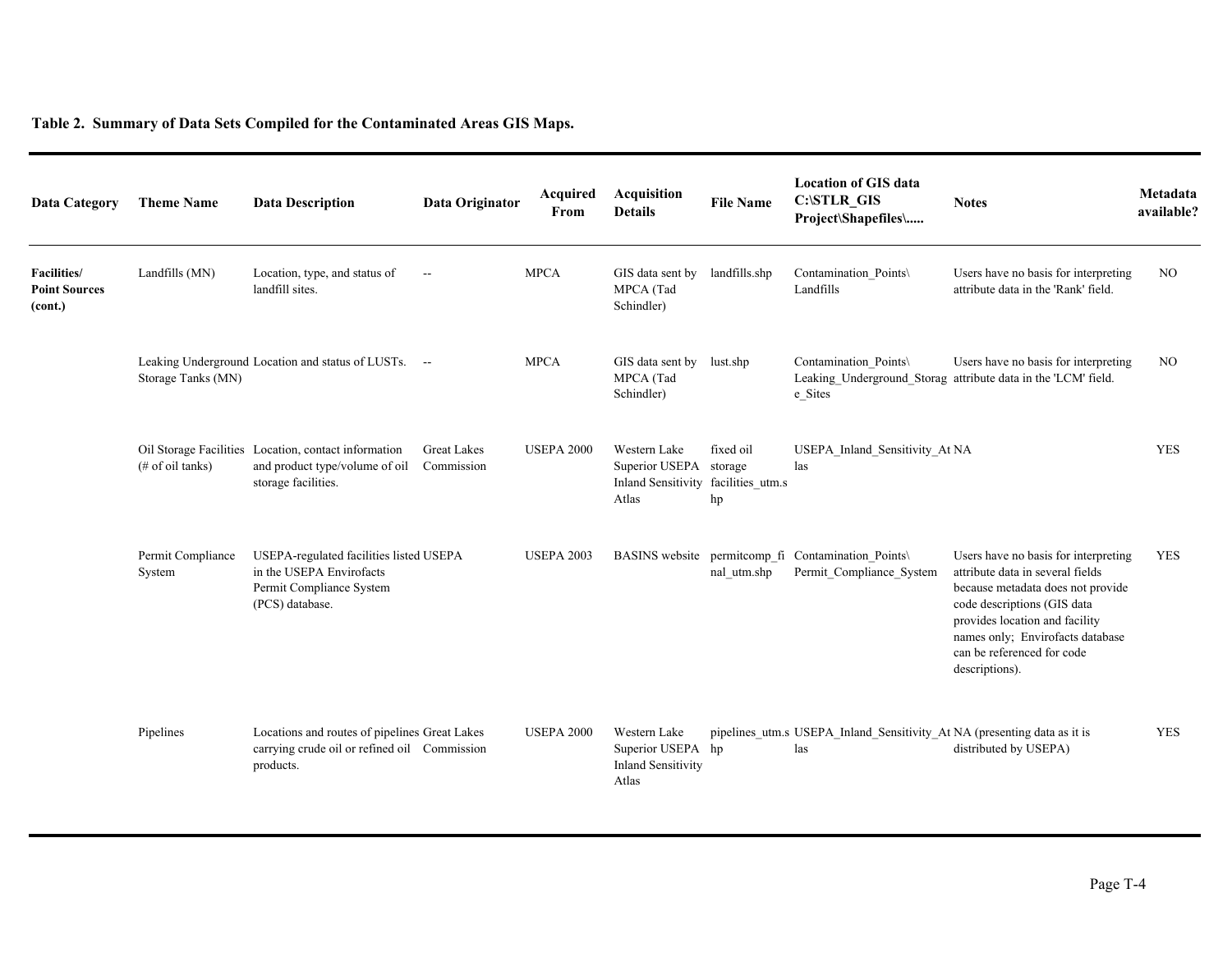**Table 2. Summary of Data Sets Compiled for the Contaminated Areas GIS Maps.**

| Data Category | Theme Name | Data Description | Data Originator | Acquired From | Acquisition Details | File Name | Location of GIS data C:\STLR_GIS Project\Shapefiles\..... | Notes | Metadata available? |
|---|---|---|---|---|---|---|---|---|---|
| **Facilities/ Point Sources (cont.)** | Landfills (MN) | Location, type, and status of landfill sites. | -- | MPCA | GIS data sent by MPCA (Tad Schindler) | landfills.shp | Contamination_Points\ Landfills | Users have no basis for interpreting attribute data in the 'Rank' field. | NO |
| | Leaking Underground Storage Tanks (MN) | Location and status of LUSTs. | -- | MPCA | GIS data sent by MPCA (Tad Schindler) | lust.shp | Contamination_Points\ Leaking_Underground_Storage_Sites | Users have no basis for interpreting attribute data in the 'LCM' field. | NO |
| | Oil Storage Facilities (# of oil tanks) | Location, contact information and product type/volume of oil storage facilities. | Great Lakes Commission | USEPA 2000 | Western Lake Superior USEPA Inland Sensitivity Atlas | fixed oil storage facilities_utm.shp | USEPA_Inland_Sensitivity_Atlas | NA | YES |
| | Permit Compliance System | USEPA-regulated facilities listed in the USEPA Envirofacts Permit Compliance System (PCS) database. | USEPA | USEPA 2003 | BASINS website | permitcomp_final_utm.shp | Contamination_Points\ Permit_Compliance_System | Users have no basis for interpreting attribute data in several fields because metadata does not provide code descriptions (GIS data provides location and facility names only; Envirofacts database can be referenced for code descriptions). | YES |
| | Pipelines | Locations and routes of pipelines carrying crude oil or refined oil products. | Great Lakes Commission | USEPA 2000 | Western Lake Superior USEPA Inland Sensitivity Atlas | pipelines_utm.shp | USEPA_Inland_Sensitivity_Atlas | NA (presenting data as it is distributed by USEPA) | YES |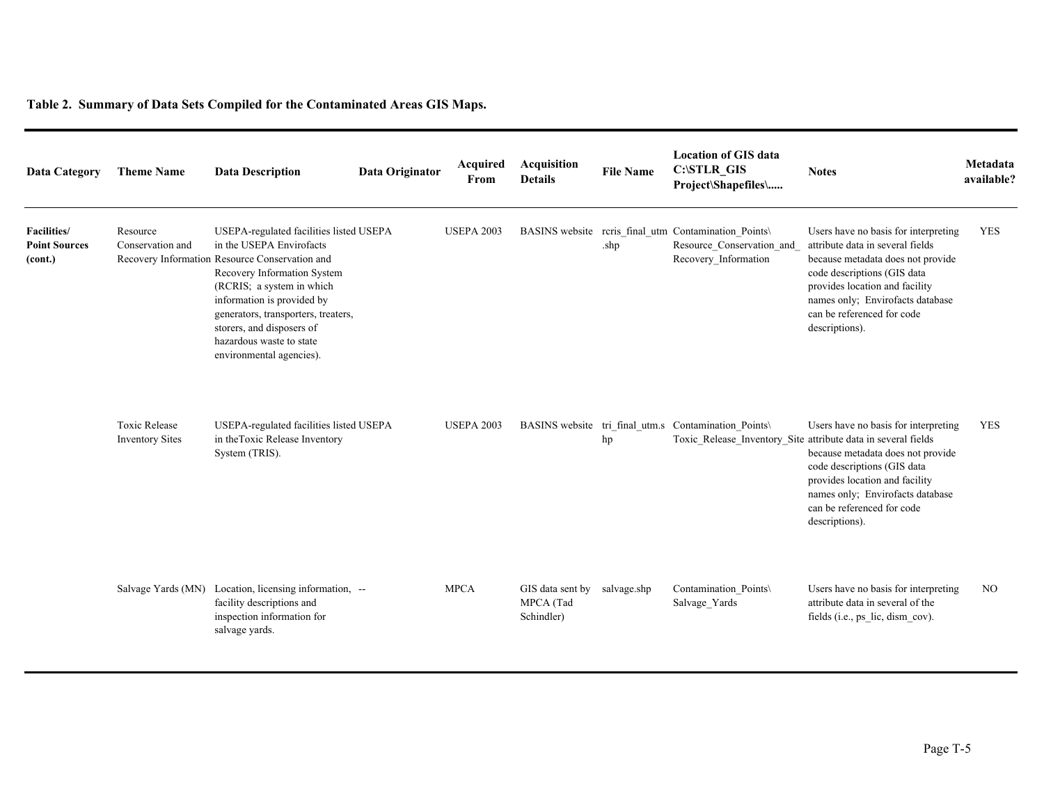**Table 2. Summary of Data Sets Compiled for the Contaminated Areas GIS Maps.**

| Data Category | Theme Name | Data Description | Data Originator | Acquired From | Acquisition Details | File Name | Location of GIS data C:\STLR_GIS Project\Shapefiles\..... | Notes | Metadata available? |
|---|---|---|---|---|---|---|---|---|---|
| **Facilities/ Point Sources (cont.)** | Resource Conservation and Recovery Information | USEPA-regulated facilities listed in the USEPA Envirofacts Resource Conservation and Recovery Information System (RCRIS; a system in which information is provided by generators, transporters, treaters, storers, and disposers of hazardous waste to state environmental agencies). | USEPA | USEPA 2003 | BASINS website | rcris_final_utm.shp | Contamination_Points\ Resource_Conservation_and_Recovery_Information | Users have no basis for interpreting attribute data in several fields because metadata does not provide code descriptions (GIS data provides location and facility names only; Envirofacts database can be referenced for code descriptions). | YES |
| | Toxic Release Inventory Sites | USEPA-regulated facilities listed in theToxic Release Inventory System (TRIS). | USEPA | USEPA 2003 | BASINS website | tri_final_utm.shp | Contamination_Points\ Toxic_Release_Inventory_Site | Users have no basis for interpreting attribute data in several fields because metadata does not provide code descriptions (GIS data provides location and facility names only; Envirofacts database can be referenced for code descriptions). | YES |
| | Salvage Yards (MN) | Location, licensing information, facility descriptions and inspection information for salvage yards. | -- | MPCA | GIS data sent by MPCA (Tad Schindler) | salvage.shp | Contamination_Points\ Salvage_Yards | Users have no basis for interpreting attribute data in several of the fields (i.e., ps_lic, dism_cov). | NO |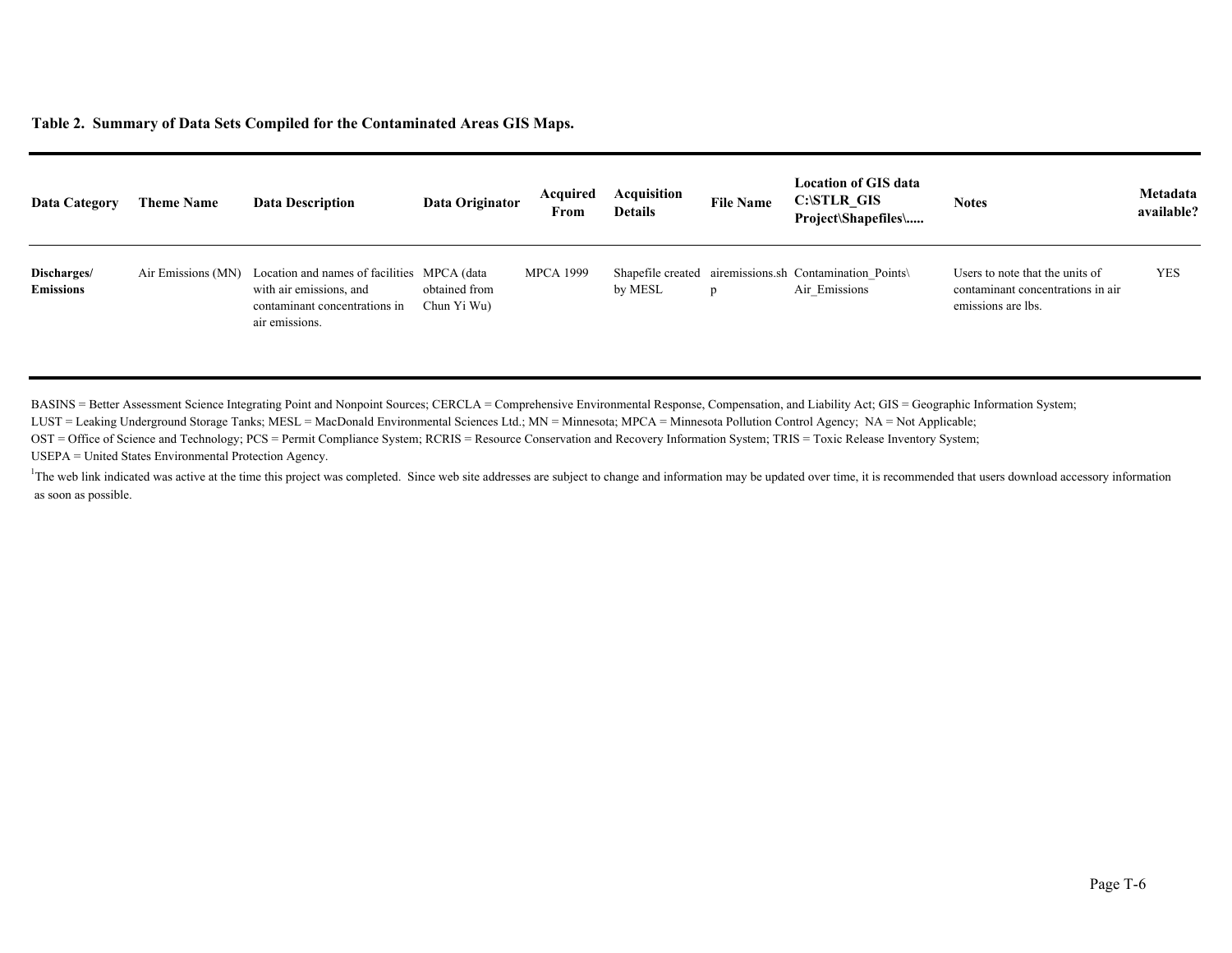**Table 2. Summary of Data Sets Compiled for the Contaminated Areas GIS Maps.**

| Data Category | Theme Name | Data Description | Data Originator | Acquired From | Acquisition Details | File Name | Location of GIS data C:\STLR_GIS Project\Shapefiles\..... | Notes | Metadata available? |
|---|---|---|---|---|---|---|---|---|---|
| **Discharges/ Emissions** | Air Emissions (MN) | Location and names of facilities with air emissions, and contaminant concentrations in air emissions. | MPCA (data obtained from Chun Yi Wu) | MPCA 1999 | Shapefile created by MESL | airemissions.shp | Contamination_Points\ Air_Emissions | Users to note that the units of contaminant concentrations in air emissions are lbs. | YES |

BASINS = Better Assessment Science Integrating Point and Nonpoint Sources; CERCLA = Comprehensive Environmental Response, Compensation, and Liability Act; GIS = Geographic Information System; LUST = Leaking Underground Storage Tanks; MESL = MacDonald Environmental Sciences Ltd.; MN = Minnesota; MPCA = Minnesota Pollution Control Agency; NA = Not Applicable; OST = Office of Science and Technology; PCS = Permit Compliance System; RCRIS = Resource Conservation and Recovery Information System; TRIS = Toxic Release Inventory System; USEPA = United States Environmental Protection Agency.

[1]The web link indicated was active at the time this project was completed. Since web site addresses are subject to change and information may be updated over time, it is recommended that users download accessory information as soon as possible.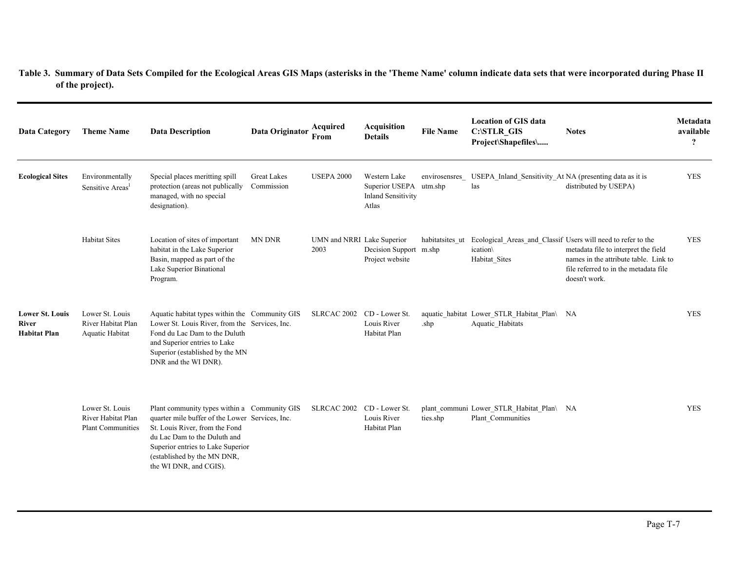**Table 3. Summary of Data Sets Compiled for the Ecological Areas GIS Maps (asterisks in the 'Theme Name' column indicate data sets that were incorporated during Phase II of the project).**

| Data Category | Theme Name | Data Description | Data Originator | Acquired From | Acquisition Details | File Name | Location of GIS data C:\STLR_GIS Project\Shapefiles\..... | Notes | Metadata available ? |
|---|---|---|---|---|---|---|---|---|---|
| **Ecological Sites** | Environmentally Sensitive Areas[1] | Special places meritting spill protection (areas not publically managed, with no special designation). | Great Lakes Commission | USEPA 2000 | Western Lake Superior USEPA Inland Sensitivity Atlas | envirosensres_utm.shp | USEPA_Inland_Sensitivity_Atlas | NA (presenting data as it is distributed by USEPA) | YES |
| | Habitat Sites | Location of sites of important habitat in the Lake Superior Basin, mapped as part of the Lake Superior Binational Program. | MN DNR | UMN and NRRI 2003 | Lake Superior Decision Support Project website | habitatsites_utm.shp | Ecological_Areas_and_Classification\ Habitat_Sites | Users will need to refer to the metadata file to interpret the field names in the attribute table. Link to file referred to in the metadata file doesn't work. | YES |
| **Lower St. Louis River Habitat Plan** | Lower St. Louis River Habitat Plan Aquatic Habitat | Aquatic habitat types within the Lower St. Louis River, from the Fond du Lac Dam to the Duluth and Superior entries to Lake Superior (established by the MN DNR and the WI DNR). | Community GIS Services, Inc. | SLRCAC 2002 | CD - Lower St. Louis River Habitat Plan | aquatic_habitat.shp | Lower_STLR_Habitat_Plan\ Aquatic_Habitats | NA | YES |
| | Lower St. Louis River Habitat Plan Plant Communities | Plant community types within a quarter mile buffer of the Lower St. Louis River, from the Fond du Lac Dam to the Duluth and Superior entries to Lake Superior (established by the MN DNR, the WI DNR, and CGIS). | Community GIS Services, Inc. | SLRCAC 2002 | CD - Lower St. Louis River Habitat Plan | plant_communities.shp | Lower_STLR_Habitat_Plan\ Plant_Communities | NA | YES |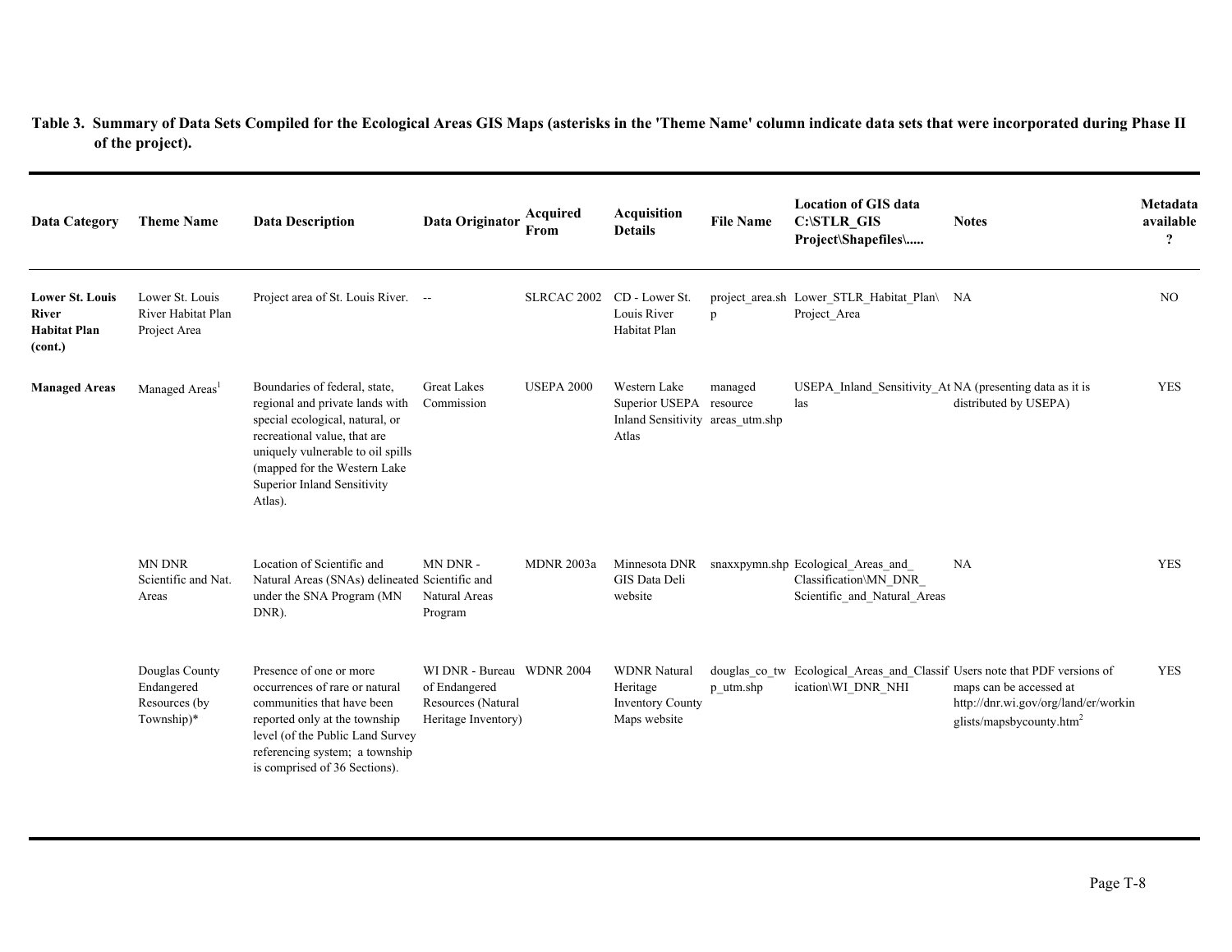**Table 3. Summary of Data Sets Compiled for the Ecological Areas GIS Maps (asterisks in the 'Theme Name' column indicate data sets that were incorporated during Phase II of the project).**

| Data Category | Theme Name | Data Description | Data Originator | Acquired From | Acquisition Details | File Name | Location of GIS data C:\STLR_GIS Project\Shapefiles\..... | Notes | Metadata available ? |
|---|---|---|---|---|---|---|---|---|---|
| **Lower St. Louis River Habitat Plan (cont.)** | Lower St. Louis River Habitat Plan Project Area | Project area of St. Louis River. | -- | SLRCAC 2002 | CD - Lower St. Louis River Habitat Plan | project_area.shp | Lower_STLR_Habitat_Plan\Project_Area | NA | NO |
| **Managed Areas** | Managed Areas[1] | Boundaries of federal, state, regional and private lands with special ecological, natural, or recreational value, that are uniquely vulnerable to oil spills (mapped for the Western Lake Superior Inland Sensitivity Atlas). | Great Lakes Commission | USEPA 2000 | Western Lake Superior USEPA Inland Sensitivity Atlas | managed resource areas_utm.shp | USEPA_Inland_Sensitivity_Atlas | NA (presenting data as it is distributed by USEPA) | YES |
| | MN DNR Scientific and Nat. Areas | Location of Scientific and Natural Areas (SNAs) delineated under the SNA Program (MN DNR). | MN DNR - Scientific and Natural Areas Program | MDNR 2003a | Minnesota DNR GIS Data Deli website | snaxxpymn.shp | Ecological_Areas_and_Classification\MN_DNR_Scientific_and_Natural_Areas | NA | YES |
| | Douglas County Endangered Resources (by Township)* | Presence of one or more occurrences of rare or natural communities that have been reported only at the township level (of the Public Land Survey referencing system; a township is comprised of 36 Sections). | WI DNR - Bureau of Endangered Resources (Natural Heritage Inventory) | WDNR 2004 | WDNR Natural Heritage Inventory County Maps website | douglas_co_twp_utm.shp | Ecological_Areas_and_Classification\WI_DNR_NHI | Users note that PDF versions of maps can be accessed at http://dnr.wi.gov/org/land/er/workinglists/mapsbycounty.htm[2] | YES |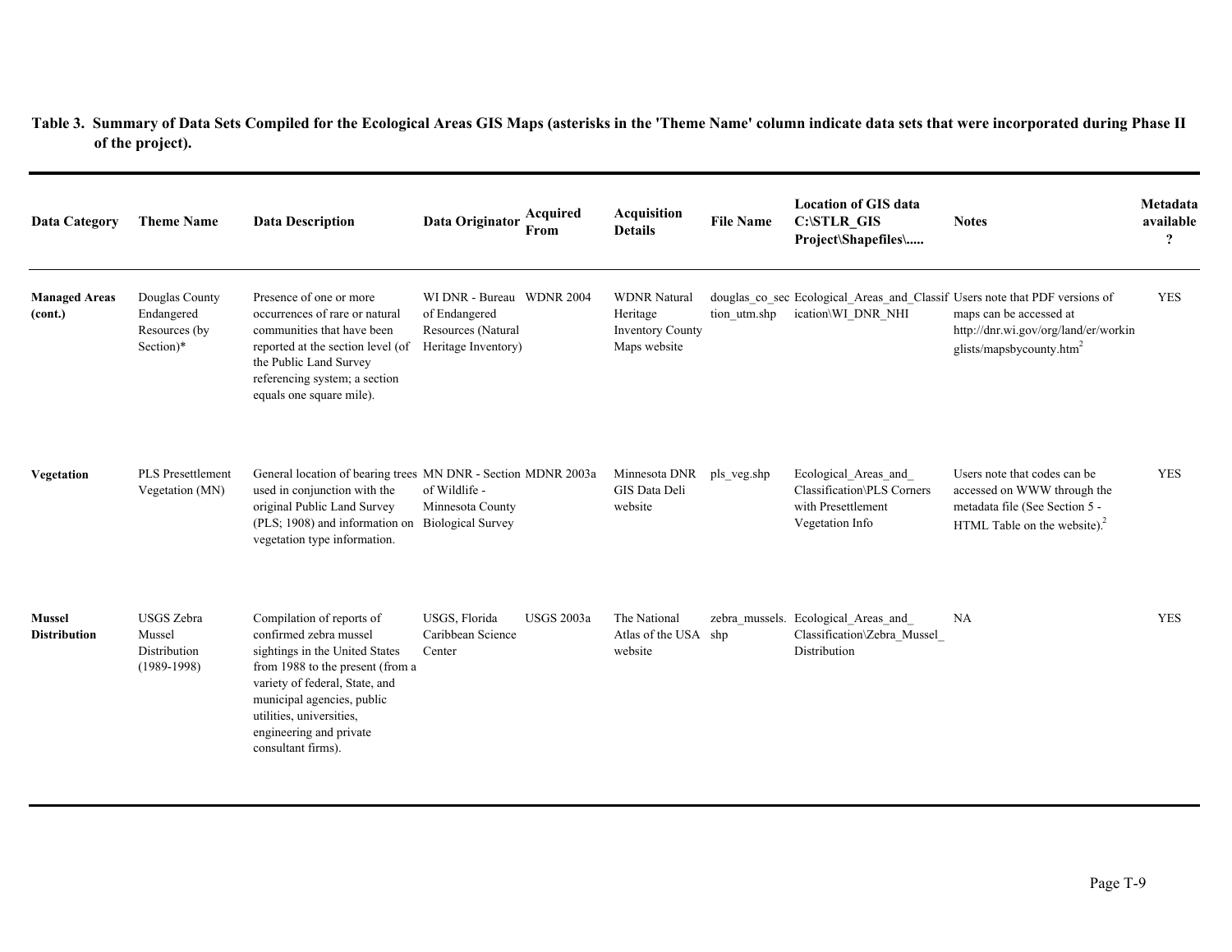**Table 3. Summary of Data Sets Compiled for the Ecological Areas GIS Maps (asterisks in the 'Theme Name' column indicate data sets that were incorporated during Phase II of the project).**

| Data Category | Theme Name | Data Description | Data Originator | Acquired From | Acquisition Details | File Name | Location of GIS data C:\STLR_GIS Project\Shapefiles\..... | Notes | Metadata available ? |
|---|---|---|---|---|---|---|---|---|---|
| **Managed Areas (cont.)** | Douglas County Endangered Resources (by Section)* | Presence of one or more occurrences of rare or natural communities that have been reported at the section level (of the Public Land Survey referencing system; a section equals one square mile). | WI DNR - Bureau of Endangered Resources (Natural Heritage Inventory) | WDNR 2004 | WDNR Natural Heritage Inventory County Maps website | douglas_co_section_utm.shp | Ecological_Areas_and_Classification\WI_DNR_NHI | Users note that PDF versions of maps can be accessed at http://dnr.wi.gov/org/land/er/workinglists/mapsbycounty.htm[2] | YES |
| **Vegetation** | PLS Presettlement Vegetation (MN) | General location of bearing trees used in conjunction with the original Public Land Survey (PLS; 1908) and information on vegetation type information. | MN DNR - Section of Wildlife - Minnesota County Biological Survey | MDNR 2003a | Minnesota DNR GIS Data Deli website | pls_veg.shp | Ecological_Areas_and_Classification\PLS Corners with Presettlement Vegetation Info | Users note that codes can be accessed on WWW through the metadata file (See Section 5 - HTML Table on the website).[2] | YES |
| **Mussel Distribution** | USGS Zebra Mussel Distribution (1989-1998) | Compilation of reports of confirmed zebra mussel sightings in the United States from 1988 to the present (from a variety of federal, State, and municipal agencies, public utilities, universities, engineering and private consultant firms). | USGS, Florida Caribbean Science Center | USGS 2003a | The National Atlas of the USA website | zebra_mussels.shp | Ecological_Areas_and_Classification\Zebra_Mussel_Distribution | NA | YES |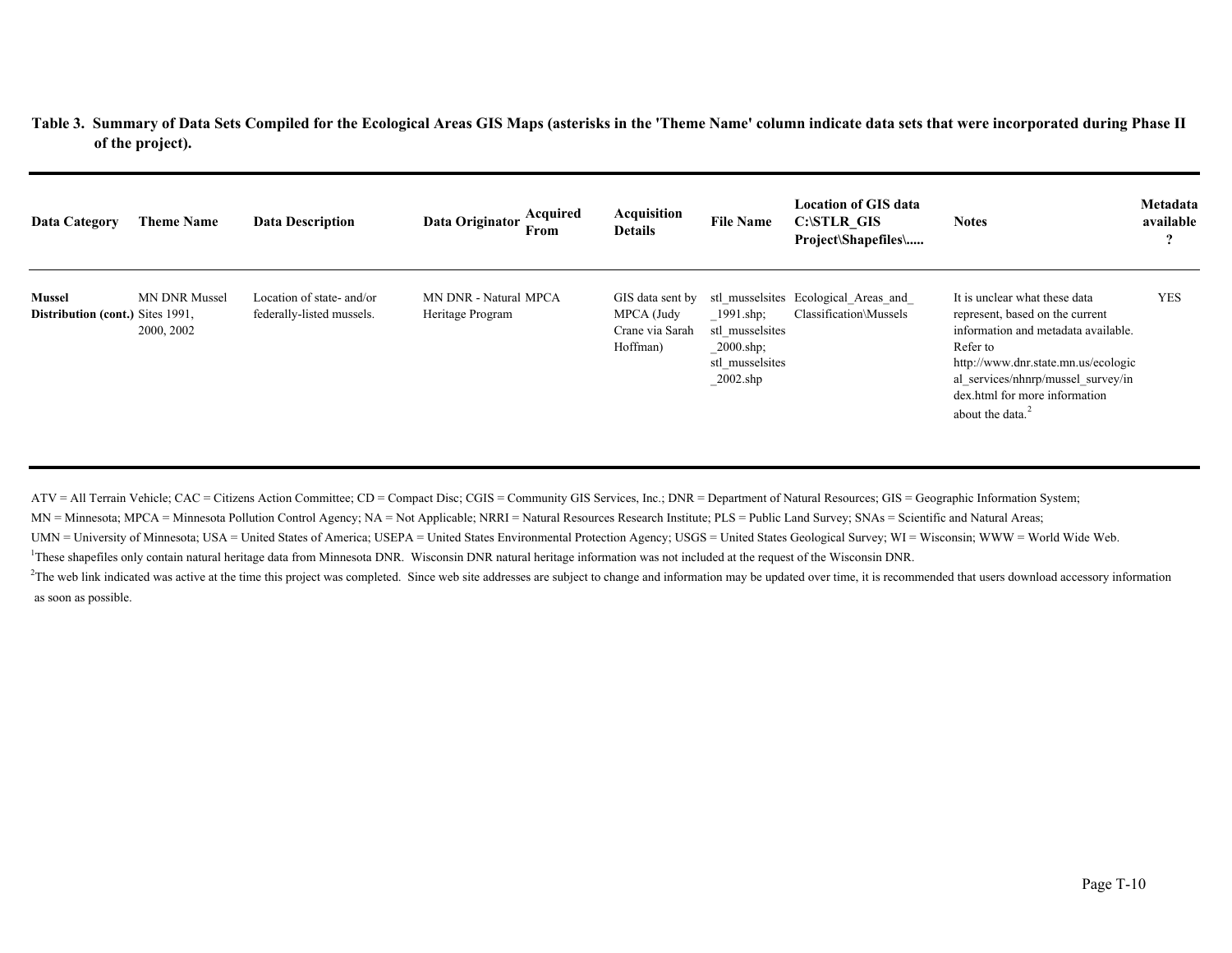**Table 3. Summary of Data Sets Compiled for the Ecological Areas GIS Maps (asterisks in the 'Theme Name' column indicate data sets that were incorporated during Phase II of the project).**

| Data Category | Theme Name | Data Description | Data Originator | Acquired From | Acquisition Details | File Name | Location of GIS data C:\STLR_GIS Project\Shapefiles\..... | Notes | Metadata available ? |
|---|---|---|---|---|---|---|---|---|---|
| **Mussel Distribution (cont.)** | MN DNR Mussel Sites 1991, 2000, 2002 | Location of state- and/or federally-listed mussels. | MN DNR - Natural Heritage Program | MPCA | GIS data sent by MPCA (Judy Crane via Sarah Hoffman) | stl_musselsites_1991.shp; stl_musselsites_2000.shp; stl_musselsites_2002.shp | Ecological_Areas_and_Classification\Mussels | It is unclear what these data represent, based on the current information and metadata available. Refer to http://www.dnr.state.mn.us/ecological_services/nhnrp/mussel_survey/index.html for more information about the data.[2] | YES |

ATV = All Terrain Vehicle; CAC = Citizens Action Committee; CD = Compact Disc; CGIS = Community GIS Services, Inc.; DNR = Department of Natural Resources; GIS = Geographic Information System; MN = Minnesota; MPCA = Minnesota Pollution Control Agency; NA = Not Applicable; NRRI = Natural Resources Research Institute; PLS = Public Land Survey; SNAs = Scientific and Natural Areas; UMN = University of Minnesota; USA = United States of America; USEPA = United States Environmental Protection Agency; USGS = United States Geological Survey; WI = Wisconsin; WWW = World Wide Web.

[1]These shapefiles only contain natural heritage data from Minnesota DNR. Wisconsin DNR natural heritage information was not included at the request of the Wisconsin DNR.

[2]The web link indicated was active at the time this project was completed. Since web site addresses are subject to change and information may be updated over time, it is recommended that users download accessory information as soon as possible.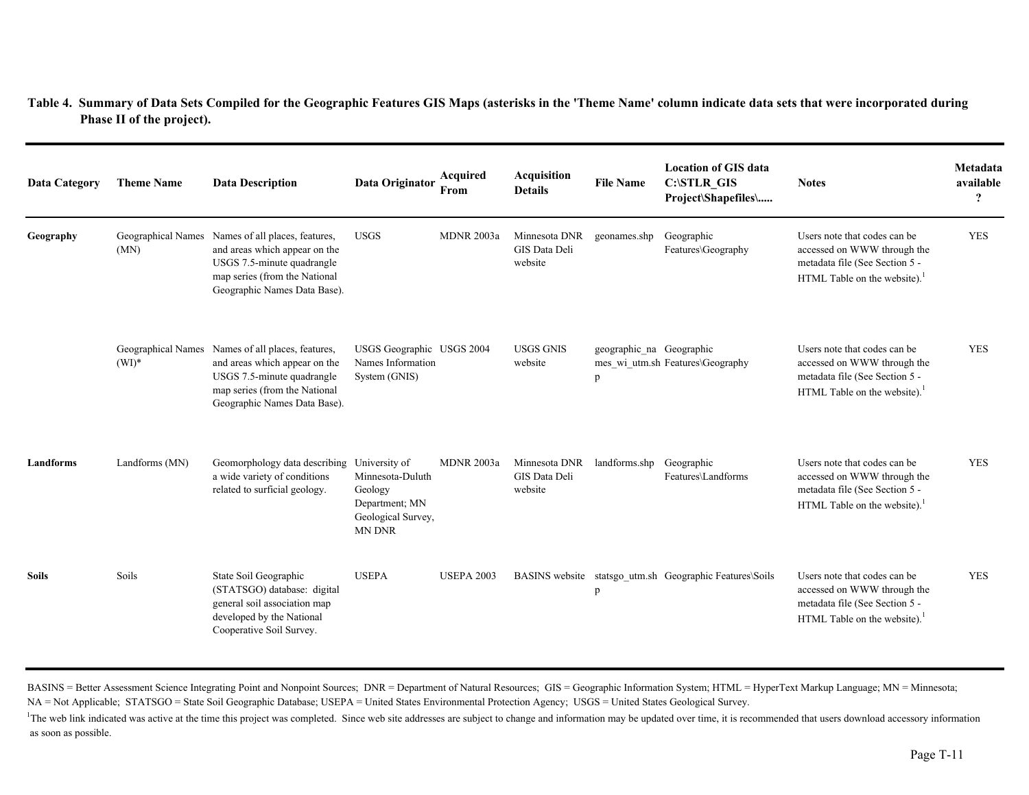**Table 4. Summary of Data Sets Compiled for the Geographic Features GIS Maps (asterisks in the 'Theme Name' column indicate data sets that were incorporated during Phase II of the project).**

| Data Category | Theme Name | Data Description | Data Originator | Acquired From | Acquisition Details | File Name | Location of GIS data C:\STLR_GIS Project\Shapefiles\..... | Notes | Metadata available ? |
|---|---|---|---|---|---|---|---|---|---|
| **Geography** | Geographical Names (MN) | Names of all places, features, and areas which appear on the USGS 7.5-minute quadrangle map series (from the National Geographic Names Data Base). | USGS | MDNR 2003a | Minnesota DNR GIS Data Deli website | geonames.shp | Geographic Features\Geography | Users note that codes can be accessed on WWW through the metadata file (See Section 5 - HTML Table on the website).[1] | YES |
| | Geographical Names (WI)* | Names of all places, features, and areas which appear on the USGS 7.5-minute quadrangle map series (from the National Geographic Names Data Base). | USGS Geographic Names Information System (GNIS) | USGS 2004 | USGS GNIS website | geographic_names_wi_utm.shp | Geographic Features\Geography | Users note that codes can be accessed on WWW through the metadata file (See Section 5 - HTML Table on the website).[1] | YES |
| **Landforms** | Landforms (MN) | Geomorphology data describing a wide variety of conditions related to surficial geology. | University of Minnesota-Duluth Geology Department; MN Geological Survey, MN DNR | MDNR 2003a | Minnesota DNR GIS Data Deli website | landforms.shp | Geographic Features\Landforms | Users note that codes can be accessed on WWW through the metadata file (See Section 5 - HTML Table on the website).[1] | YES |
| **Soils** | Soils | State Soil Geographic (STATSGO) database: digital general soil association map developed by the National Cooperative Soil Survey. | USEPA | USEPA 2003 | BASINS website | statsgo_utm.shp | Geographic Features\Soils | Users note that codes can be accessed on WWW through the metadata file (See Section 5 - HTML Table on the website).[1] | YES |

BASINS = Better Assessment Science Integrating Point and Nonpoint Sources; DNR = Department of Natural Resources; GIS = Geographic Information System; HTML = HyperText Markup Language; MN = Minnesota; NA = Not Applicable; STATSGO = State Soil Geographic Database; USEPA = United States Environmental Protection Agency; USGS = United States Geological Survey.

[1]The web link indicated was active at the time this project was completed. Since web site addresses are subject to change and information may be updated over time, it is recommended that users download accessory information as soon as possible.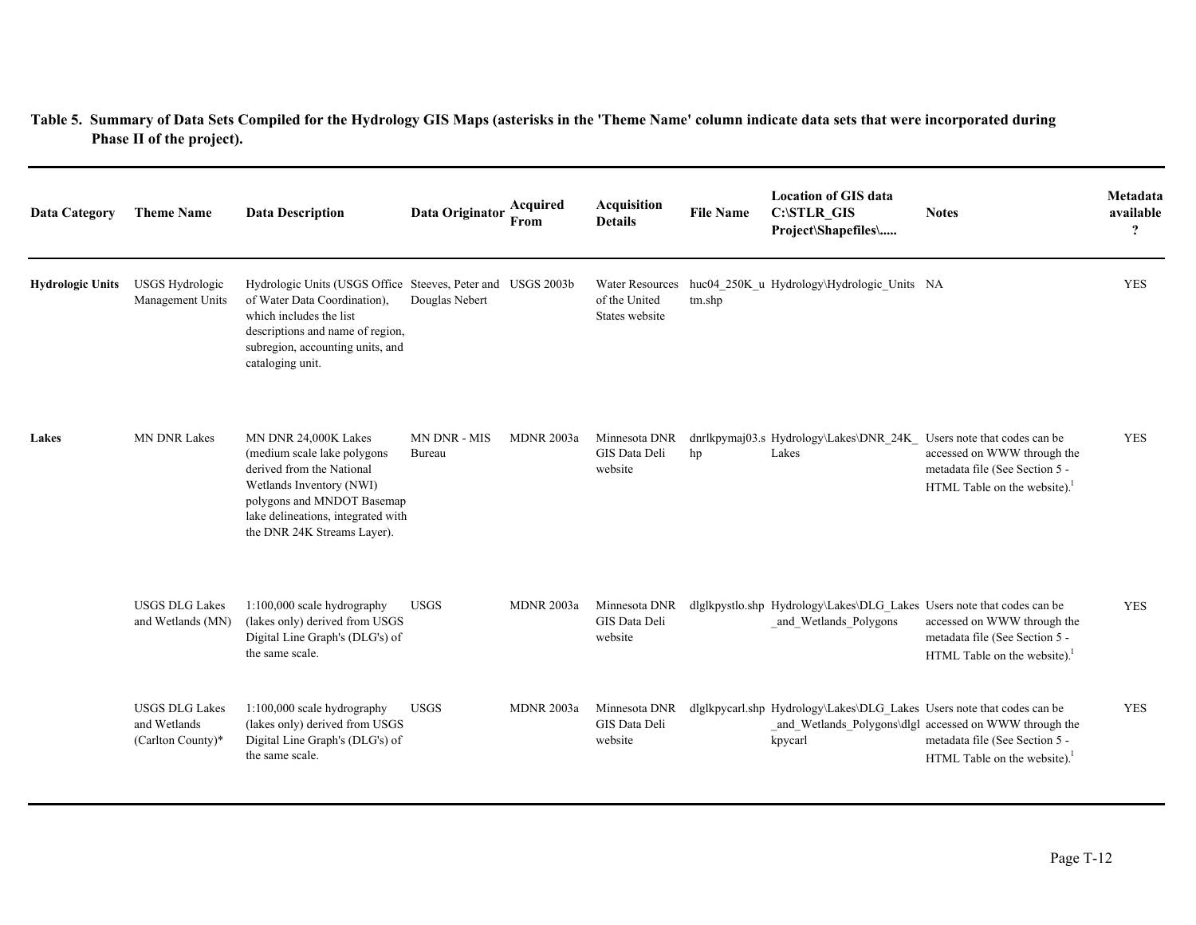**Table 5. Summary of Data Sets Compiled for the Hydrology GIS Maps (asterisks in the 'Theme Name' column indicate data sets that were incorporated during Phase II of the project).**

| Data Category | Theme Name | Data Description | Data Originator | Acquired From | Acquisition Details | File Name | Location of GIS data C:\STLR_GIS Project\Shapefiles\..... | Notes | Metadata available ? |
|---|---|---|---|---|---|---|---|---|---|
| **Hydrologic Units** | USGS Hydrologic Management Units | Hydrologic Units (USGS Office of Water Data Coordination), which includes the list descriptions and name of region, subregion, accounting units, and cataloging unit. | Steeves, Peter and Douglas Nebert | USGS 2003b | Water Resources of the United States website | huc04_250K_utm.shp | Hydrology\Hydrologic_Units | NA | YES |
| **Lakes** | MN DNR Lakes | MN DNR 24,000K Lakes (medium scale lake polygons derived from the National Wetlands Inventory (NWI) polygons and MNDOT Basemap lake delineations, integrated with the DNR 24K Streams Layer). | MN DNR - MIS Bureau | MDNR 2003a | Minnesota DNR GIS Data Deli website | dnrlkpymaj03.shp | Hydrology\Lakes\DNR_24K_Lakes | Users note that codes can be accessed on WWW through the metadata file (See Section 5 - HTML Table on the website).[1] | YES |
| | USGS DLG Lakes and Wetlands (MN) | 1:100,000 scale hydrography (lakes only) derived from USGS Digital Line Graph's (DLG's) of the same scale. | USGS | MDNR 2003a | Minnesota DNR GIS Data Deli website | dlglkpystlo.shp | Hydrology\Lakes\DLG_Lakes_and_Wetlands_Polygons | Users note that codes can be accessed on WWW through the metadata file (See Section 5 - HTML Table on the website).[1] | YES |
| | USGS DLG Lakes and Wetlands (Carlton County)* | 1:100,000 scale hydrography (lakes only) derived from USGS Digital Line Graph's (DLG's) of the same scale. | USGS | MDNR 2003a | Minnesota DNR GIS Data Deli website | dlglkpycarl.shp | Hydrology\Lakes\DLG_Lakes_and_Wetlands_Polygons\dlglkpycarl | Users note that codes can be accessed on WWW through the metadata file (See Section 5 - HTML Table on the website).[1] | YES |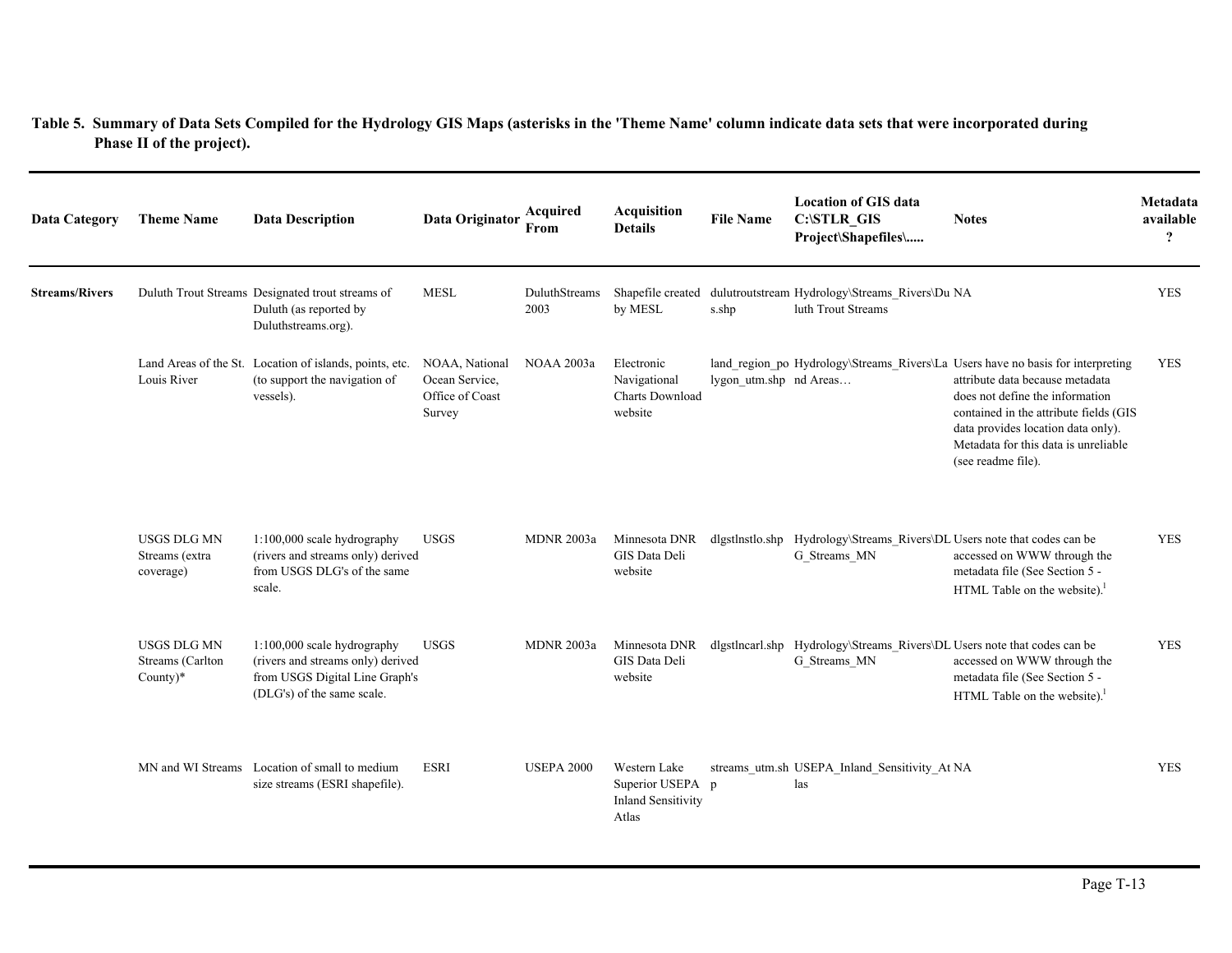**Table 5. Summary of Data Sets Compiled for the Hydrology GIS Maps (asterisks in the 'Theme Name' column indicate data sets that were incorporated during Phase II of the project).**

| Data Category | Theme Name | Data Description | Data Originator | Acquired From | Acquisition Details | File Name | Location of GIS data C:\STLR_GIS Project\Shapefiles\..... | Notes | Metadata available ? |
|---|---|---|---|---|---|---|---|---|---|
| **Streams/Rivers** | Duluth Trout Streams | Designated trout streams of Duluth (as reported by Duluthstreams.org). | MESL | DuluthStreams 2003 | Shapefile created by MESL | dulutroutstreams.shp | Hydrology\Streams_Rivers\Duluth Trout Streams | NA | YES |
| | Land Areas of the St. Louis River | Location of islands, points, etc. (to support the navigation of vessels). | NOAA, National Ocean Service, Office of Coast Survey | NOAA 2003a | Electronic Navigational Charts Download website | land_region_polygon_utm.shp | Hydrology\Streams_Rivers\Land Areas… | Users have no basis for interpreting attribute data because metadata does not define the information contained in the attribute fields (GIS data provides location data only). Metadata for this data is unreliable (see readme file). | YES |
| | USGS DLG MN Streams (extra coverage) | 1:100,000 scale hydrography (rivers and streams only) derived from USGS DLG's of the same scale. | USGS | MDNR 2003a | Minnesota DNR GIS Data Deli website | dlgstlnstlo.shp | Hydrology\Streams_Rivers\DLG_Streams_MN | Users note that codes can be accessed on WWW through the metadata file (See Section 5 - HTML Table on the website).[1] | YES |
| | USGS DLG MN Streams (Carlton County)* | 1:100,000 scale hydrography (rivers and streams only) derived from USGS Digital Line Graph's (DLG's) of the same scale. | USGS | MDNR 2003a | Minnesota DNR GIS Data Deli website | dlgstlncarl.shp | Hydrology\Streams_Rivers\DLG_Streams_MN | Users note that codes can be accessed on WWW through the metadata file (See Section 5 - HTML Table on the website).[1] | YES |
| | MN and WI Streams | Location of small to medium size streams (ESRI shapefile). | ESRI | USEPA 2000 | Western Lake Superior USEPA Inland Sensitivity Atlas | streams_utm.shp | USEPA_Inland_Sensitivity_Atlas | NA | YES |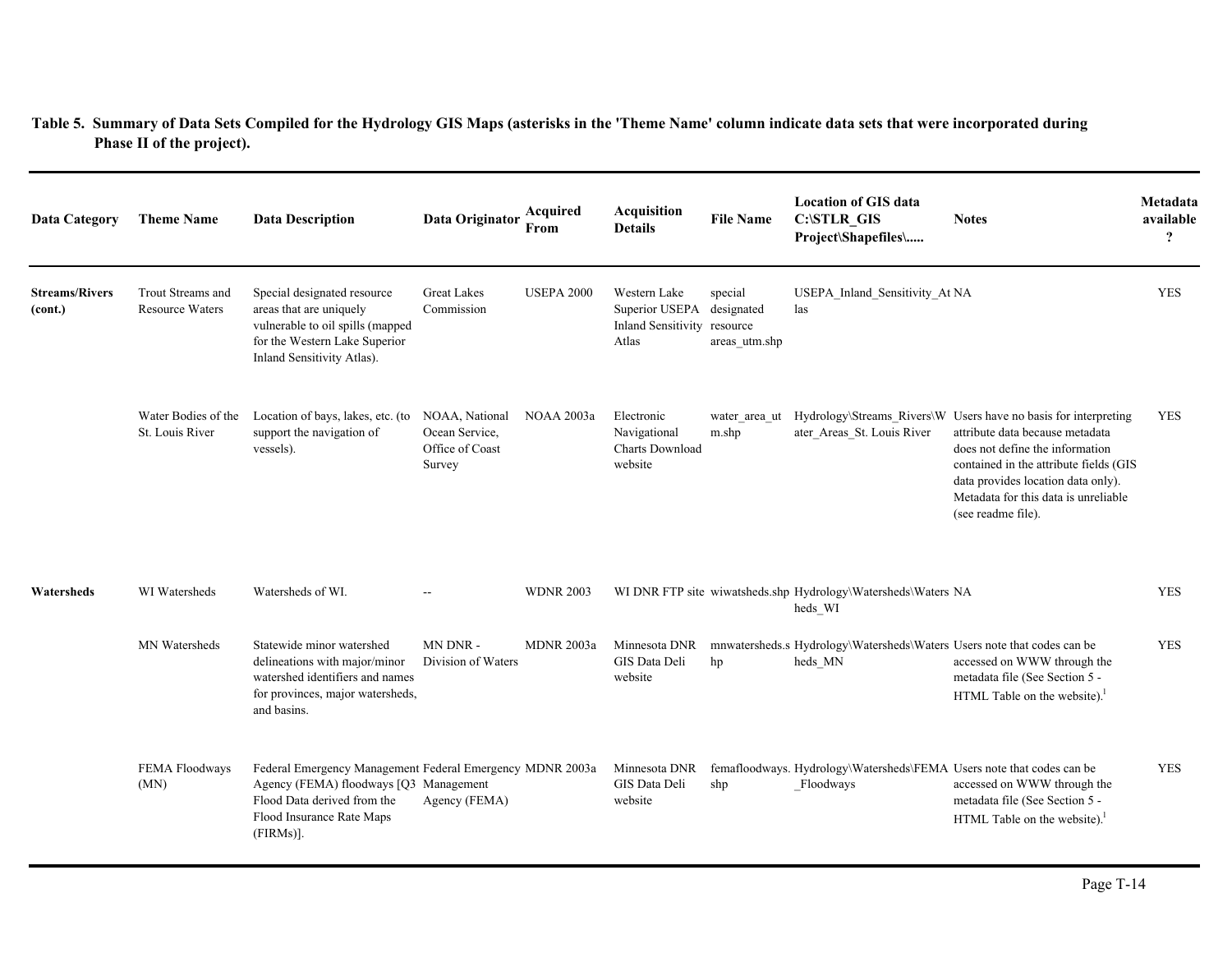**Table 5. Summary of Data Sets Compiled for the Hydrology GIS Maps (asterisks in the 'Theme Name' column indicate data sets that were incorporated during Phase II of the project).**

| Data Category | Theme Name | Data Description | Data Originator | Acquired From | Acquisition Details | File Name | Location of GIS data C:\STLR_GIS Project\Shapefiles\..... | Notes | Metadata available ? |
|---|---|---|---|---|---|---|---|---|---|
| **Streams/Rivers (cont.)** | Trout Streams and Resource Waters | Special designated resource areas that are uniquely vulnerable to oil spills (mapped for the Western Lake Superior Inland Sensitivity Atlas). | Great Lakes Commission | USEPA 2000 | Western Lake Superior USEPA Inland Sensitivity Atlas | special designated resource areas_utm.shp | USEPA_Inland_Sensitivity_Atlas | NA | YES |
| | Water Bodies of the St. Louis River | Location of bays, lakes, etc. (to support the navigation of vessels). | NOAA, National Ocean Service, Office of Coast Survey | NOAA 2003a | Electronic Navigational Charts Download website | water_area_utm.shp | Hydrology\Streams_Rivers\Water_Areas_St. Louis River | Users have no basis for interpreting attribute data because metadata does not define the information contained in the attribute fields (GIS data provides location data only). Metadata for this data is unreliable (see readme file). | YES |
| **Watersheds** | WI Watersheds | Watersheds of WI. | -- | WDNR 2003 | WI DNR FTP site | wiwatsheds.shp | Hydrology\Watersheds\Watersheds_WI | NA | YES |
| | MN Watersheds | Statewide minor watershed delineations with major/minor watershed identifiers and names for provinces, major watersheds, and basins. | MN DNR - Division of Waters | MDNR 2003a | Minnesota DNR GIS Data Deli website | mnwatersheds.shp | Hydrology\Watersheds\Watersheds_MN | Users note that codes can be accessed on WWW through the metadata file (See Section 5 - HTML Table on the website).[1] | YES |
| | FEMA Floodways (MN) | Federal Emergency Management Agency (FEMA) floodways [Q3 Flood Data derived from the Flood Insurance Rate Maps (FIRMs)]. | Federal Emergency Management Agency (FEMA) | MDNR 2003a | Minnesota DNR GIS Data Deli website | femafloodways.shp | Hydrology\Watersheds\FEMA_Floodways | Users note that codes can be accessed on WWW through the metadata file (See Section 5 - HTML Table on the website).[1] | YES |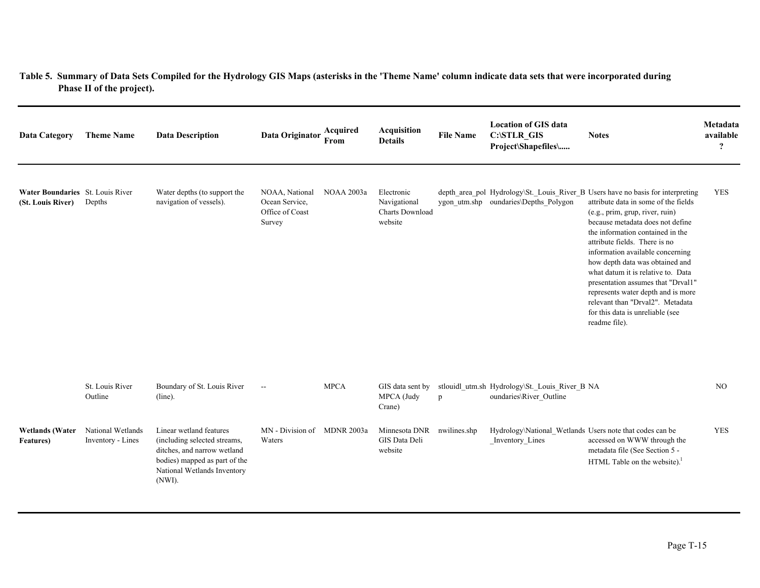**Table 5. Summary of Data Sets Compiled for the Hydrology GIS Maps (asterisks in the 'Theme Name' column indicate data sets that were incorporated during Phase II of the project).**

| Data Category | Theme Name | Data Description | Data Originator | Acquired From | Acquisition Details | File Name | Location of GIS data C:\STLR_GIS Project\Shapefiles\..... | Notes | Metadata available ? |
|---|---|---|---|---|---|---|---|---|---|
| **Water Boundaries (St. Louis River)** | St. Louis River Depths | Water depths (to support the navigation of vessels). | NOAA, National Ocean Service, Office of Coast Survey | NOAA 2003a | Electronic Navigational Charts Download website | depth_area_polygon_utm.shp | Hydrology\St._Louis_River_Boundaries\Depths_Polygon | Users have no basis for interpreting attribute data in some of the fields (e.g., prim, grup, river, ruin) because metadata does not define the information contained in the attribute fields. There is no information available concerning how depth data was obtained and what datum it is relative to. Data presentation assumes that "Drval1" represents water depth and is more relevant than "Drval2". Metadata for this data is unreliable (see readme file). | YES |
| | St. Louis River Outline | Boundary of St. Louis River (line). | -- | MPCA | GIS data sent by MPCA (Judy Crane) | stlouidl_utm.shp | Hydrology\St._Louis_River_Boundaries\River_Outline | NA | NO |
| **Wetlands (Water Features)** | National Wetlands Inventory - Lines | Linear wetland features (including selected streams, ditches, and narrow wetland bodies) mapped as part of the National Wetlands Inventory (NWI). | MN - Division of Waters | MDNR 2003a | Minnesota DNR GIS Data Deli website | nwilines.shp | Hydrology\National_Wetlands_Inventory_Lines | Users note that codes can be accessed on WWW through the metadata file (See Section 5 - HTML Table on the website).[1] | YES |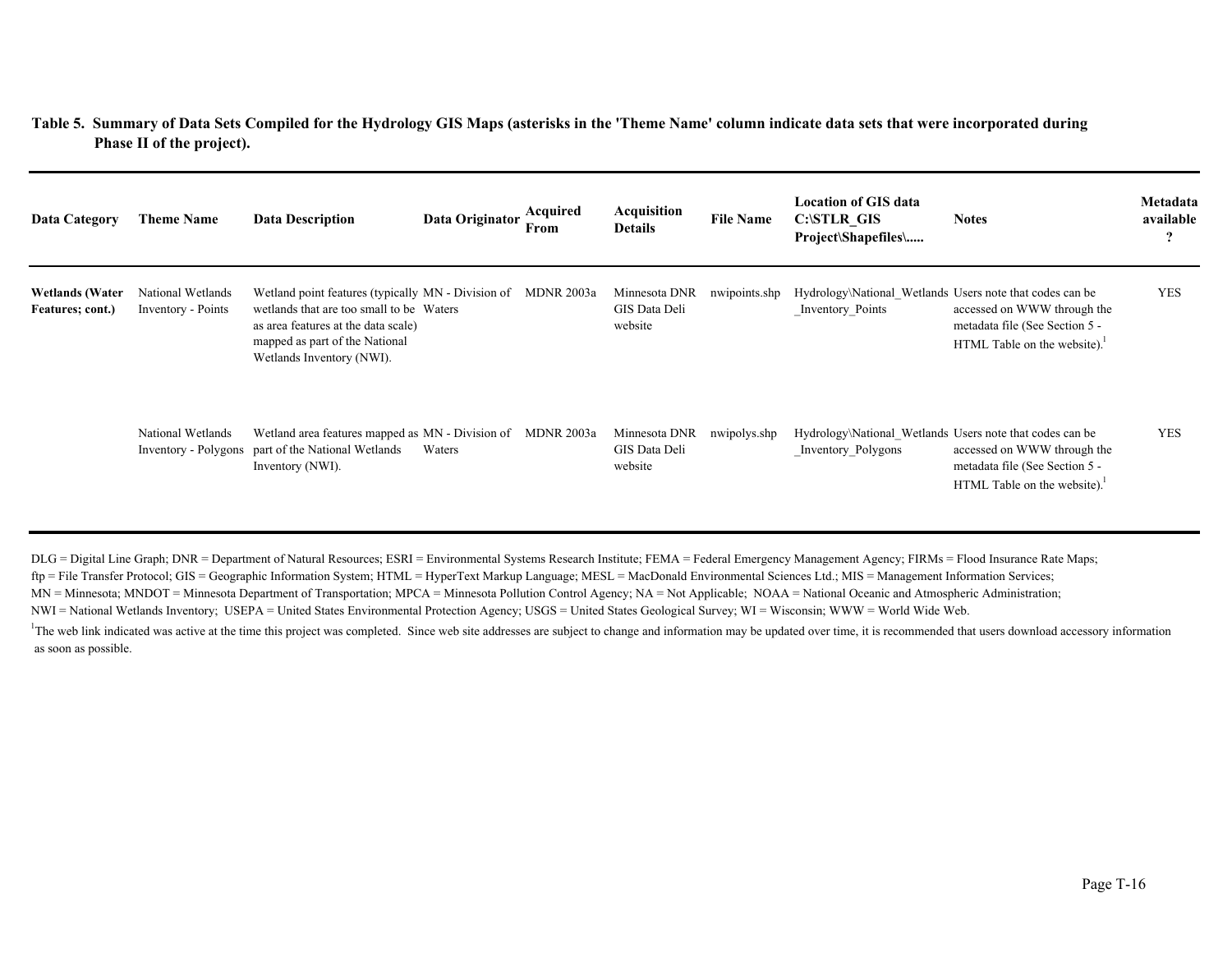**Table 5. Summary of Data Sets Compiled for the Hydrology GIS Maps (asterisks in the 'Theme Name' column indicate data sets that were incorporated during Phase II of the project).**

| Data Category | Theme Name | Data Description | Data Originator | Acquired From | Acquisition Details | File Name | Location of GIS data C:\STLR_GIS Project\Shapefiles\..... | Notes | Metadata available ? |
|---|---|---|---|---|---|---|---|---|---|
| **Wetlands (Water Features; cont.)** | National Wetlands Inventory - Points | Wetland point features (typically wetlands that are too small to be as area features at the data scale) mapped as part of the National Wetlands Inventory (NWI). | MN - Division of Waters | MDNR 2003a | Minnesota DNR GIS Data Deli website | nwipoints.shp | Hydrology\National_Wetlands_Inventory_Points | Users note that codes can be accessed on WWW through the metadata file (See Section 5 - HTML Table on the website).[1] | YES |
| | National Wetlands Inventory - Polygons | Wetland area features mapped as part of the National Wetlands Inventory (NWI). | MN - Division of Waters | MDNR 2003a | Minnesota DNR GIS Data Deli website | nwipolys.shp | Hydrology\National_Wetlands_Inventory_Polygons | Users note that codes can be accessed on WWW through the metadata file (See Section 5 - HTML Table on the website).[1] | YES |

DLG = Digital Line Graph; DNR = Department of Natural Resources; ESRI = Environmental Systems Research Institute; FEMA = Federal Emergency Management Agency; FIRMs = Flood Insurance Rate Maps; ftp = File Transfer Protocol; GIS = Geographic Information System; HTML = HyperText Markup Language; MESL = MacDonald Environmental Sciences Ltd.; MIS = Management Information Services; MN = Minnesota; MNDOT = Minnesota Department of Transportation; MPCA = Minnesota Pollution Control Agency; NA = Not Applicable; NOAA = National Oceanic and Atmospheric Administration; NWI = National Wetlands Inventory; USEPA = United States Environmental Protection Agency; USGS = United States Geological Survey; WI = Wisconsin; WWW = World Wide Web.

[1]The web link indicated was active at the time this project was completed. Since web site addresses are subject to change and information may be updated over time, it is recommended that users download accessory information as soon as possible.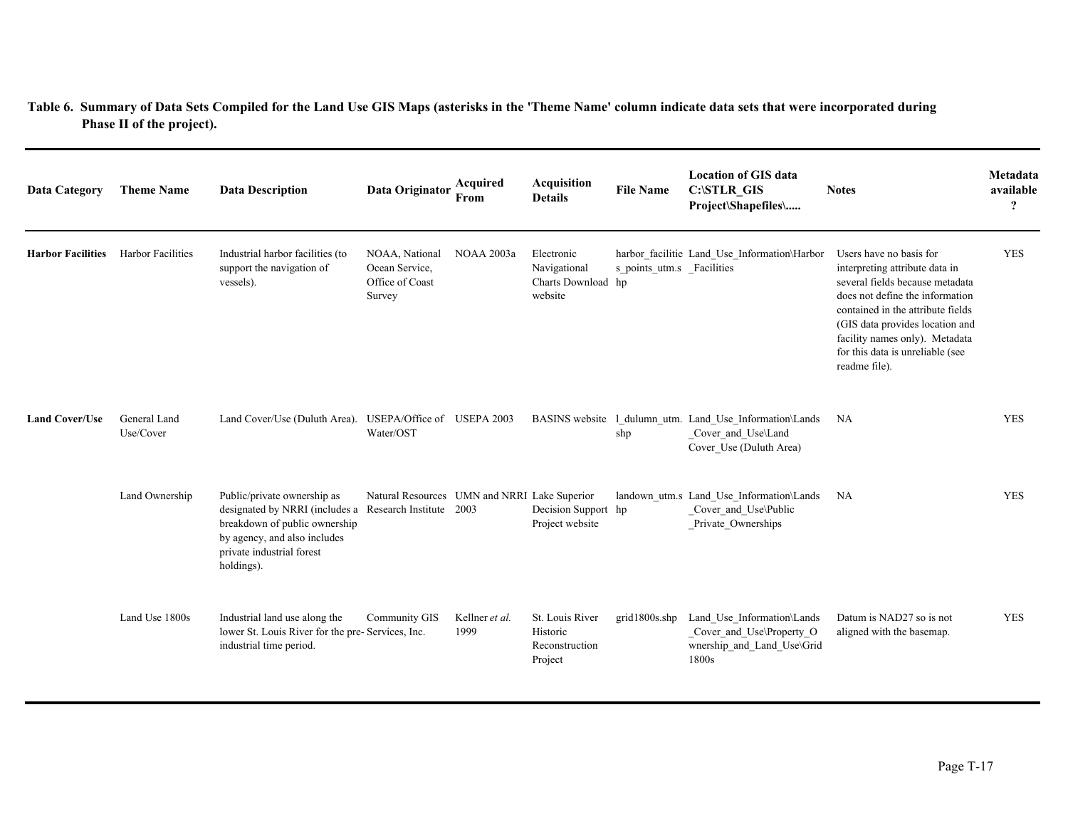**Table 6. Summary of Data Sets Compiled for the Land Use GIS Maps (asterisks in the 'Theme Name' column indicate data sets that were incorporated during Phase II of the project).**

| Data Category | Theme Name | Data Description | Data Originator | Acquired From | Acquisition Details | File Name | Location of GIS data C:\STLR_GIS Project\Shapefiles\..... | Notes | Metadata available ? |
|---|---|---|---|---|---|---|---|---|---|
| **Harbor Facilities** | Harbor Facilities | Industrial harbor facilities (to support the navigation of vessels). | NOAA, National Ocean Service, Office of Coast Survey | NOAA 2003a | Electronic Navigational Charts Download website | harbor_facilities_points_utm.shp | Land_Use_Information\Harbor_Facilities | Users have no basis for interpreting attribute data in several fields because metadata does not define the information contained in the attribute fields (GIS data provides location and facility names only). Metadata for this data is unreliable (see readme file). | YES |
| **Land Cover/Use** | General Land Use/Cover | Land Cover/Use (Duluth Area). | USEPA/Office of Water/OST | USEPA 2003 | BASINS website | l_dulumn_utm.shp | Land_Use_Information\Lands_Cover_and_Use\Land Cover_Use (Duluth Area) | NA | YES |
| | Land Ownership | Public/private ownership as designated by NRRI (includes a breakdown of public ownership by agency, and also includes private industrial forest holdings). | Natural Resources Research Institute | UMN and NRRI 2003 | Lake Superior Decision Support Project website | landown_utm.shp | Land_Use_Information\Lands_Cover_and_Use\Public_Private_Ownerships | NA | YES |
| | Land Use 1800s | Industrial land use along the lower St. Louis River for the pre-industrial time period. | Community GIS Services, Inc. | Kellner *et al.* 1999 | St. Louis River Historic Reconstruction Project | grid1800s.shp | Land_Use_Information\Lands_Cover_and_Use\Property_Ownership_and_Land_Use\Grid 1800s | Datum is NAD27 so is not aligned with the basemap. | YES |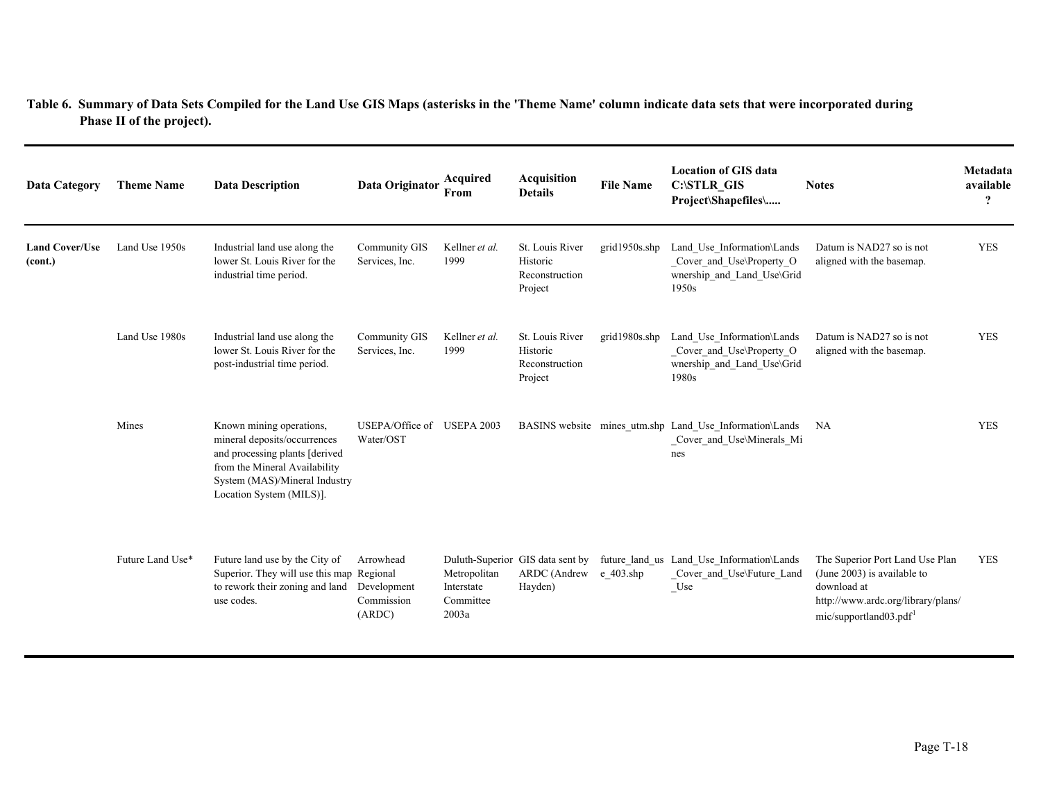**Table 6. Summary of Data Sets Compiled for the Land Use GIS Maps (asterisks in the 'Theme Name' column indicate data sets that were incorporated during Phase II of the project).**

| Data Category | Theme Name | Data Description | Data Originator | Acquired From | Acquisition Details | File Name | Location of GIS data C:\STLR_GIS Project\Shapefiles\..... | Notes | Metadata available ? |
|---|---|---|---|---|---|---|---|---|---|
| **Land Cover/Use (cont.)** | Land Use 1950s | Industrial land use along the lower St. Louis River for the industrial time period. | Community GIS Services, Inc. | Kellner *et al.* 1999 | St. Louis River Historic Reconstruction Project | grid1950s.shp | Land_Use_Information\Lands_Cover_and_Use\Property_Ownership_and_Land_Use\Grid 1950s | Datum is NAD27 so is not aligned with the basemap. | YES |
| | Land Use 1980s | Industrial land use along the lower St. Louis River for the post-industrial time period. | Community GIS Services, Inc. | Kellner *et al.* 1999 | St. Louis River Historic Reconstruction Project | grid1980s.shp | Land_Use_Information\Lands_Cover_and_Use\Property_Ownership_and_Land_Use\Grid 1980s | Datum is NAD27 so is not aligned with the basemap. | YES |
| | Mines | Known mining operations, mineral deposits/occurrences and processing plants [derived from the Mineral Availability System (MAS)/Mineral Industry Location System (MILS)]. | USEPA/Office of Water/OST | USEPA 2003 | BASINS website | mines_utm.shp | Land_Use_Information\Lands_Cover_and_Use\Minerals_Mines | NA | YES |
| | Future Land Use* | Future land use by the City of Superior. They will use this map to rework their zoning and land use codes. | Arrowhead Regional Development Commission (ARDC) | Duluth-Superior Metropolitan Interstate Committee 2003a | GIS data sent by ARDC (Andrew Hayden) | future_land_use_403.shp | Land_Use_Information\Lands_Cover_and_Use\Future_Land_Use | The Superior Port Land Use Plan (June 2003) is available to download at http://www.ardc.org/library/plans/mic/supportland03.pdf[1] | YES |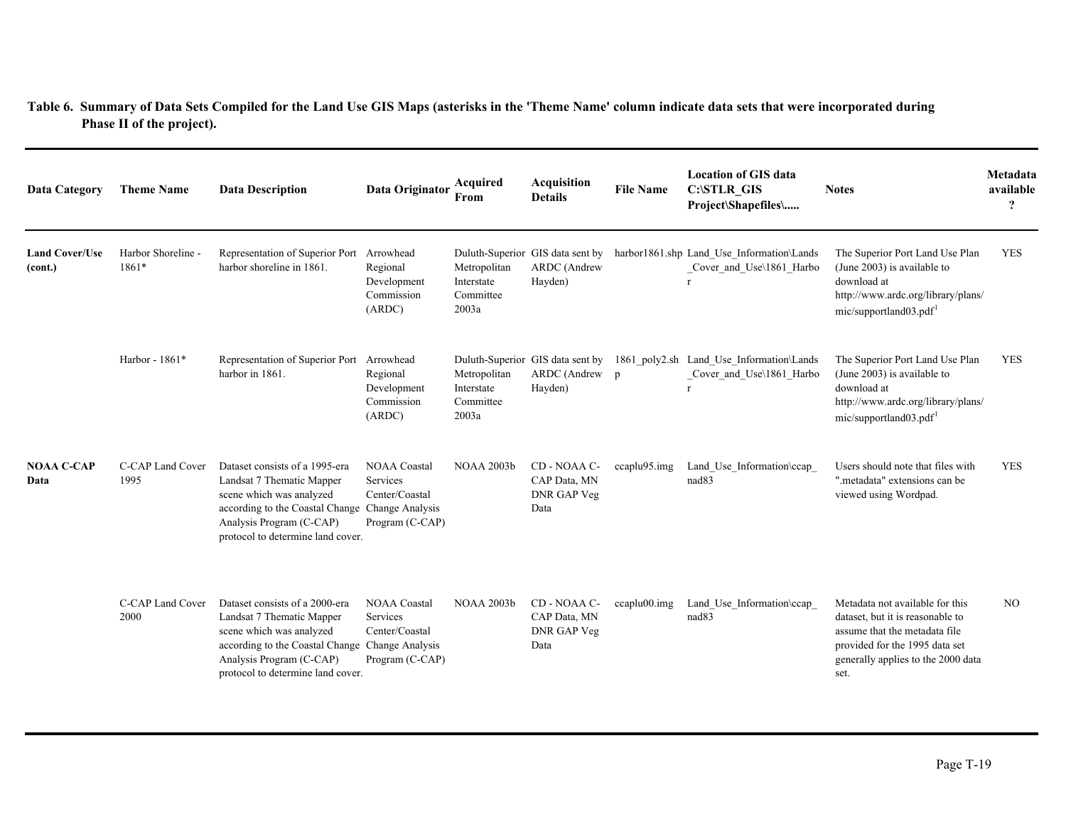**Table 6. Summary of Data Sets Compiled for the Land Use GIS Maps (asterisks in the 'Theme Name' column indicate data sets that were incorporated during Phase II of the project).**

| Data Category | Theme Name | Data Description | Data Originator | Acquired From | Acquisition Details | File Name | Location of GIS data C:\STLR_GIS Project\Shapefiles\..... | Notes | Metadata available ? |
|---|---|---|---|---|---|---|---|---|---|
| **Land Cover/Use (cont.)** | Harbor Shoreline - 1861* | Representation of Superior Port harbor shoreline in 1861. | Arrowhead Regional Development Commission (ARDC) | Duluth-Superior Metropolitan Interstate Committee 2003a | GIS data sent by ARDC (Andrew Hayden) | harbor1861.shp | Land_Use_Information\Lands_Cover_and_Use\1861_Harbor | The Superior Port Land Use Plan (June 2003) is available to download at http://www.ardc.org/library/plans/mic/supportland03.pdf[1] | YES |
| | Harbor - 1861* | Representation of Superior Port harbor in 1861. | Arrowhead Regional Development Commission (ARDC) | Duluth-Superior Metropolitan Interstate Committee 2003a | GIS data sent by ARDC (Andrew Hayden) | 1861_poly2.shp | Land_Use_Information\Lands_Cover_and_Use\1861_Harbor | The Superior Port Land Use Plan (June 2003) is available to download at http://www.ardc.org/library/plans/mic/supportland03.pdf[1] | YES |
| **NOAA C-CAP Data** | C-CAP Land Cover 1995 | Dataset consists of a 1995-era Landsat 7 Thematic Mapper scene which was analyzed according to the Coastal Change Analysis Program (C-CAP) protocol to determine land cover. | NOAA Coastal Services Center/Coastal Change Analysis Program (C-CAP) | NOAA 2003b | CD - NOAA C-CAP Data, MN DNR GAP Veg Data | ccaplu95.img | Land_Use_Information\ccap_nad83 | Users should note that files with ".metadata" extensions can be viewed using Wordpad. | YES |
| | C-CAP Land Cover 2000 | Dataset consists of a 2000-era Landsat 7 Thematic Mapper scene which was analyzed according to the Coastal Change Analysis Program (C-CAP) protocol to determine land cover. | NOAA Coastal Services Center/Coastal Change Analysis Program (C-CAP) | NOAA 2003b | CD - NOAA C-CAP Data, MN DNR GAP Veg Data | ccaplu00.img | Land_Use_Information\ccap_nad83 | Metadata not available for this dataset, but it is reasonable to assume that the metadata file provided for the 1995 data set generally applies to the 2000 data set. | NO |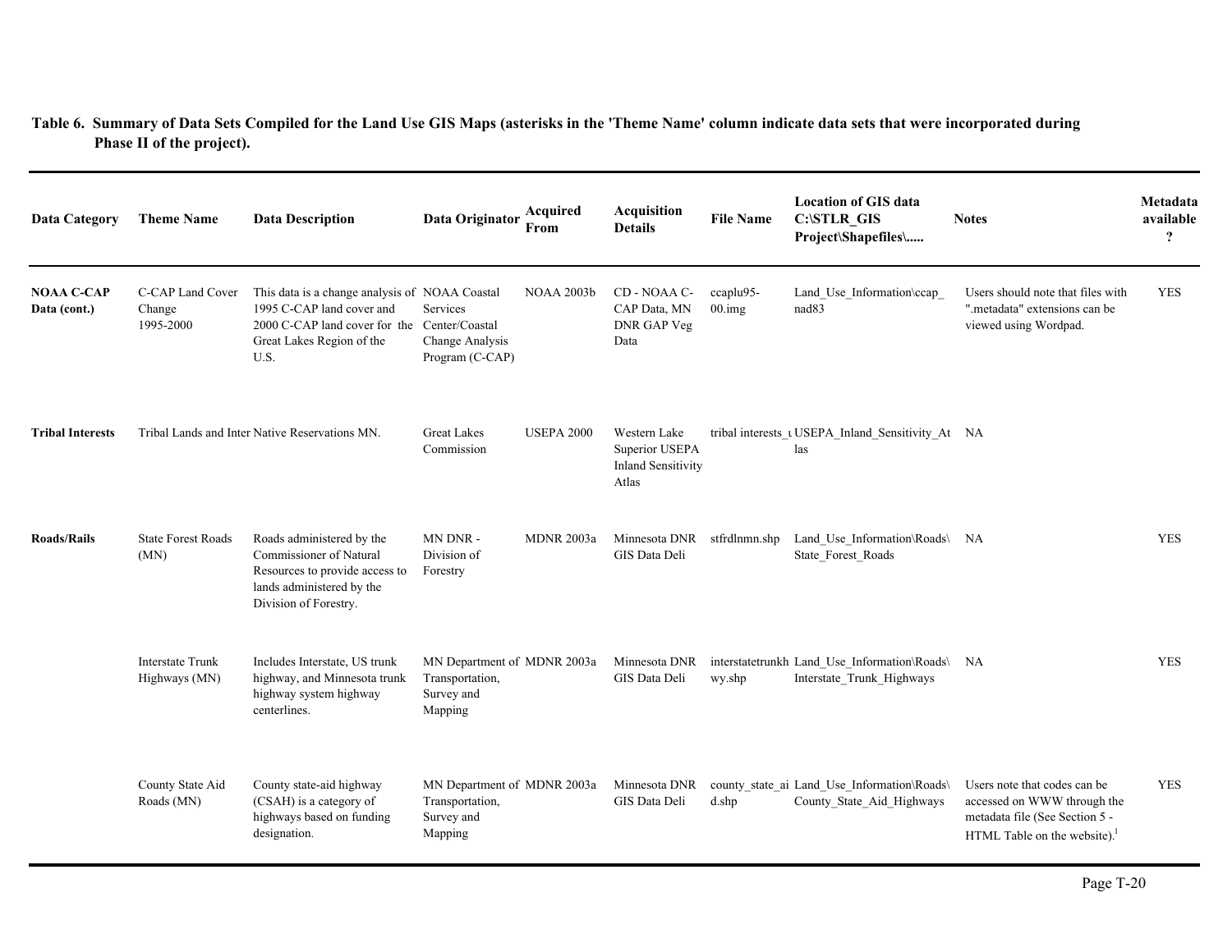**Table 6. Summary of Data Sets Compiled for the Land Use GIS Maps (asterisks in the 'Theme Name' column indicate data sets that were incorporated during Phase II of the project).**

| Data Category | Theme Name | Data Description | Data Originator | Acquired From | Acquisition Details | File Name | Location of GIS data C:\STLR_GIS Project\Shapefiles\..... | Notes | Metadata available ? |
|---|---|---|---|---|---|---|---|---|---|
| **NOAA C-CAP Data (cont.)** | C-CAP Land Cover Change 1995-2000 | This data is a change analysis of 1995 C-CAP land cover and 2000 C-CAP land cover for the Great Lakes Region of the U.S. | NOAA Coastal Services Center/Coastal Change Analysis Program (C-CAP) | NOAA 2003b | CD - NOAA C-CAP Data, MN DNR GAP Veg Data | ccaplu95-00.img | Land_Use_Information\ccap_nad83 | Users should note that files with ".metadata" extensions can be viewed using Wordpad. | YES |
| **Tribal Interests** | Tribal Lands and Inter | Native Reservations MN. | Great Lakes Commission | USEPA 2000 | Western Lake Superior USEPA Inland Sensitivity Atlas | tribal interests_u | USEPA_Inland_Sensitivity_Atlas | NA | |
| **Roads/Rails** | State Forest Roads (MN) | Roads administered by the Commissioner of Natural Resources to provide access to lands administered by the Division of Forestry. | MN DNR - Division of Forestry | MDNR 2003a | Minnesota DNR GIS Data Deli | stfrdlnmn.shp | Land_Use_Information\Roads\State_Forest_Roads | NA | YES |
| | Interstate Trunk Highways (MN) | Includes Interstate, US trunk highway, and Minnesota trunk highway system highway centerlines. | MN Department of Transportation, Survey and Mapping | MDNR 2003a | Minnesota DNR GIS Data Deli | interstatetrunkhwy.shp | Land_Use_Information\Roads\Interstate_Trunk_Highways | NA | YES |
| | County State Aid Roads (MN) | County state-aid highway (CSAH) is a category of highways based on funding designation. | MN Department of Transportation, Survey and Mapping | MDNR 2003a | Minnesota DNR GIS Data Deli | county_state_aid.shp | Land_Use_Information\Roads\County_State_Aid_Highways | Users note that codes can be accessed on WWW through the metadata file (See Section 5 - HTML Table on the website).[1] | YES |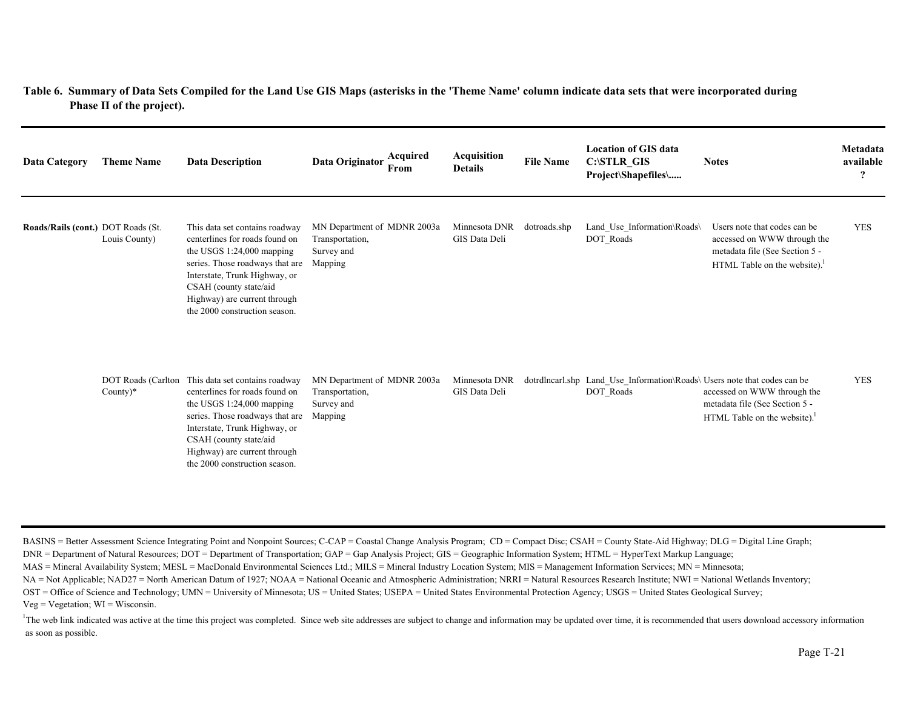**Table 6. Summary of Data Sets Compiled for the Land Use GIS Maps (asterisks in the 'Theme Name' column indicate data sets that were incorporated during Phase II of the project).**

| Data Category | Theme Name | Data Description | Data Originator | Acquired From | Acquisition Details | File Name | Location of GIS data C:\STLR_GIS Project\Shapefiles\..... | Notes | Metadata available ? |
|---|---|---|---|---|---|---|---|---|---|
| **Roads/Rails (cont.)** | DOT Roads (St. Louis County) | This data set contains roadway centerlines for roads found on the USGS 1:24,000 mapping series. Those roadways that are Interstate, Trunk Highway, or CSAH (county state/aid Highway) are current through the 2000 construction season. | MN Department of Transportation, Survey and Mapping | MDNR 2003a | Minnesota DNR GIS Data Deli | dotroads.shp | Land_Use_Information\Roads\DOT_Roads | Users note that codes can be accessed on WWW through the metadata file (See Section 5 - HTML Table on the website).[1] | YES |
| | DOT Roads (Carlton County)* | This data set contains roadway centerlines for roads found on the USGS 1:24,000 mapping series. Those roadways that are Interstate, Trunk Highway, or CSAH (county state/aid Highway) are current through the 2000 construction season. | MN Department of Transportation, Survey and Mapping | MDNR 2003a | Minnesota DNR GIS Data Deli | dotrdlncarl.shp | Land_Use_Information\Roads\DOT_Roads | Users note that codes can be accessed on WWW through the metadata file (See Section 5 - HTML Table on the website).[1] | YES |

BASINS = Better Assessment Science Integrating Point and Nonpoint Sources; C-CAP = Coastal Change Analysis Program; CD = Compact Disc; CSAH = County State-Aid Highway; DLG = Digital Line Graph; DNR = Department of Natural Resources; DOT = Department of Transportation; GAP = Gap Analysis Project; GIS = Geographic Information System; HTML = HyperText Markup Language; MAS = Mineral Availability System; MESL = MacDonald Environmental Sciences Ltd.; MILS = Mineral Industry Location System; MIS = Management Information Services; MN = Minnesota; NA = Not Applicable; NAD27 = North American Datum of 1927; NOAA = National Oceanic and Atmospheric Administration; NRRI = Natural Resources Research Institute; NWI = National Wetlands Inventory; OST = Office of Science and Technology; UMN = University of Minnesota; US = United States; USEPA = United States Environmental Protection Agency; USGS = United States Geological Survey; Veg = Vegetation; WI = Wisconsin.

[1]The web link indicated was active at the time this project was completed. Since web site addresses are subject to change and information may be updated over time, it is recommended that users download accessory information as soon as possible.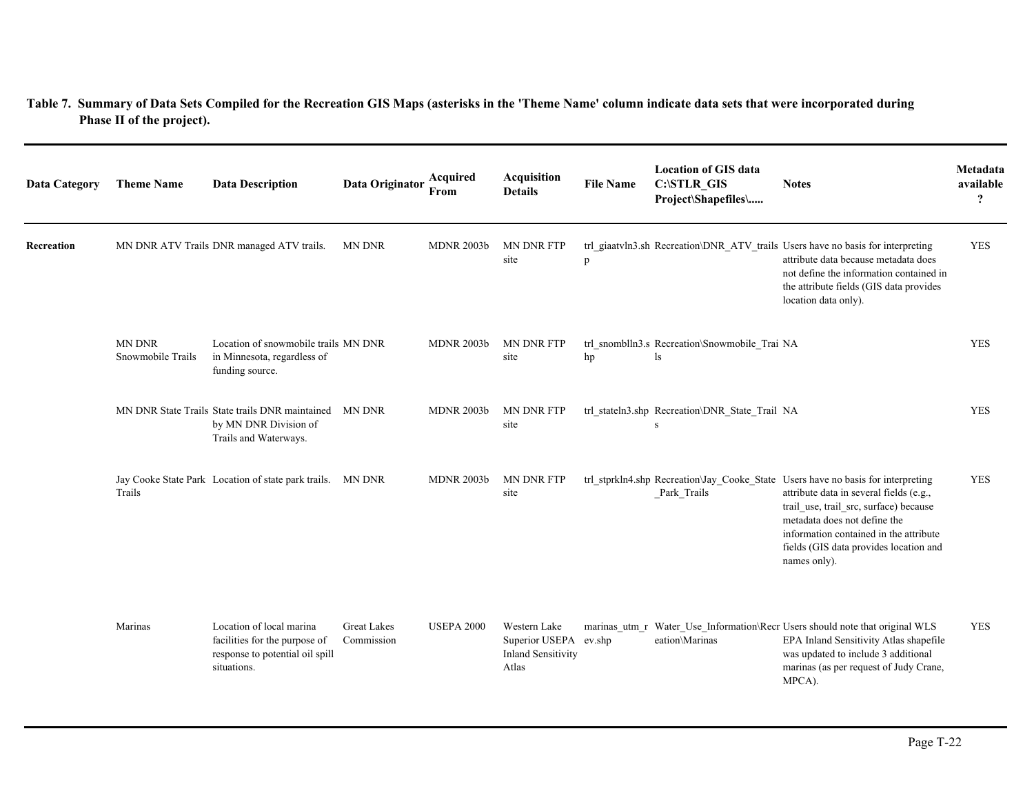**Table 7. Summary of Data Sets Compiled for the Recreation GIS Maps (asterisks in the 'Theme Name' column indicate data sets that were incorporated during Phase II of the project).**

| Data Category | Theme Name | Data Description | Data Originator | Acquired From | Acquisition Details | File Name | Location of GIS data C:\STLR_GIS Project\Shapefiles\..... | Notes | Metadata available ? |
|---|---|---|---|---|---|---|---|---|---|
| **Recreation** | MN DNR ATV Trails | DNR managed ATV trails. | MN DNR | MDNR 2003b | MN DNR FTP site | trl_giaatvln3.shp | Recreation\DNR_ATV_trails | Users have no basis for interpreting attribute data because metadata does not define the information contained in the attribute fields (GIS data provides location data only). | YES |
| | MN DNR Snowmobile Trails | Location of snowmobile trails in Minnesota, regardless of funding source. | MN DNR | MDNR 2003b | MN DNR FTP site | trl_snomblln3.shp | Recreation\Snowmobile_Trails | NA | YES |
| | MN DNR State Trails | State trails DNR maintained by MN DNR Division of Trails and Waterways. | MN DNR | MDNR 2003b | MN DNR FTP site | trl_stateln3.shp | Recreation\DNR_State_Trails | NA | YES |
| | Jay Cooke State Park Trails | Location of state park trails. | MN DNR | MDNR 2003b | MN DNR FTP site | trl_stprkln4.shp | Recreation\Jay_Cooke_State_Park_Trails | Users have no basis for interpreting attribute data in several fields (e.g., trail_use, trail_src, surface) because metadata does not define the information contained in the attribute fields (GIS data provides location and names only). | YES |
| | Marinas | Location of local marina facilities for the purpose of response to potential oil spill situations. | Great Lakes Commission | USEPA 2000 | Western Lake Superior USEPA Inland Sensitivity Atlas | marinas_utm_rev.shp | Water_Use_Information\Recreation\Marinas | Users should note that original WLS EPA Inland Sensitivity Atlas shapefile was updated to include 3 additional marinas (as per request of Judy Crane, MPCA). | YES |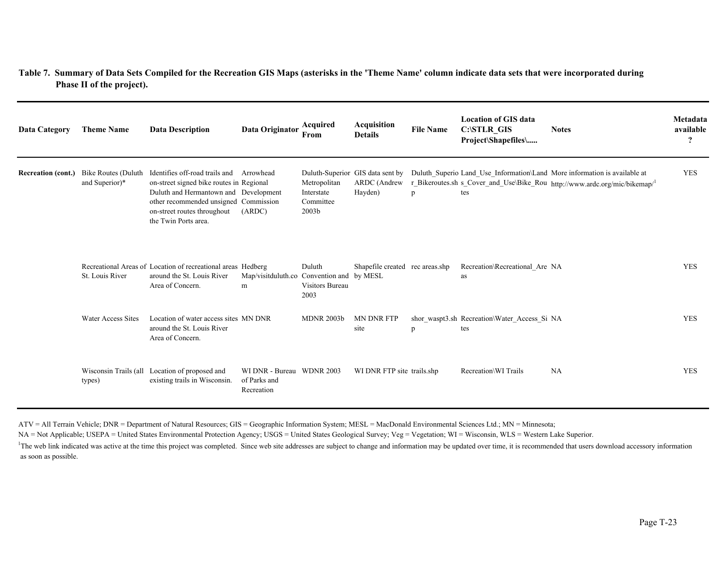**Table 7. Summary of Data Sets Compiled for the Recreation GIS Maps (asterisks in the 'Theme Name' column indicate data sets that were incorporated during Phase II of the project).**

| Data Category | Theme Name | Data Description | Data Originator | Acquired From | Acquisition Details | File Name | Location of GIS data C:\STLR_GIS Project\Shapefiles\..... | Notes | Metadata available ? |
|---|---|---|---|---|---|---|---|---|---|
| **Recreation (cont.)** | Bike Routes (Duluth and Superior)* | Identifies off-road trails and on-street signed bike routes in Duluth and Hermantown and other recommended unsigned on-street routes throughout the Twin Ports area. | Arrowhead Regional Development Commission (ARDC) | Duluth-Superior Metropolitan Interstate Committee 2003b | GIS data sent by ARDC (Andrew Hayden) | Duluth_Superior_Bikeroutes.shp | Land_Use_Information\Lands_Cover_and_Use\Bike_Routes | More information is available at http://www.ardc.org/mic/bikemap/[1] | YES |
| | Recreational Areas of St. Louis River | Location of recreational areas around the St. Louis River Area of Concern. | Hedberg Map/visitduluth.com | Duluth Convention and Visitors Bureau 2003 | Shapefile created by MESL | rec areas.shp | Recreation\Recreational_Areas | NA | YES |
| | Water Access Sites | Location of water access sites around the St. Louis River Area of Concern. | MN DNR | MDNR 2003b | MN DNR FTP site | shor_waspt3.shp | Recreation\Water_Access_Sites | NA | YES |
| | Wisconsin Trails (all types) | Location of proposed and existing trails in Wisconsin. | WI DNR - Bureau of Parks and Recreation | WDNR 2003 | WI DNR FTP site | trails.shp | Recreation\WI Trails | NA | YES |

ATV = All Terrain Vehicle; DNR = Department of Natural Resources; GIS = Geographic Information System; MESL = MacDonald Environmental Sciences Ltd.; MN = Minnesota;
NA = Not Applicable; USEPA = United States Environmental Protection Agency; USGS = United States Geological Survey; Veg = Vegetation; WI = Wisconsin, WLS = Western Lake Superior.

[1]The web link indicated was active at the time this project was completed. Since web site addresses are subject to change and information may be updated over time, it is recommended that users download accessory information as soon as possible.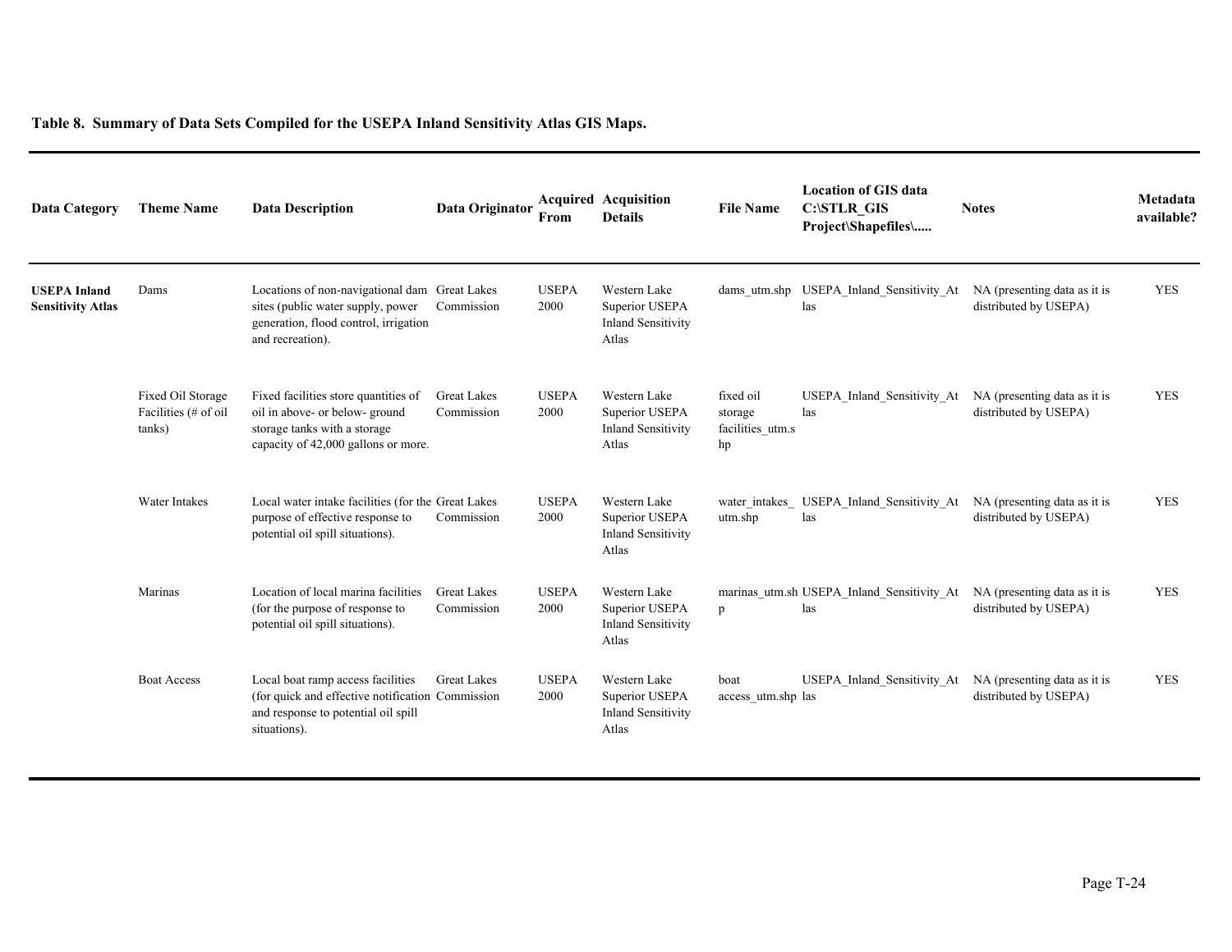**Table 8. Summary of Data Sets Compiled for the USEPA Inland Sensitivity Atlas GIS Maps.**

| Data Category | Theme Name | Data Description | Data Originator | Acquired From | Acquisition Details | File Name | Location of GIS data C:\STLR_GIS Project\Shapefiles\..... | Notes | Metadata available? |
|---|---|---|---|---|---|---|---|---|---|
| **USEPA Inland Sensitivity Atlas** | Dams | Locations of non-navigational dam sites (public water supply, power generation, flood control, irrigation and recreation). | Great Lakes Commission | USEPA 2000 | Western Lake Superior USEPA Inland Sensitivity Atlas | dams_utm.shp | USEPA_Inland_Sensitivity_Atlas | NA (presenting data as it is distributed by USEPA) | YES |
| | Fixed Oil Storage Facilities (# of oil tanks) | Fixed facilities store quantities of oil in above- or below- ground storage tanks with a storage capacity of 42,000 gallons or more. | Great Lakes Commission | USEPA 2000 | Western Lake Superior USEPA Inland Sensitivity Atlas | fixed oil storage facilities_utm.shp | USEPA_Inland_Sensitivity_Atlas | NA (presenting data as it is distributed by USEPA) | YES |
| | Water Intakes | Local water intake facilities (for the purpose of effective response to potential oil spill situations). | Great Lakes Commission | USEPA 2000 | Western Lake Superior USEPA Inland Sensitivity Atlas | water_intakes_utm.shp | USEPA_Inland_Sensitivity_Atlas | NA (presenting data as it is distributed by USEPA) | YES |
| | Marinas | Location of local marina facilities (for the purpose of response to potential oil spill situations). | Great Lakes Commission | USEPA 2000 | Western Lake Superior USEPA Inland Sensitivity Atlas | marinas_utm.shp | USEPA_Inland_Sensitivity_Atlas | NA (presenting data as it is distributed by USEPA) | YES |
| | Boat Access | Local boat ramp access facilities (for quick and effective notification and response to potential oil spill situations). | Great Lakes Commission | USEPA 2000 | Western Lake Superior USEPA Inland Sensitivity Atlas | boat access_utm.shp | USEPA_Inland_Sensitivity_Atlas | NA (presenting data as it is distributed by USEPA) | YES |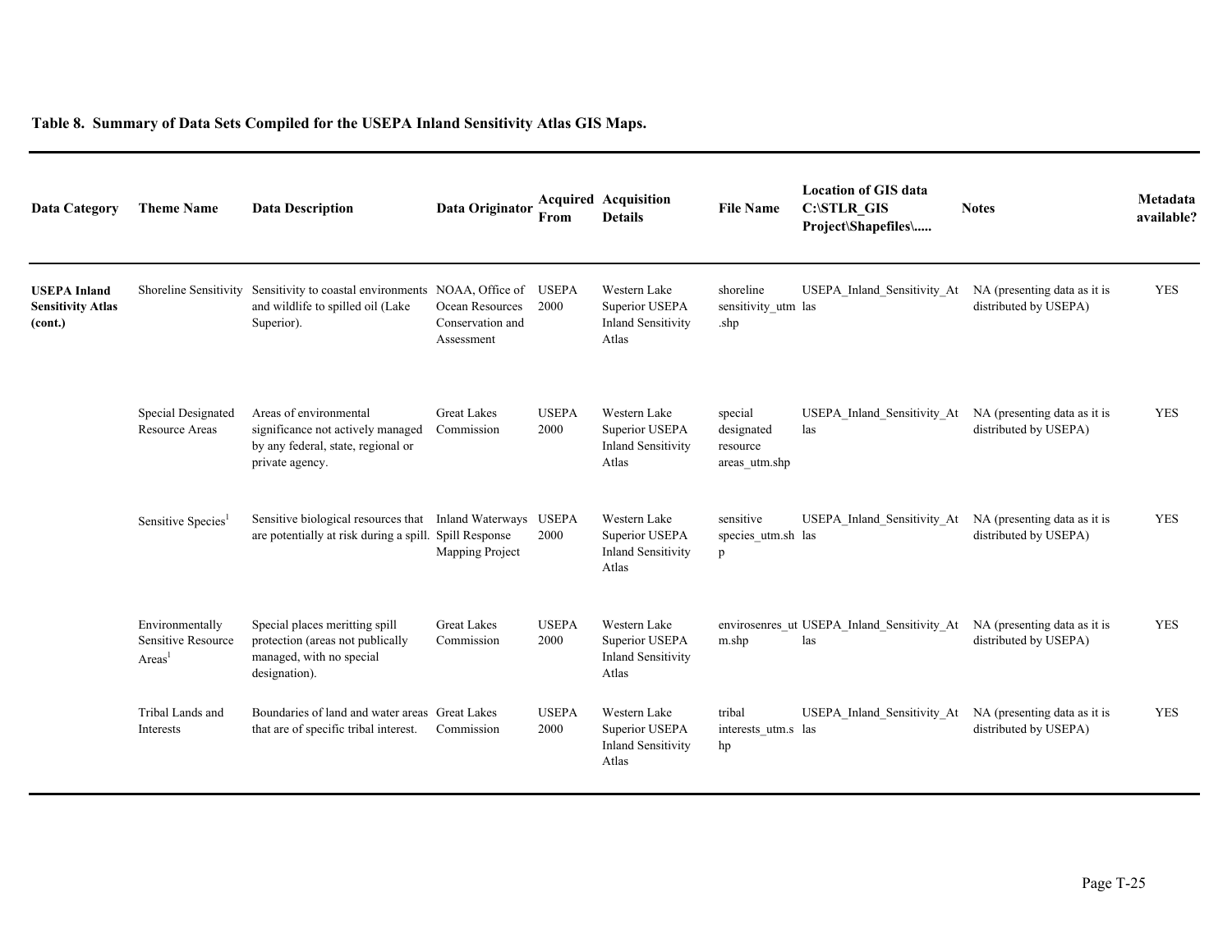**Table 8. Summary of Data Sets Compiled for the USEPA Inland Sensitivity Atlas GIS Maps.**

| Data Category | Theme Name | Data Description | Data Originator | Acquired From | Acquisition Details | File Name | Location of GIS data C:\STLR_GIS Project\Shapefiles\..... | Notes | Metadata available? |
|---|---|---|---|---|---|---|---|---|---|
| **USEPA Inland Sensitivity Atlas (cont.)** | Shoreline Sensitivity | Sensitivity to coastal environments and wildlife to spilled oil (Lake Superior). | NOAA, Office of Ocean Resources Conservation and Assessment | USEPA 2000 | Western Lake Superior USEPA Inland Sensitivity Atlas | shoreline sensitivity_utm.shp | USEPA_Inland_Sensitivity_Atlas | NA (presenting data as it is distributed by USEPA) | YES |
| | Special Designated Resource Areas | Areas of environmental significance not actively managed by any federal, state, regional or private agency. | Great Lakes Commission | USEPA 2000 | Western Lake Superior USEPA Inland Sensitivity Atlas | special designated resource areas_utm.shp | USEPA_Inland_Sensitivity_Atlas | NA (presenting data as it is distributed by USEPA) | YES |
| | Sensitive Species[1] | Sensitive biological resources that are potentially at risk during a spill. | Inland Waterways Spill Response Mapping Project | USEPA 2000 | Western Lake Superior USEPA Inland Sensitivity Atlas | sensitive species_utm.shp | USEPA_Inland_Sensitivity_Atlas | NA (presenting data as it is distributed by USEPA) | YES |
| | Environmentally Sensitive Resource Areas[1] | Special places meritting spill protection (areas not publically managed, with no special designation). | Great Lakes Commission | USEPA 2000 | Western Lake Superior USEPA Inland Sensitivity Atlas | envirosenres_utm.shp | USEPA_Inland_Sensitivity_Atlas | NA (presenting data as it is distributed by USEPA) | YES |
| | Tribal Lands and Interests | Boundaries of land and water areas that are of specific tribal interest. | Great Lakes Commission | USEPA 2000 | Western Lake Superior USEPA Inland Sensitivity Atlas | tribal interests_utm.shp | USEPA_Inland_Sensitivity_Atlas | NA (presenting data as it is distributed by USEPA) | YES |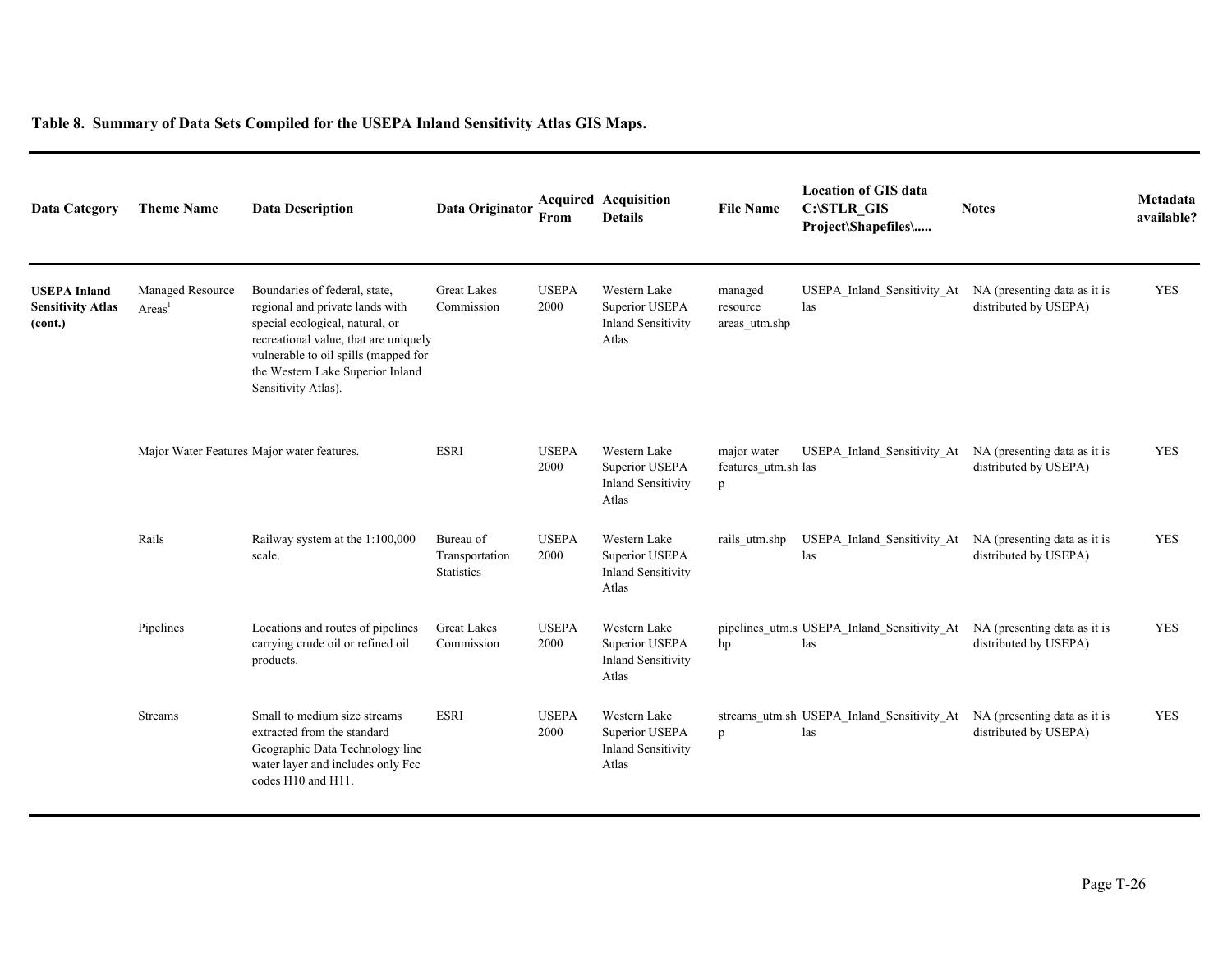**Table 8. Summary of Data Sets Compiled for the USEPA Inland Sensitivity Atlas GIS Maps.**

| Data Category | Theme Name | Data Description | Data Originator | Acquired From | Acquisition Details | File Name | Location of GIS data C:\STLR_GIS Project\Shapefiles\..... | Notes | Metadata available? |
|---|---|---|---|---|---|---|---|---|---|
| **USEPA Inland Sensitivity Atlas (cont.)** | Managed Resource Areas[1] | Boundaries of federal, state, regional and private lands with special ecological, natural, or recreational value, that are uniquely vulnerable to oil spills (mapped for the Western Lake Superior Inland Sensitivity Atlas). | Great Lakes Commission | USEPA 2000 | Western Lake Superior USEPA Inland Sensitivity Atlas | managed resource areas_utm.shp | USEPA_Inland_Sensitivity_Atlas | NA (presenting data as it is distributed by USEPA) | YES |
| | Major Water Features | Major water features. | ESRI | USEPA 2000 | Western Lake Superior USEPA Inland Sensitivity Atlas | major water features_utm.shp | USEPA_Inland_Sensitivity_Atlas | NA (presenting data as it is distributed by USEPA) | YES |
| | Rails | Railway system at the 1:100,000 scale. | Bureau of Transportation Statistics | USEPA 2000 | Western Lake Superior USEPA Inland Sensitivity Atlas | rails_utm.shp | USEPA_Inland_Sensitivity_Atlas | NA (presenting data as it is distributed by USEPA) | YES |
| | Pipelines | Locations and routes of pipelines carrying crude oil or refined oil products. | Great Lakes Commission | USEPA 2000 | Western Lake Superior USEPA Inland Sensitivity Atlas | pipelines_utm.shp | USEPA_Inland_Sensitivity_Atlas | NA (presenting data as it is distributed by USEPA) | YES |
| | Streams | Small to medium size streams extracted from the standard Geographic Data Technology line water layer and includes only Fcc codes H10 and H11. | ESRI | USEPA 2000 | Western Lake Superior USEPA Inland Sensitivity Atlas | streams_utm.shp | USEPA_Inland_Sensitivity_Atlas | NA (presenting data as it is distributed by USEPA) | YES |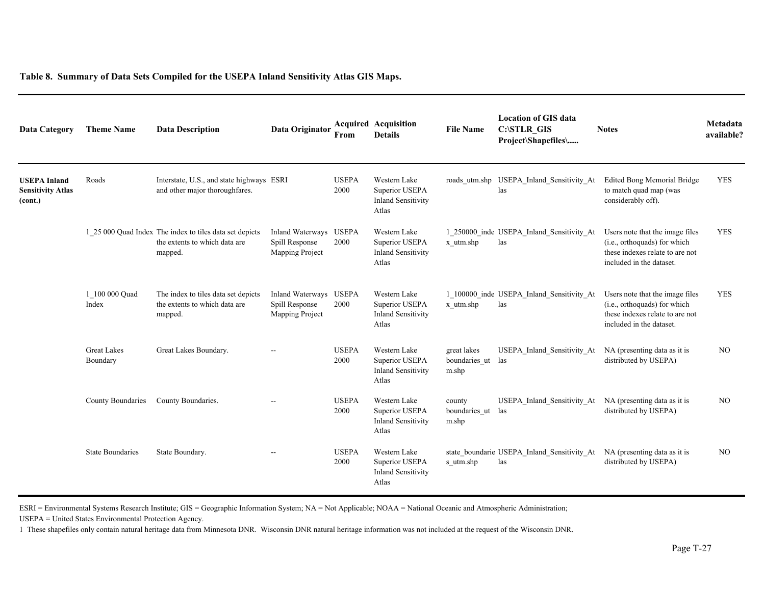**Table 8. Summary of Data Sets Compiled for the USEPA Inland Sensitivity Atlas GIS Maps.**

| Data Category | Theme Name | Data Description | Data Originator | Acquired From | Acquisition Details | File Name | Location of GIS data C:\STLR_GIS Project\Shapefiles\..... | Notes | Metadata available? |
|---|---|---|---|---|---|---|---|---|---|
| **USEPA Inland Sensitivity Atlas (cont.)** | Roads | Interstate, U.S., and state highways and other major thoroughfares. | ESRI | USEPA 2000 | Western Lake Superior USEPA Inland Sensitivity Atlas | roads_utm.shp | USEPA_Inland_Sensitivity_Atlas | Edited Bong Memorial Bridge to match quad map (was considerably off). | YES |
| | 1_25 000 Quad Index | The index to tiles data set depicts the extents to which data are mapped. | Inland Waterways Spill Response Mapping Project | USEPA 2000 | Western Lake Superior USEPA Inland Sensitivity Atlas | 1_250000_index_utm.shp | USEPA_Inland_Sensitivity_Atlas | Users note that the image files (i.e., orthoquads) for which these indexes relate to are not included in the dataset. | YES |
| | 1_100 000 Quad Index | The index to tiles data set depicts the extents to which data are mapped. | Inland Waterways Spill Response Mapping Project | USEPA 2000 | Western Lake Superior USEPA Inland Sensitivity Atlas | 1_100000_index_utm.shp | USEPA_Inland_Sensitivity_Atlas | Users note that the image files (i.e., orthoquads) for which these indexes relate to are not included in the dataset. | YES |
| | Great Lakes Boundary | Great Lakes Boundary. | -- | USEPA 2000 | Western Lake Superior USEPA Inland Sensitivity Atlas | great lakes boundaries_utm.shp | USEPA_Inland_Sensitivity_Atlas | NA (presenting data as it is distributed by USEPA) | NO |
| | County Boundaries | County Boundaries. | -- | USEPA 2000 | Western Lake Superior USEPA Inland Sensitivity Atlas | county boundaries_utm.shp | USEPA_Inland_Sensitivity_Atlas | NA (presenting data as it is distributed by USEPA) | NO |
| | State Boundaries | State Boundary. | -- | USEPA 2000 | Western Lake Superior USEPA Inland Sensitivity Atlas | state_boundaries_utm.shp | USEPA_Inland_Sensitivity_Atlas | NA (presenting data as it is distributed by USEPA) | NO |

ESRI = Environmental Systems Research Institute; GIS = Geographic Information System; NA = Not Applicable; NOAA = National Oceanic and Atmospheric Administration; USEPA = United States Environmental Protection Agency.

1 These shapefiles only contain natural heritage data from Minnesota DNR. Wisconsin DNR natural heritage information was not included at the request of the Wisconsin DNR.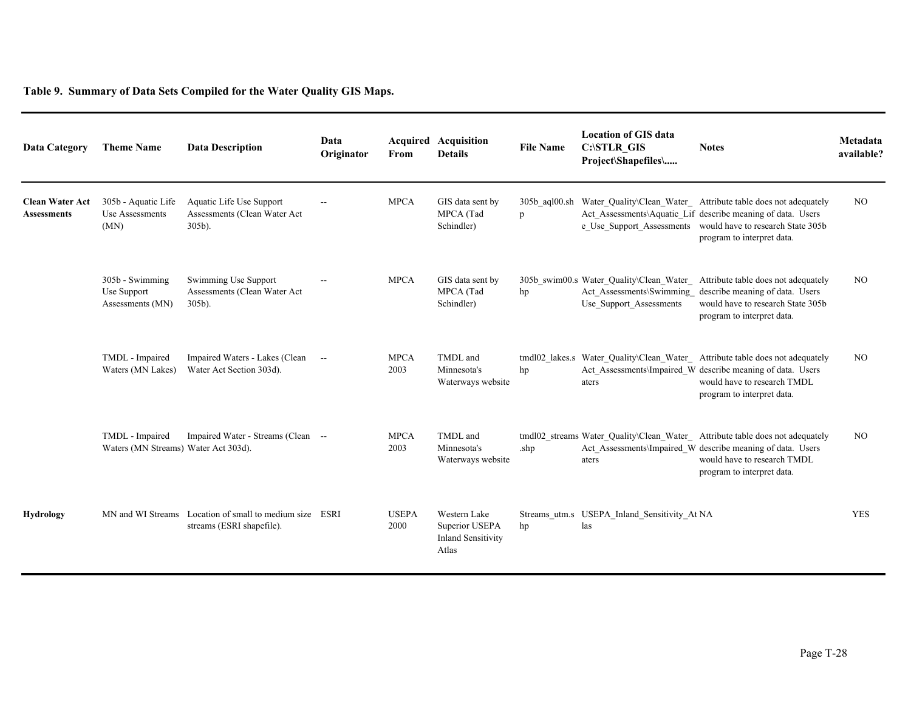**Table 9. Summary of Data Sets Compiled for the Water Quality GIS Maps.**

| Data Category | Theme Name | Data Description | Data Originator | Acquired From | Acquisition Details | File Name | Location of GIS data C:\STLR_GIS Project\Shapefiles\..... | Notes | Metadata available? |
|---|---|---|---|---|---|---|---|---|---|
| **Clean Water Act Assessments** | 305b - Aquatic Life Use Assessments (MN) | Aquatic Life Use Support Assessments (Clean Water Act 305b). | -- | MPCA | GIS data sent by MPCA (Tad Schindler) | 305b_aql00.shp | Water_Quality\Clean_Water_Act_Assessments\Aquatic_Life_Use_Support_Assessments | Attribute table does not adequately describe meaning of data. Users would have to research State 305b program to interpret data. | NO |
| | 305b - Swimming Use Support Assessments (MN) | Swimming Use Support Assessments (Clean Water Act 305b). | -- | MPCA | GIS data sent by MPCA (Tad Schindler) | 305b_swim00.shp | Water_Quality\Clean_Water_Act_Assessments\Swimming_Use_Support_Assessments | Attribute table does not adequately describe meaning of data. Users would have to research State 305b program to interpret data. | NO |
| | TMDL - Impaired Waters (MN Lakes) | Impaired Waters - Lakes (Clean Water Act Section 303d). | -- | MPCA 2003 | TMDL and Minnesota's Waterways website | tmdl02_lakes.shp | Water_Quality\Clean_Water_Act_Assessments\Impaired_Waters | Attribute table does not adequately describe meaning of data. Users would have to research TMDL program to interpret data. | NO |
| | TMDL - Impaired Waters (MN Streams) | Impaired Water - Streams (Clean Water Act 303d). | -- | MPCA 2003 | TMDL and Minnesota's Waterways website | tmdl02_streams.shp | Water_Quality\Clean_Water_Act_Assessments\Impaired_Waters | Attribute table does not adequately describe meaning of data. Users would have to research TMDL program to interpret data. | NO |
| **Hydrology** | MN and WI Streams | Location of small to medium size streams (ESRI shapefile). | ESRI | USEPA 2000 | Western Lake Superior USEPA Inland Sensitivity Atlas | Streams_utm.shp | USEPA_Inland_Sensitivity_Atlas | NA | YES |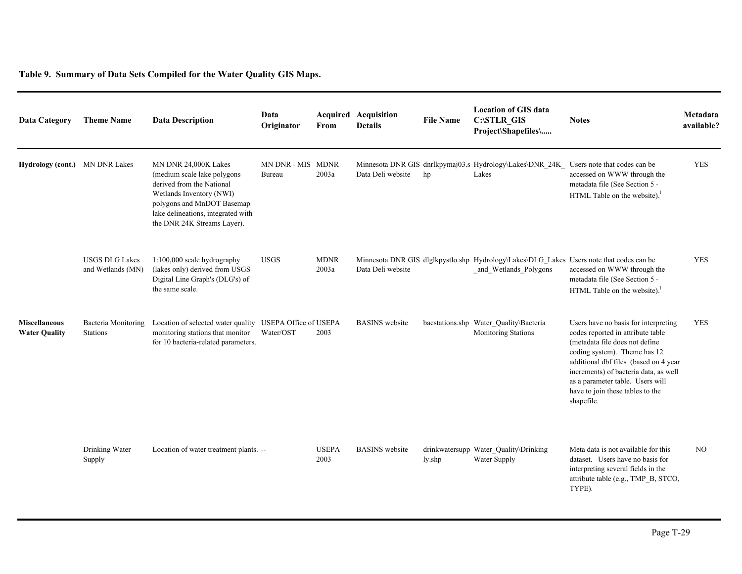**Table 9. Summary of Data Sets Compiled for the Water Quality GIS Maps.**

| Data Category | Theme Name | Data Description | Data Originator | Acquired From | Acquisition Details | File Name | Location of GIS data C:\STLR_GIS Project\Shapefiles\..... | Notes | Metadata available? |
|---|---|---|---|---|---|---|---|---|---|
| **Hydrology (cont.)** | MN DNR Lakes | MN DNR 24,000K Lakes (medium scale lake polygons derived from the National Wetlands Inventory (NWI) polygons and MnDOT Basemap lake delineations, integrated with the DNR 24K Streams Layer). | MN DNR - MIS Bureau | MDNR 2003a | Minnesota DNR GIS Data Deli website | dnrlkpymaj03.shp | Hydrology\Lakes\DNR_24K_Lakes | Users note that codes can be accessed on WWW through the metadata file (See Section 5 - HTML Table on the website).[1] | YES |
| | USGS DLG Lakes and Wetlands (MN) | 1:100,000 scale hydrography (lakes only) derived from USGS Digital Line Graph's (DLG's) of the same scale. | USGS | MDNR 2003a | Minnesota DNR GIS Data Deli website | dlglkpystlo.shp | Hydrology\Lakes\DLG_Lakes_and_Wetlands_Polygons | Users note that codes can be accessed on WWW through the metadata file (See Section 5 - HTML Table on the website).[1] | YES |
| **Miscellaneous Water Quality** | Bacteria Monitoring Stations | Location of selected water quality monitoring stations that monitor for 10 bacteria-related parameters. | USEPA Office of Water/OST | USEPA 2003 | BASINS website | bacstations.shp | Water_Quality\Bacteria Monitoring Stations | Users have no basis for interpreting codes reported in attribute table (metadata file does not define coding system). Theme has 12 additional dbf files (based on 4 year increments) of bacteria data, as well as a parameter table. Users will have to join these tables to the shapefile. | YES |
| | Drinking Water Supply | Location of water treatment plants. | -- | USEPA 2003 | BASINS website | drinkwatersupply.shp | Water_Quality\Drinking Water Supply | Meta data is not available for this dataset. Users have no basis for interpreting several fields in the attribute table (e.g., TMP_B, STCO, TYPE). | NO |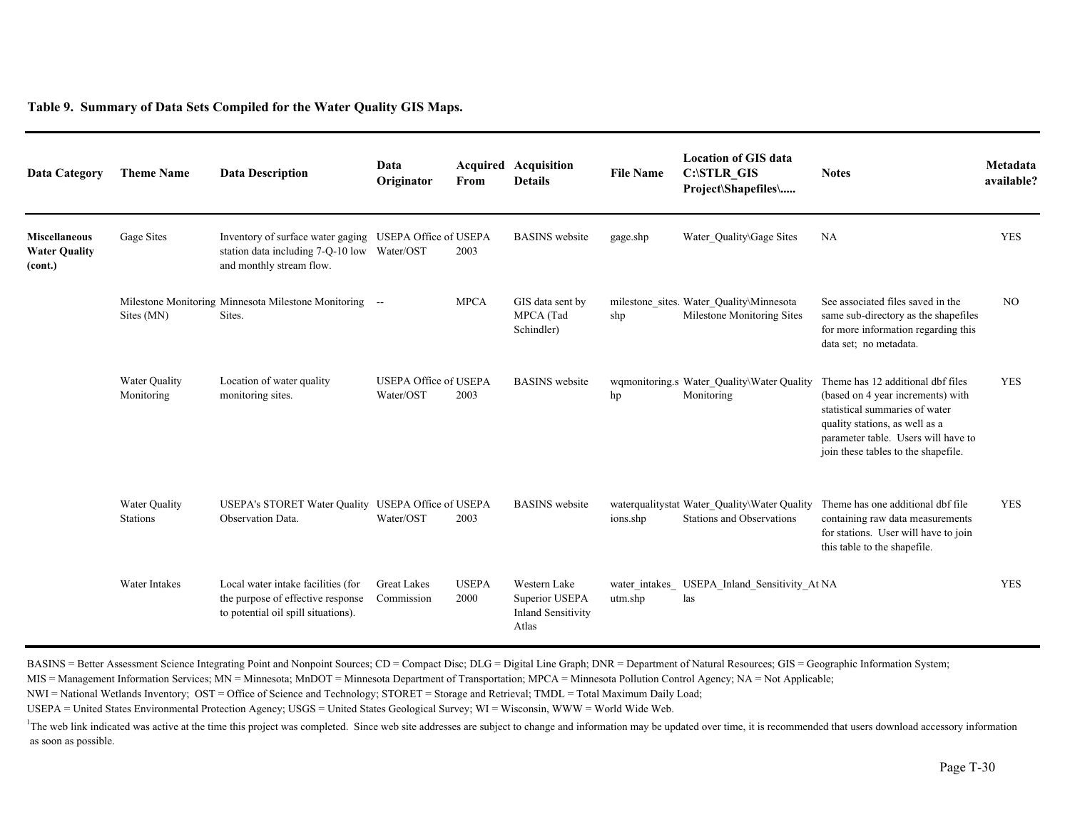**Table 9. Summary of Data Sets Compiled for the Water Quality GIS Maps.**

| Data Category | Theme Name | Data Description | Data Originator | Acquired From | Acquisition Details | File Name | Location of GIS data C:\STLR_GIS Project\Shapefiles\..... | Notes | Metadata available? |
|---|---|---|---|---|---|---|---|---|---|
| **Miscellaneous Water Quality (cont.)** | Gage Sites | Inventory of surface water gaging station data including 7-Q-10 low and monthly stream flow. | USEPA Office of Water/OST | USEPA 2003 | BASINS website | gage.shp | Water_Quality\Gage Sites | NA | YES |
| | Milestone Monitoring Sites (MN) | Minnesota Milestone Monitoring Sites. | -- | MPCA | GIS data sent by MPCA (Tad Schindler) | milestone_sites.shp | Water_Quality\Minnesota Milestone Monitoring Sites | See associated files saved in the same sub-directory as the shapefiles for more information regarding this data set; no metadata. | NO |
| | Water Quality Monitoring | Location of water quality monitoring sites. | USEPA Office of Water/OST | USEPA 2003 | BASINS website | wqmonitoring.shp | Water_Quality\Water Quality Monitoring | Theme has 12 additional dbf files (based on 4 year increments) with statistical summaries of water quality stations, as well as a parameter table. Users will have to join these tables to the shapefile. | YES |
| | Water Quality Stations | USEPA's STORET Water Quality Observation Data. | USEPA Office of Water/OST | USEPA 2003 | BASINS website | waterqualitystations.shp | Water_Quality\Water Quality Stations and Observations | Theme has one additional dbf file containing raw data measurements for stations. User will have to join this table to the shapefile. | YES |
| | Water Intakes | Local water intake facilities (for the purpose of effective response to potential oil spill situations). | Great Lakes Commission | USEPA 2000 | Western Lake Superior USEPA Inland Sensitivity Atlas | water_intakes_utm.shp | USEPA_Inland_Sensitivity_Atlas | NA | YES |

BASINS = Better Assessment Science Integrating Point and Nonpoint Sources; CD = Compact Disc; DLG = Digital Line Graph; DNR = Department of Natural Resources; GIS = Geographic Information System; MIS = Management Information Services; MN = Minnesota; MnDOT = Minnesota Department of Transportation; MPCA = Minnesota Pollution Control Agency; NA = Not Applicable; NWI = National Wetlands Inventory; OST = Office of Science and Technology; STORET = Storage and Retrieval; TMDL = Total Maximum Daily Load; USEPA = United States Environmental Protection Agency; USGS = United States Geological Survey; WI = Wisconsin, WWW = World Wide Web.

[1]The web link indicated was active at the time this project was completed. Since web site addresses are subject to change and information may be updated over time, it is recommended that users download accessory information as soon as possible.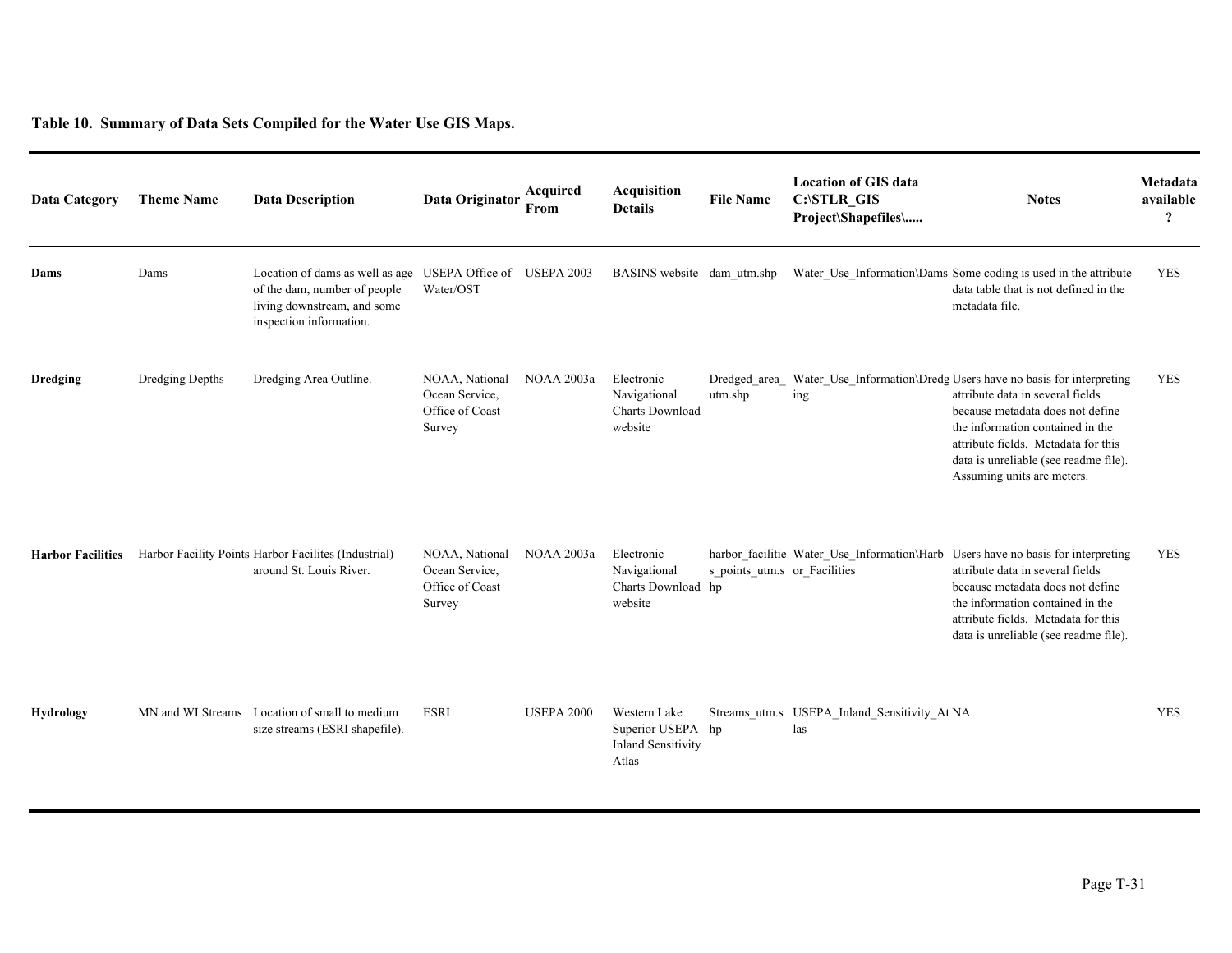**Table 10. Summary of Data Sets Compiled for the Water Use GIS Maps.**

| Data Category | Theme Name | Data Description | Data Originator | Acquired From | Acquisition Details | File Name | Location of GIS data C:\STLR_GIS Project\Shapefiles\..... | Notes | Metadata available ? |
|---|---|---|---|---|---|---|---|---|---|
| **Dams** | Dams | Location of dams as well as age of the dam, number of people living downstream, and some inspection information. | USEPA Office of Water/OST | USEPA 2003 | BASINS website | dam_utm.shp | Water_Use_Information\Dams | Some coding is used in the attribute data table that is not defined in the metadata file. | YES |
| **Dredging** | Dredging Depths | Dredging Area Outline. | NOAA, National Ocean Service, Office of Coast Survey | NOAA 2003a | Electronic Navigational Charts Download website | Dredged_area_utm.shp | Water_Use_Information\Dredging | Users have no basis for interpreting attribute data in several fields because metadata does not define the information contained in the attribute fields. Metadata for this data is unreliable (see readme file). Assuming units are meters. | YES |
| **Harbor Facilities** | Harbor Facility Points | Harbor Facilites (Industrial) around St. Louis River. | NOAA, National Ocean Service, Office of Coast Survey | NOAA 2003a | Electronic Navigational Charts Download website | harbor_facilities_points_utm.shp | Water_Use_Information\Harbor_Facilities | Users have no basis for interpreting attribute data in several fields because metadata does not define the information contained in the attribute fields. Metadata for this data is unreliable (see readme file). | YES |
| **Hydrology** | MN and WI Streams | Location of small to medium size streams (ESRI shapefile). | ESRI | USEPA 2000 | Western Lake Superior USEPA Inland Sensitivity Atlas | Streams_utm.shp | USEPA_Inland_Sensitivity_Atlas | NA | YES |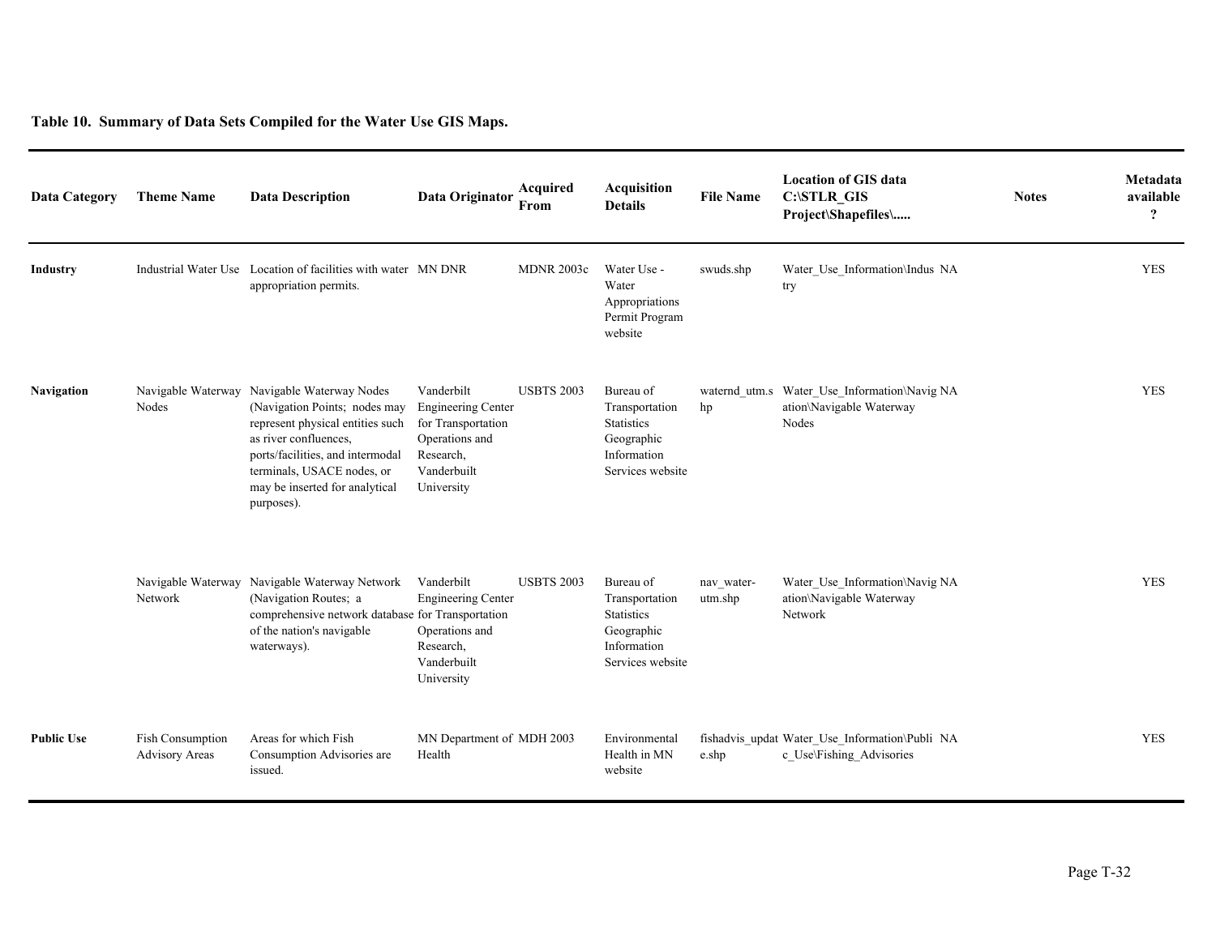**Table 10. Summary of Data Sets Compiled for the Water Use GIS Maps.**

| Data Category | Theme Name | Data Description | Data Originator | Acquired From | Acquisition Details | File Name | Location of GIS data C:\STLR_GIS Project\Shapefiles\..... | Notes | Metadata available ? |
|---|---|---|---|---|---|---|---|---|---|
| **Industry** | Industrial Water Use | Location of facilities with water appropriation permits. | MN DNR | MDNR 2003c | Water Use - Water Appropriations Permit Program website | swuds.shp | Water_Use_Information\Industry | NA | YES |
| **Navigation** | Navigable Waterway Nodes | Navigable Waterway Nodes (Navigation Points; nodes may represent physical entities such as river confluences, ports/facilities, and intermodal terminals, USACE nodes, or may be inserted for analytical purposes). | Vanderbilt Engineering Center for Transportation Operations and Research, Vanderbilt University | USBTS 2003 | Bureau of Transportation Statistics Geographic Information Services website | waternd_utm.shp | Water_Use_Information\Navigation\Navigable Waterway Nodes | NA | YES |
| | Navigable Waterway Network | Navigable Waterway Network (Navigation Routes; a comprehensive network database of the nation's navigable waterways). | Vanderbilt Engineering Center for Transportation Operations and Research, Vanderbilt University | USBTS 2003 | Bureau of Transportation Statistics Geographic Information Services website | nav_water-utm.shp | Water_Use_Information\Navigation\Navigable Waterway Network | NA | YES |
| **Public Use** | Fish Consumption Advisory Areas | Areas for which Fish Consumption Advisories are issued. | MN Department of Health | MDH 2003 | Environmental Health in MN website | fishadvis_update.shp | Water_Use_Information\Public_Use\Fishing_Advisories | NA | YES |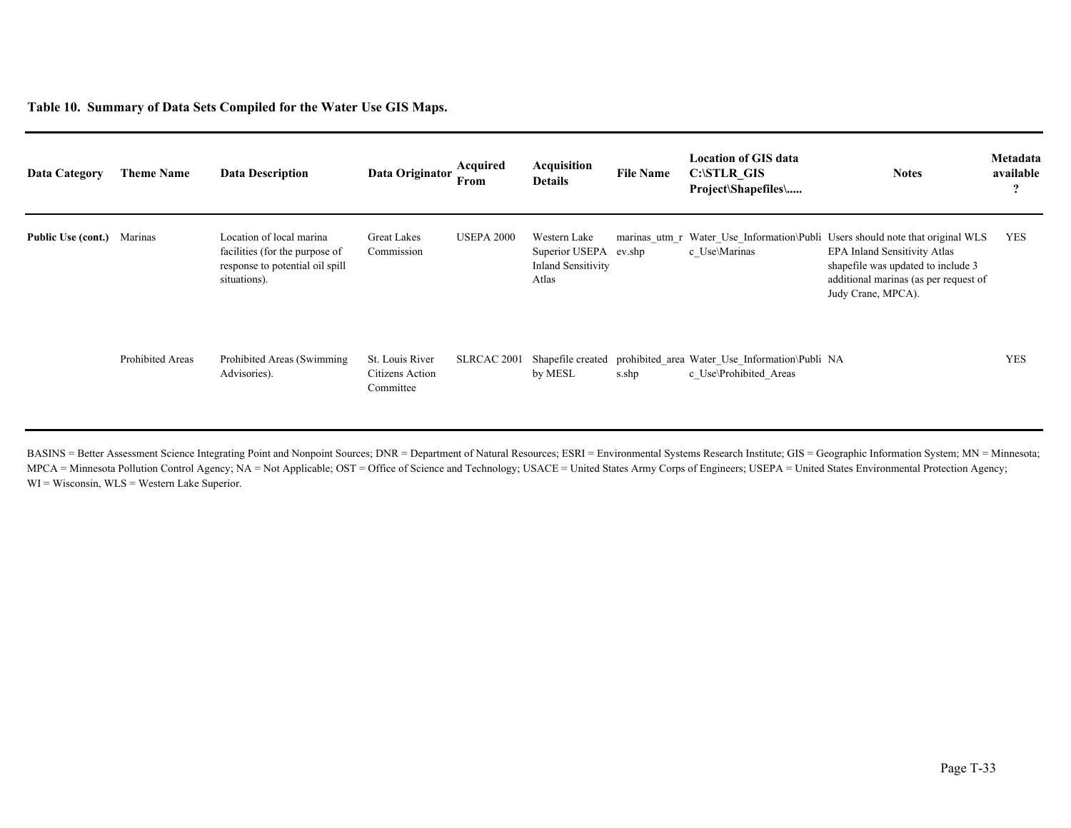**Table 10. Summary of Data Sets Compiled for the Water Use GIS Maps.**

| Data Category | Theme Name | Data Description | Data Originator | Acquired From | Acquisition Details | File Name | Location of GIS data C:\STLR_GIS Project\Shapefiles\..... | Notes | Metadata available ? |
|---|---|---|---|---|---|---|---|---|---|
| **Public Use (cont.)** | Marinas | Location of local marina facilities (for the purpose of response to potential oil spill situations). | Great Lakes Commission | USEPA 2000 | Western Lake Superior USEPA Inland Sensitivity Atlas | marinas_utm_rev.shp | Water_Use_Information\Public_Use\Marinas | Users should note that original WLS EPA Inland Sensitivity Atlas shapefile was updated to include 3 additional marinas (as per request of Judy Crane, MPCA). | YES |
| | Prohibited Areas | Prohibited Areas (Swimming Advisories). | St. Louis River Citizens Action Committee | SLRCAC 2001 | Shapefile created by MESL | prohibited_areas.shp | Water_Use_Information\Public_Use\Prohibited_Areas | NA | YES |

BASINS = Better Assessment Science Integrating Point and Nonpoint Sources; DNR = Department of Natural Resources; ESRI = Environmental Systems Research Institute; GIS = Geographic Information System; MN = Minnesota; MPCA = Minnesota Pollution Control Agency; NA = Not Applicable; OST = Office of Science and Technology; USACE = United States Army Corps of Engineers; USEPA = United States Environmental Protection Agency; WI = Wisconsin, WLS = Western Lake Superior.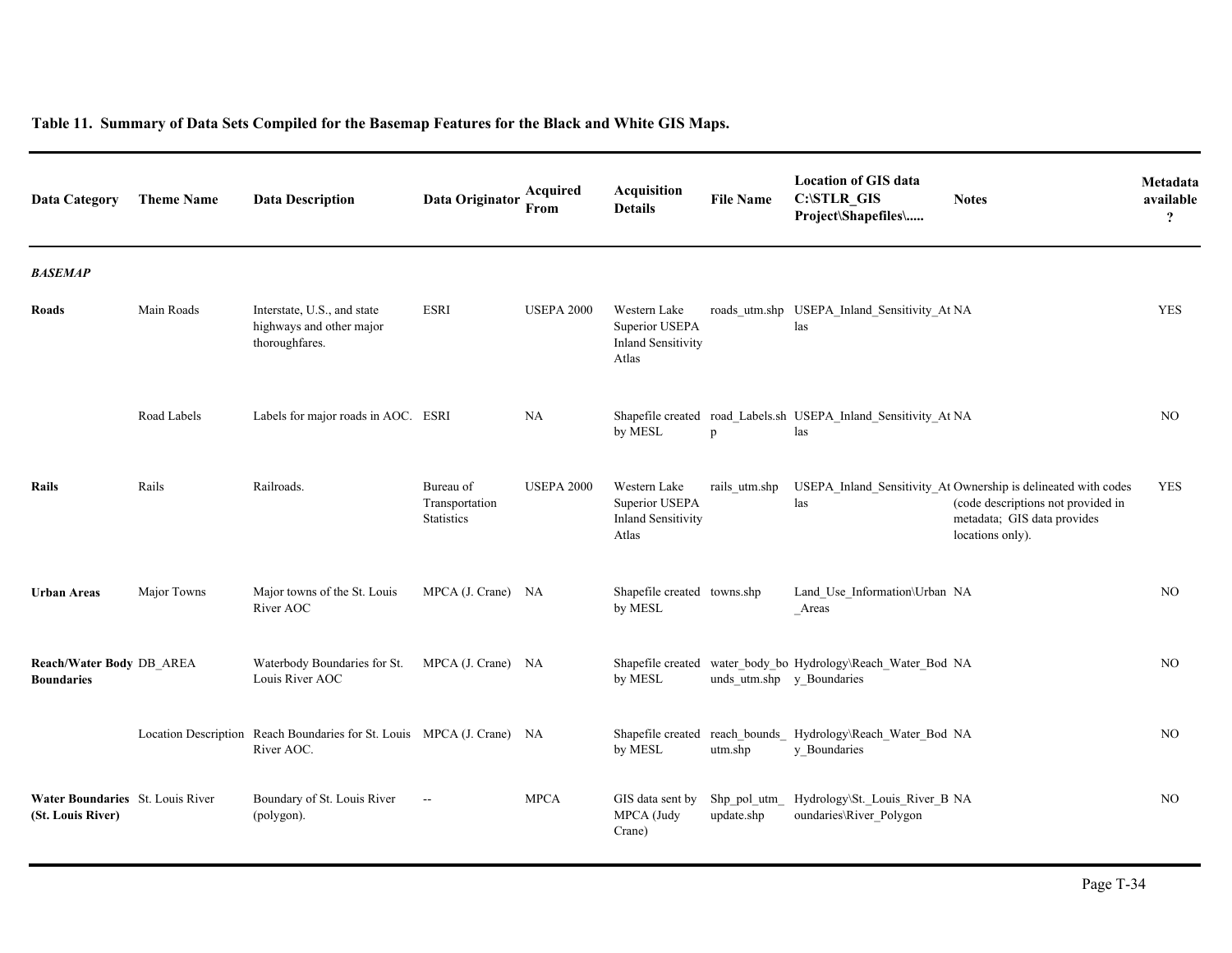**Table 11. Summary of Data Sets Compiled for the Basemap Features for the Black and White GIS Maps.**

| Data Category | Theme Name | Data Description | Data Originator | Acquired From | Acquisition Details | File Name | Location of GIS data C:\STLR_GIS Project\Shapefiles\..... | Notes | Metadata available ? |
|---|---|---|---|---|---|---|---|---|---|
| ***BASEMAP*** | | | | | | | | | |
| **Roads** | Main Roads | Interstate, U.S., and state highways and other major thoroughfares. | ESRI | USEPA 2000 | Western Lake Superior USEPA Inland Sensitivity Atlas | roads_utm.shp | USEPA_Inland_Sensitivity_Atlas | NA | YES |
| | Road Labels | Labels for major roads in AOC. | ESRI | NA | Shapefile created by MESL | road_Labels.shp | USEPA_Inland_Sensitivity_Atlas | NA | NO |
| **Rails** | Rails | Railroads. | Bureau of Transportation Statistics | USEPA 2000 | Western Lake Superior USEPA Inland Sensitivity Atlas | rails_utm.shp | USEPA_Inland_Sensitivity_Atlas | Ownership is delineated with codes (code descriptions not provided in metadata; GIS data provides locations only). | YES |
| **Urban Areas** | Major Towns | Major towns of the St. Louis River AOC | MPCA (J. Crane) | NA | Shapefile created by MESL | towns.shp | Land_Use_Information\Urban_Areas | NA | NO |
| **Reach/Water Body Boundaries** | DB_AREA | Waterbody Boundaries for St. Louis River AOC | MPCA (J. Crane) | NA | Shapefile created by MESL | water_body_bounds_utm.shp | Hydrology\Reach_Water_Body_Boundaries | NA | NO |
| | Location Description | Reach Boundaries for St. Louis River AOC. | MPCA (J. Crane) | NA | Shapefile created by MESL | reach_bounds_utm.shp | Hydrology\Reach_Water_Body_Boundaries | NA | NO |
| **Water Boundaries (St. Louis River)** | St. Louis River | Boundary of St. Louis River (polygon). | -- | MPCA | GIS data sent by MPCA (Judy Crane) | Shp_pol_utm_update.shp | Hydrology\St._Louis_River_Boundaries\River_Polygon | NA | NO |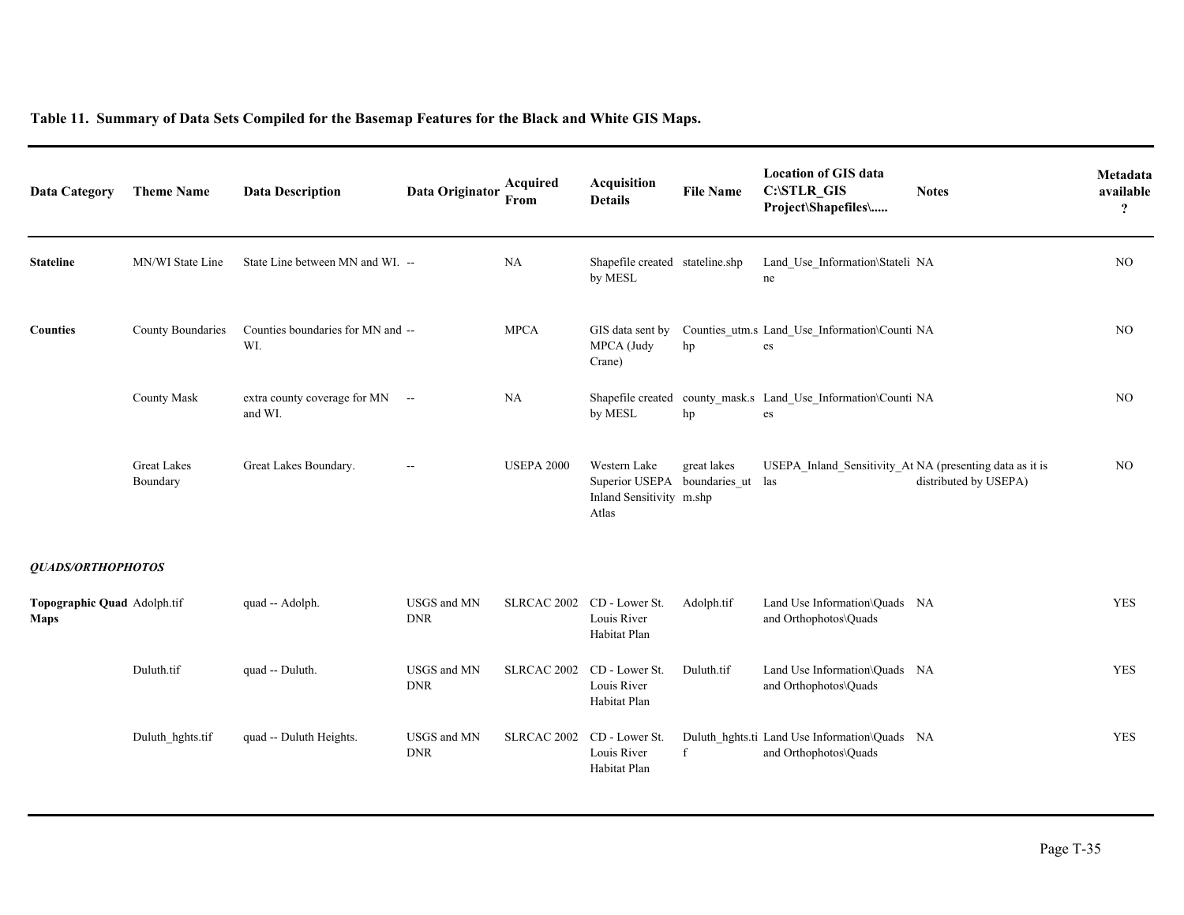**Table 11. Summary of Data Sets Compiled for the Basemap Features for the Black and White GIS Maps.**

| Data Category | Theme Name | Data Description | Data Originator | Acquired From | Acquisition Details | File Name | Location of GIS data C:\STLR_GIS Project\Shapefiles\..... | Notes | Metadata available ? |
|---|---|---|---|---|---|---|---|---|---|
| **Stateline** | MN/WI State Line | State Line between MN and WI. | -- | NA | Shapefile created by MESL | stateline.shp | Land_Use_Information\Stateline | NA | NO |
| **Counties** | County Boundaries | Counties boundaries for MN and WI. | -- | MPCA | GIS data sent by MPCA (Judy Crane) | Counties_utm.shp | Land_Use_Information\Counties | NA | NO |
| | County Mask | extra county coverage for MN and WI. | -- | NA | Shapefile created by MESL | county_mask.shp | Land_Use_Information\Counties | NA | NO |
| | Great Lakes Boundary | Great Lakes Boundary. | -- | USEPA 2000 | Western Lake Superior USEPA Inland Sensitivity Atlas | great lakes boundaries_utm.shp | USEPA_Inland_Sensitivity_Atlas | NA (presenting data as it is distributed by USEPA) | NO |
| ***QUADS/ORTHOPHOTOS*** | | | | | | | | | |
| **Topographic Quad Maps** | Adolph.tif | quad -- Adolph. | USGS and MN DNR | SLRCAC 2002 | CD - Lower St. Louis River Habitat Plan | Adolph.tif | Land Use Information\Quads and Orthophotos\Quads | NA | YES |
| | Duluth.tif | quad -- Duluth. | USGS and MN DNR | SLRCAC 2002 | CD - Lower St. Louis River Habitat Plan | Duluth.tif | Land Use Information\Quads and Orthophotos\Quads | NA | YES |
| | Duluth_hghts.tif | quad -- Duluth Heights. | USGS and MN DNR | SLRCAC 2002 | CD - Lower St. Louis River Habitat Plan | Duluth_hghts.tif | Land Use Information\Quads and Orthophotos\Quads | NA | YES |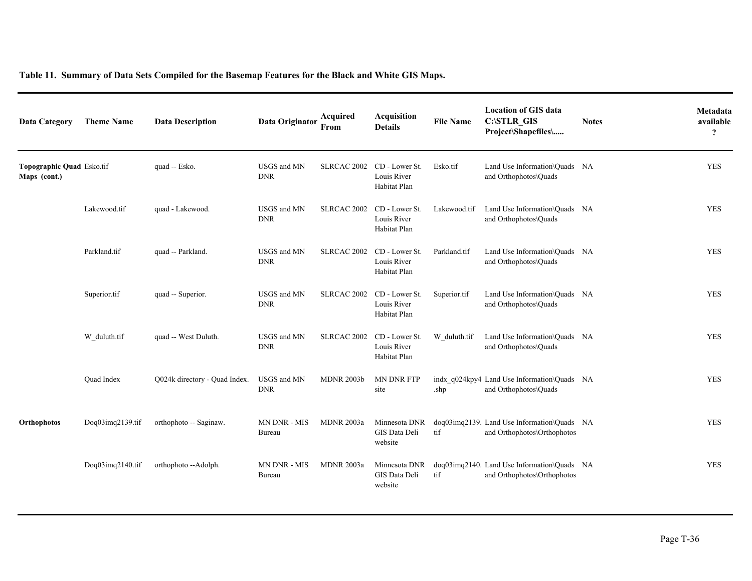**Table 11. Summary of Data Sets Compiled for the Basemap Features for the Black and White GIS Maps.**

| Data Category | Theme Name | Data Description | Data Originator | Acquired From | Acquisition Details | File Name | Location of GIS data C:\STLR_GIS Project\Shapefiles\..... | Notes | Metadata available ? |
|---|---|---|---|---|---|---|---|---|---|
| **Topographic Quad Maps (cont.)** | Esko.tif | quad -- Esko. | USGS and MN DNR | SLRCAC 2002 | CD - Lower St. Louis River Habitat Plan | Esko.tif | Land Use Information\Quads and Orthophotos\Quads | NA | YES |
| | Lakewood.tif | quad - Lakewood. | USGS and MN DNR | SLRCAC 2002 | CD - Lower St. Louis River Habitat Plan | Lakewood.tif | Land Use Information\Quads and Orthophotos\Quads | NA | YES |
| | Parkland.tif | quad -- Parkland. | USGS and MN DNR | SLRCAC 2002 | CD - Lower St. Louis River Habitat Plan | Parkland.tif | Land Use Information\Quads and Orthophotos\Quads | NA | YES |
| | Superior.tif | quad -- Superior. | USGS and MN DNR | SLRCAC 2002 | CD - Lower St. Louis River Habitat Plan | Superior.tif | Land Use Information\Quads and Orthophotos\Quads | NA | YES |
| | W_duluth.tif | quad -- West Duluth. | USGS and MN DNR | SLRCAC 2002 | CD - Lower St. Louis River Habitat Plan | W_duluth.tif | Land Use Information\Quads and Orthophotos\Quads | NA | YES |
| | Quad Index | Q024k directory - Quad Index. | USGS and MN DNR | MDNR 2003b | MN DNR FTP site | indx_q024kpy4.shp | Land Use Information\Quads and Orthophotos\Quads | NA | YES |
| **Orthophotos** | Doq03imq2139.tif | orthophoto -- Saginaw. | MN DNR - MIS Bureau | MDNR 2003a | Minnesota DNR GIS Data Deli website | doq03imq2139.tif | Land Use Information\Quads and Orthophotos\Orthophotos | NA | YES |
| | Doq03imq2140.tif | orthophoto --Adolph. | MN DNR - MIS Bureau | MDNR 2003a | Minnesota DNR GIS Data Deli website | doq03imq2140.tif | Land Use Information\Quads and Orthophotos\Orthophotos | NA | YES |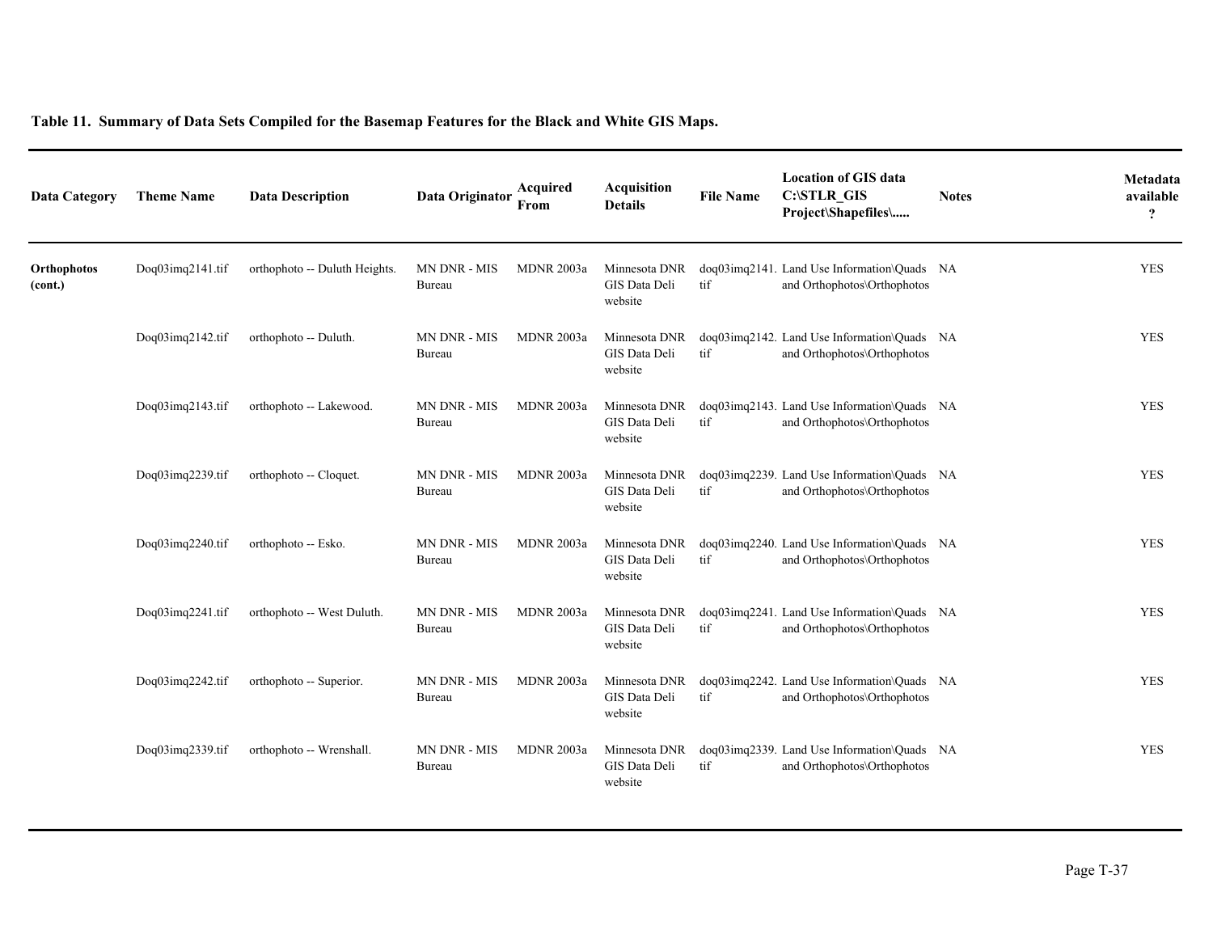**Table 11. Summary of Data Sets Compiled for the Basemap Features for the Black and White GIS Maps.**

| Data Category | Theme Name | Data Description | Data Originator | Acquired From | Acquisition Details | File Name | Location of GIS data C:\STLR_GIS Project\Shapefiles\..... | Notes | Metadata available ? |
|---|---|---|---|---|---|---|---|---|---|
| **Orthophotos (cont.)** | Doq03imq2141.tif | orthophoto -- Duluth Heights. | MN DNR - MIS Bureau | MDNR 2003a | Minnesota DNR GIS Data Deli website | doq03imq2141.tif | Land Use Information\Quads and Orthophotos\Orthophotos | NA | YES |
| | Doq03imq2142.tif | orthophoto -- Duluth. | MN DNR - MIS Bureau | MDNR 2003a | Minnesota DNR GIS Data Deli website | doq03imq2142.tif | Land Use Information\Quads and Orthophotos\Orthophotos | NA | YES |
| | Doq03imq2143.tif | orthophoto -- Lakewood. | MN DNR - MIS Bureau | MDNR 2003a | Minnesota DNR GIS Data Deli website | doq03imq2143.tif | Land Use Information\Quads and Orthophotos\Orthophotos | NA | YES |
| | Doq03imq2239.tif | orthophoto -- Cloquet. | MN DNR - MIS Bureau | MDNR 2003a | Minnesota DNR GIS Data Deli website | doq03imq2239.tif | Land Use Information\Quads and Orthophotos\Orthophotos | NA | YES |
| | Doq03imq2240.tif | orthophoto -- Esko. | MN DNR - MIS Bureau | MDNR 2003a | Minnesota DNR GIS Data Deli website | doq03imq2240.tif | Land Use Information\Quads and Orthophotos\Orthophotos | NA | YES |
| | Doq03imq2241.tif | orthophoto -- West Duluth. | MN DNR - MIS Bureau | MDNR 2003a | Minnesota DNR GIS Data Deli website | doq03imq2241.tif | Land Use Information\Quads and Orthophotos\Orthophotos | NA | YES |
| | Doq03imq2242.tif | orthophoto -- Superior. | MN DNR - MIS Bureau | MDNR 2003a | Minnesota DNR GIS Data Deli website | doq03imq2242.tif | Land Use Information\Quads and Orthophotos\Orthophotos | NA | YES |
| | Doq03imq2339.tif | orthophoto -- Wrenshall. | MN DNR - MIS Bureau | MDNR 2003a | Minnesota DNR GIS Data Deli website | doq03imq2339.tif | Land Use Information\Quads and Orthophotos\Orthophotos | NA | YES |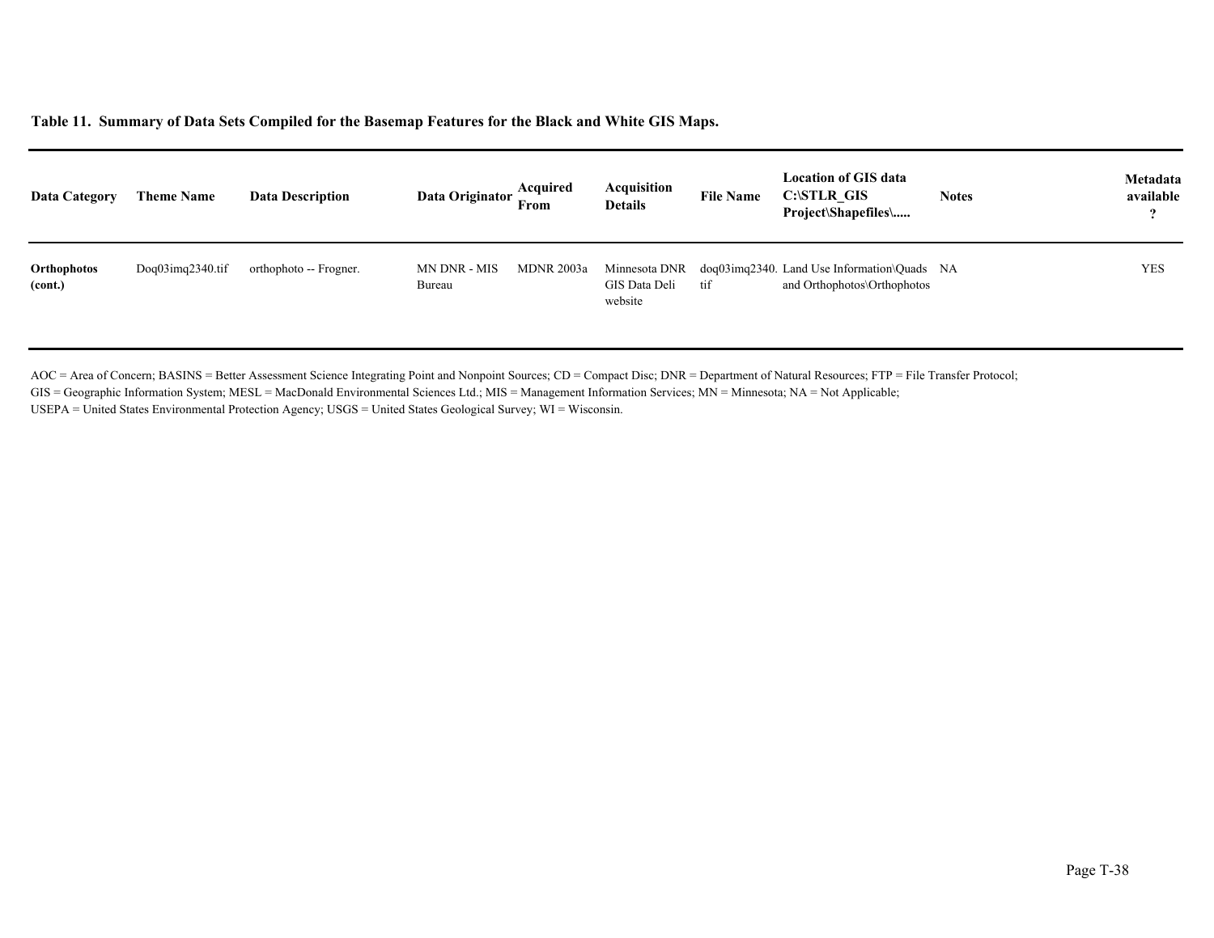**Table 11. Summary of Data Sets Compiled for the Basemap Features for the Black and White GIS Maps.**

| Data Category | Theme Name | Data Description | Data Originator | Acquired From | Acquisition Details | File Name | Location of GIS data C:\STLR_GIS Project\Shapefiles\..... | Notes | Metadata available ? |
|---|---|---|---|---|---|---|---|---|---|
| **Orthophotos (cont.)** | Doq03imq2340.tif | orthophoto -- Frogner. | MN DNR - MIS Bureau | MDNR 2003a | Minnesota DNR GIS Data Deli website | doq03imq2340.tif | Land Use Information\Quads and Orthophotos\Orthophotos | NA | YES |

AOC = Area of Concern; BASINS = Better Assessment Science Integrating Point and Nonpoint Sources; CD = Compact Disc; DNR = Department of Natural Resources; FTP = File Transfer Protocol; GIS = Geographic Information System; MESL = MacDonald Environmental Sciences Ltd.; MIS = Management Information Services; MN = Minnesota; NA = Not Applicable; USEPA = United States Environmental Protection Agency; USGS = United States Geological Survey; WI = Wisconsin.